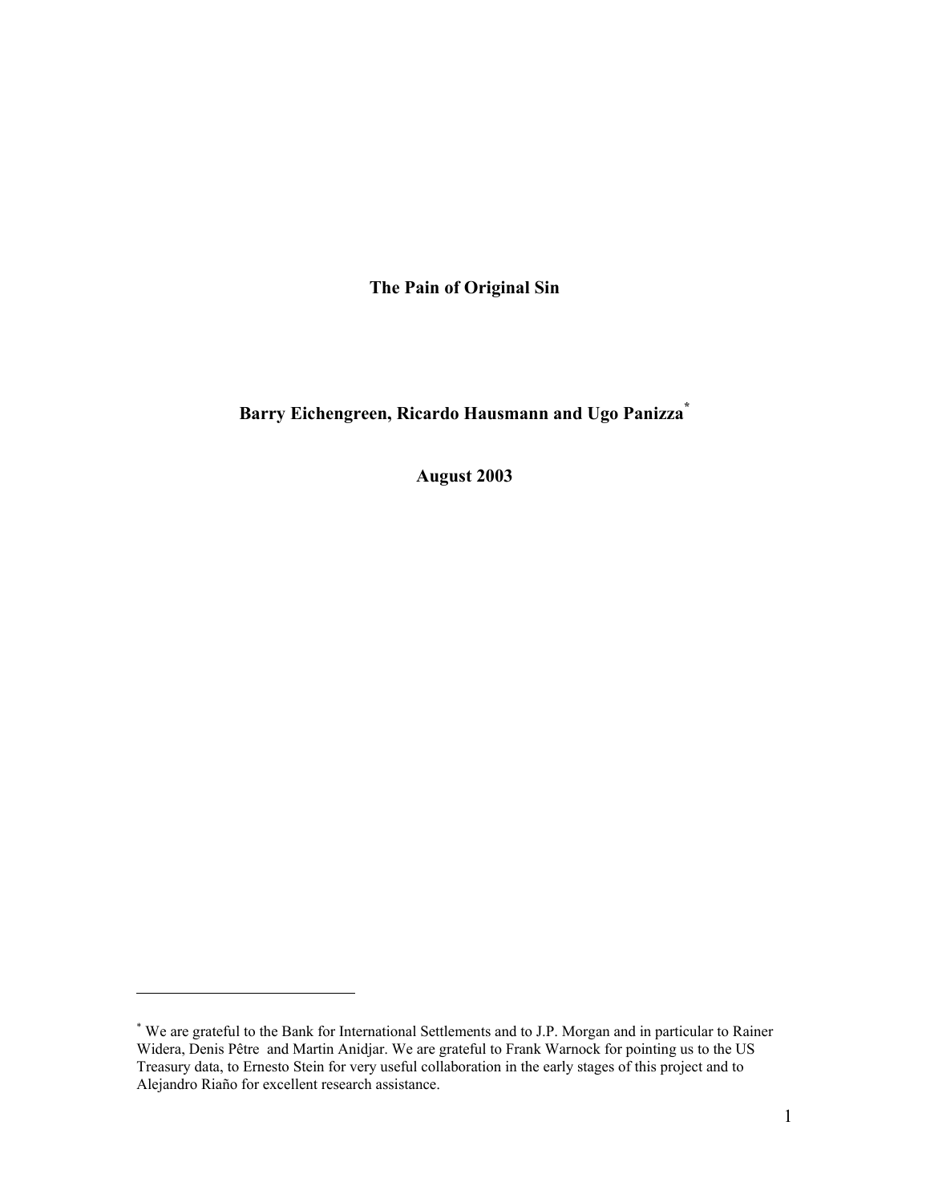# The Pain of Original Sin

**Barry Eichengreen, Ricardo Hausmann and Ugo Panizza***

**August 2003**

---

\* We are grateful to the Bank for International Settlements and to J.P. Morgan and in particular to Rainer Widera, Denis Pêtre and Martin Anidjar. We are grateful to Frank Warnock for pointing us to the US Treasury data, to Ernesto Stein for very useful collaboration in the early stages of this project and to Alejandro Riaño for excellent research assistance.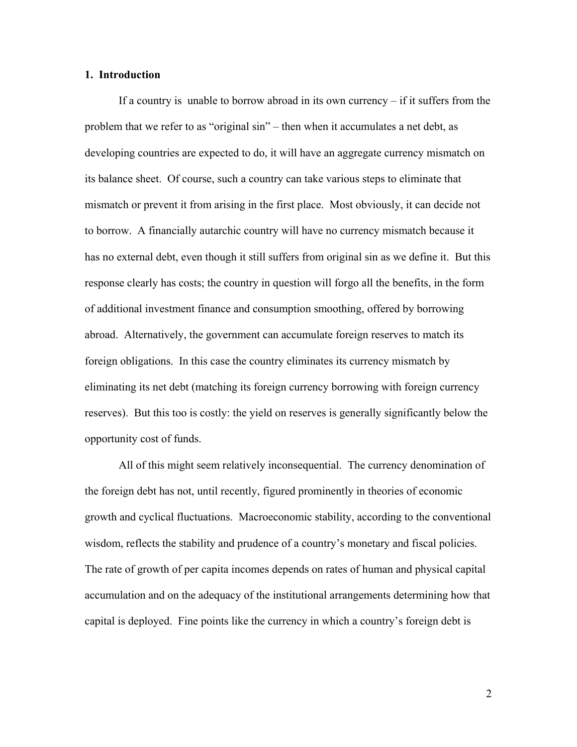## 1. Introduction

If a country is unable to borrow abroad in its own currency – if it suffers from the problem that we refer to as "original sin" – then when it accumulates a net debt, as developing countries are expected to do, it will have an aggregate currency mismatch on its balance sheet. Of course, such a country can take various steps to eliminate that mismatch or prevent it from arising in the first place. Most obviously, it can decide not to borrow. A financially autarchic country will have no currency mismatch because it has no external debt, even though it still suffers from original sin as we define it. But this response clearly has costs; the country in question will forgo all the benefits, in the form of additional investment finance and consumption smoothing, offered by borrowing abroad. Alternatively, the government can accumulate foreign reserves to match its foreign obligations. In this case the country eliminates its currency mismatch by eliminating its net debt (matching its foreign currency borrowing with foreign currency reserves). But this too is costly: the yield on reserves is generally significantly below the opportunity cost of funds.

All of this might seem relatively inconsequential. The currency denomination of the foreign debt has not, until recently, figured prominently in theories of economic growth and cyclical fluctuations. Macroeconomic stability, according to the conventional wisdom, reflects the stability and prudence of a country's monetary and fiscal policies. The rate of growth of per capita incomes depends on rates of human and physical capital accumulation and on the adequacy of the institutional arrangements determining how that capital is deployed. Fine points like the currency in which a country's foreign debt is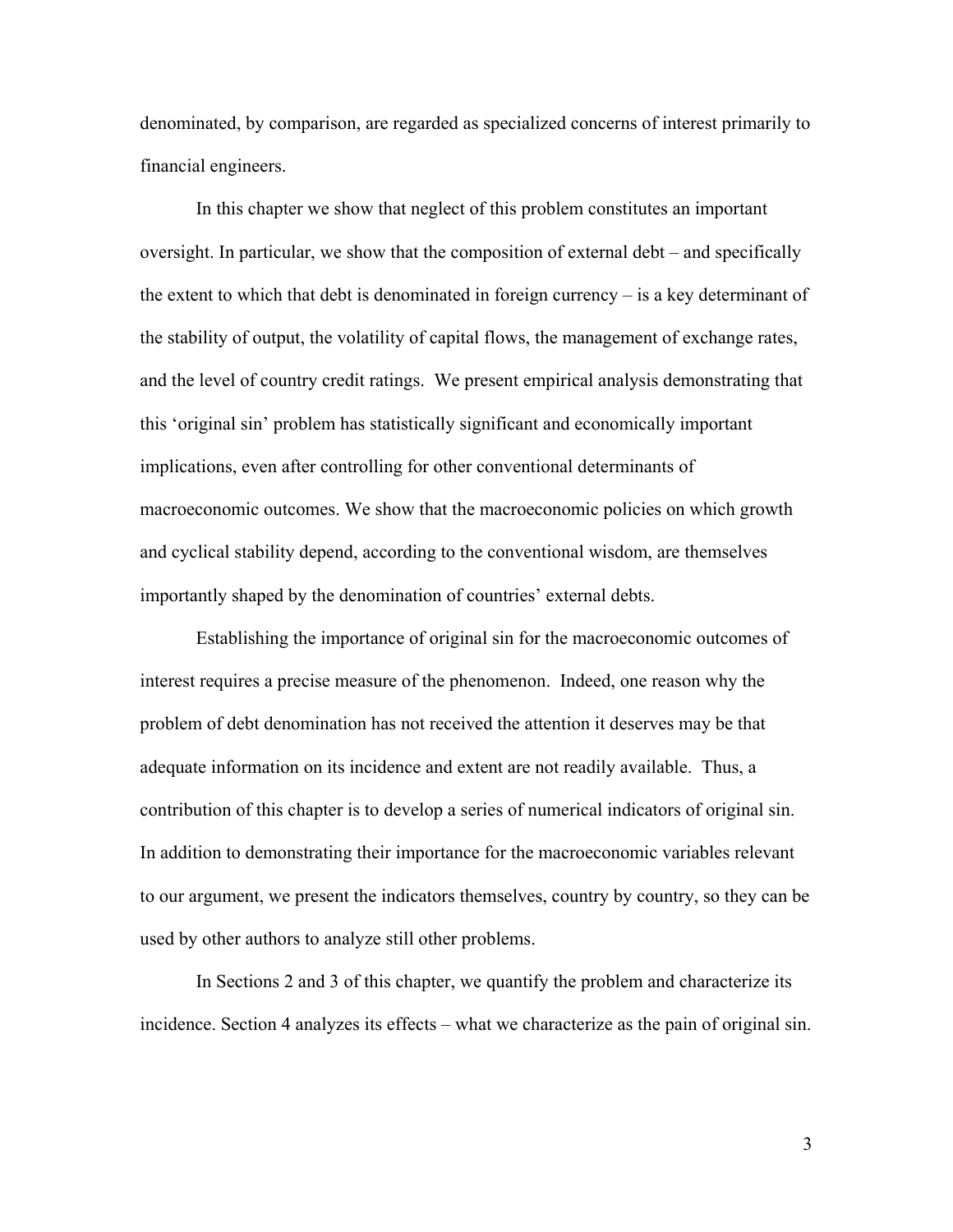denominated, by comparison, are regarded as specialized concerns of interest primarily to financial engineers.

In this chapter we show that neglect of this problem constitutes an important oversight. In particular, we show that the composition of external debt – and specifically the extent to which that debt is denominated in foreign currency – is a key determinant of the stability of output, the volatility of capital flows, the management of exchange rates, and the level of country credit ratings. We present empirical analysis demonstrating that this 'original sin' problem has statistically significant and economically important implications, even after controlling for other conventional determinants of macroeconomic outcomes. We show that the macroeconomic policies on which growth and cyclical stability depend, according to the conventional wisdom, are themselves importantly shaped by the denomination of countries' external debts.

Establishing the importance of original sin for the macroeconomic outcomes of interest requires a precise measure of the phenomenon. Indeed, one reason why the problem of debt denomination has not received the attention it deserves may be that adequate information on its incidence and extent are not readily available. Thus, a contribution of this chapter is to develop a series of numerical indicators of original sin. In addition to demonstrating their importance for the macroeconomic variables relevant to our argument, we present the indicators themselves, country by country, so they can be used by other authors to analyze still other problems.

In Sections 2 and 3 of this chapter, we quantify the problem and characterize its incidence. Section 4 analyzes its effects – what we characterize as the pain of original sin.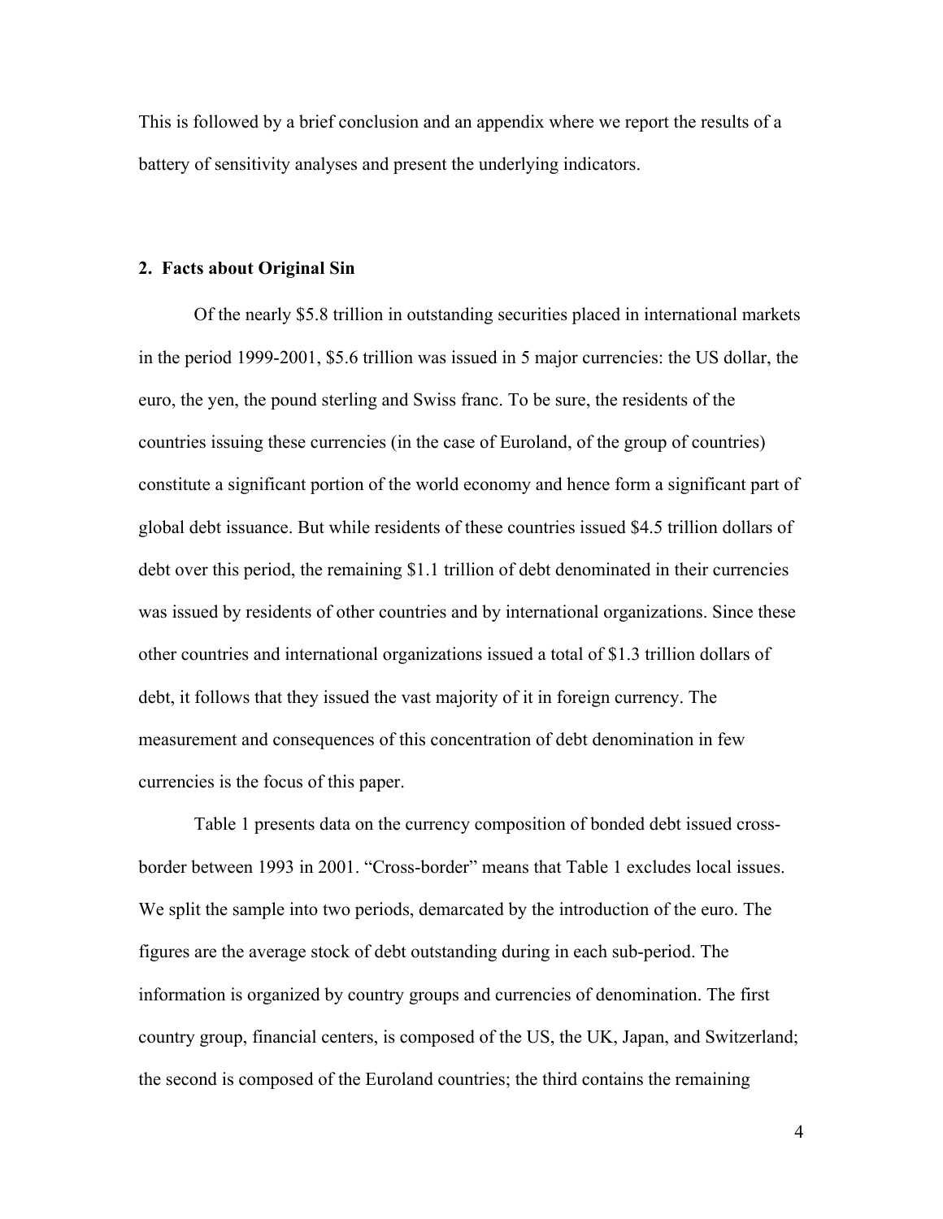This is followed by a brief conclusion and an appendix where we report the results of a battery of sensitivity analyses and present the underlying indicators.

## 2. Facts about Original Sin

Of the nearly \$5.8 trillion in outstanding securities placed in international markets in the period 1999-2001, \$5.6 trillion was issued in 5 major currencies: the US dollar, the euro, the yen, the pound sterling and Swiss franc. To be sure, the residents of the countries issuing these currencies (in the case of Euroland, of the group of countries) constitute a significant portion of the world economy and hence form a significant part of global debt issuance. But while residents of these countries issued \$4.5 trillion dollars of debt over this period, the remaining \$1.1 trillion of debt denominated in their currencies was issued by residents of other countries and by international organizations. Since these other countries and international organizations issued a total of \$1.3 trillion dollars of debt, it follows that they issued the vast majority of it in foreign currency. The measurement and consequences of this concentration of debt denomination in few currencies is the focus of this paper.

Table 1 presents data on the currency composition of bonded debt issued cross-border between 1993 in 2001. "Cross-border" means that Table 1 excludes local issues. We split the sample into two periods, demarcated by the introduction of the euro. The figures are the average stock of debt outstanding during in each sub-period. The information is organized by country groups and currencies of denomination. The first country group, financial centers, is composed of the US, the UK, Japan, and Switzerland; the second is composed of the Euroland countries; the third contains the remaining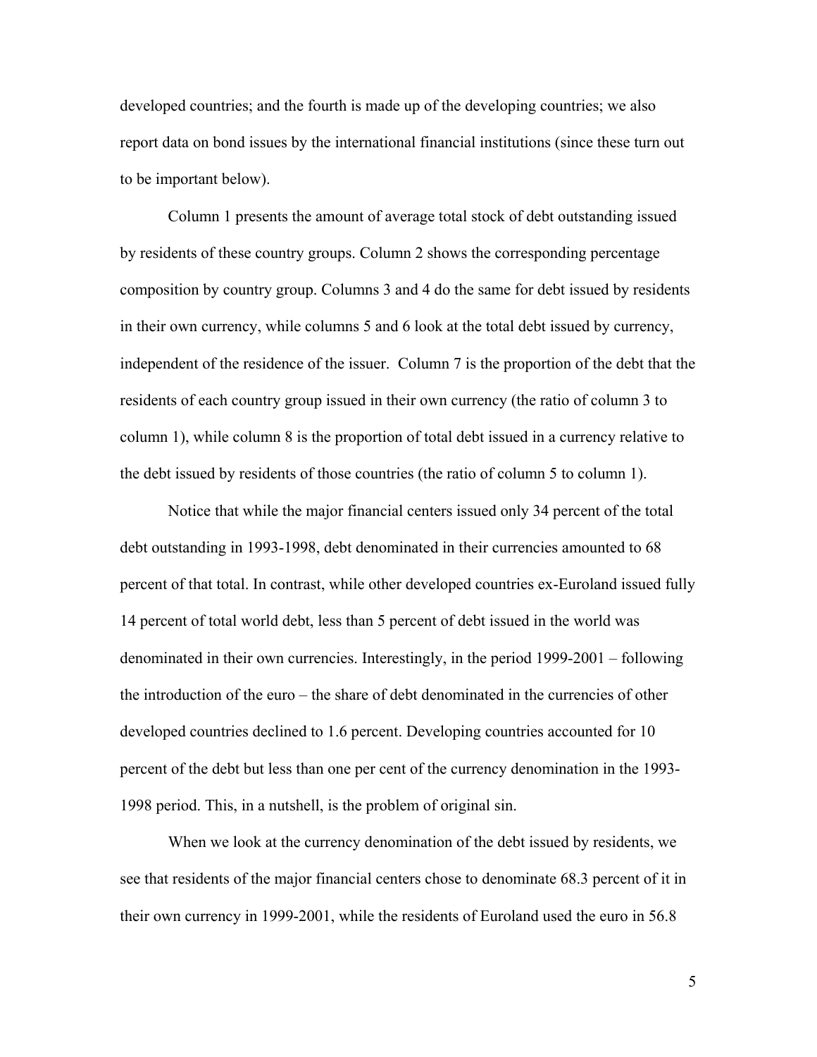developed countries; and the fourth is made up of the developing countries; we also report data on bond issues by the international financial institutions (since these turn out to be important below).

Column 1 presents the amount of average total stock of debt outstanding issued by residents of these country groups. Column 2 shows the corresponding percentage composition by country group. Columns 3 and 4 do the same for debt issued by residents in their own currency, while columns 5 and 6 look at the total debt issued by currency, independent of the residence of the issuer. Column 7 is the proportion of the debt that the residents of each country group issued in their own currency (the ratio of column 3 to column 1), while column 8 is the proportion of total debt issued in a currency relative to the debt issued by residents of those countries (the ratio of column 5 to column 1).

Notice that while the major financial centers issued only 34 percent of the total debt outstanding in 1993-1998, debt denominated in their currencies amounted to 68 percent of that total. In contrast, while other developed countries ex-Euroland issued fully 14 percent of total world debt, less than 5 percent of debt issued in the world was denominated in their own currencies. Interestingly, in the period 1999-2001 – following the introduction of the euro – the share of debt denominated in the currencies of other developed countries declined to 1.6 percent. Developing countries accounted for 10 percent of the debt but less than one per cent of the currency denomination in the 1993-1998 period. This, in a nutshell, is the problem of original sin.

When we look at the currency denomination of the debt issued by residents, we see that residents of the major financial centers chose to denominate 68.3 percent of it in their own currency in 1999-2001, while the residents of Euroland used the euro in 56.8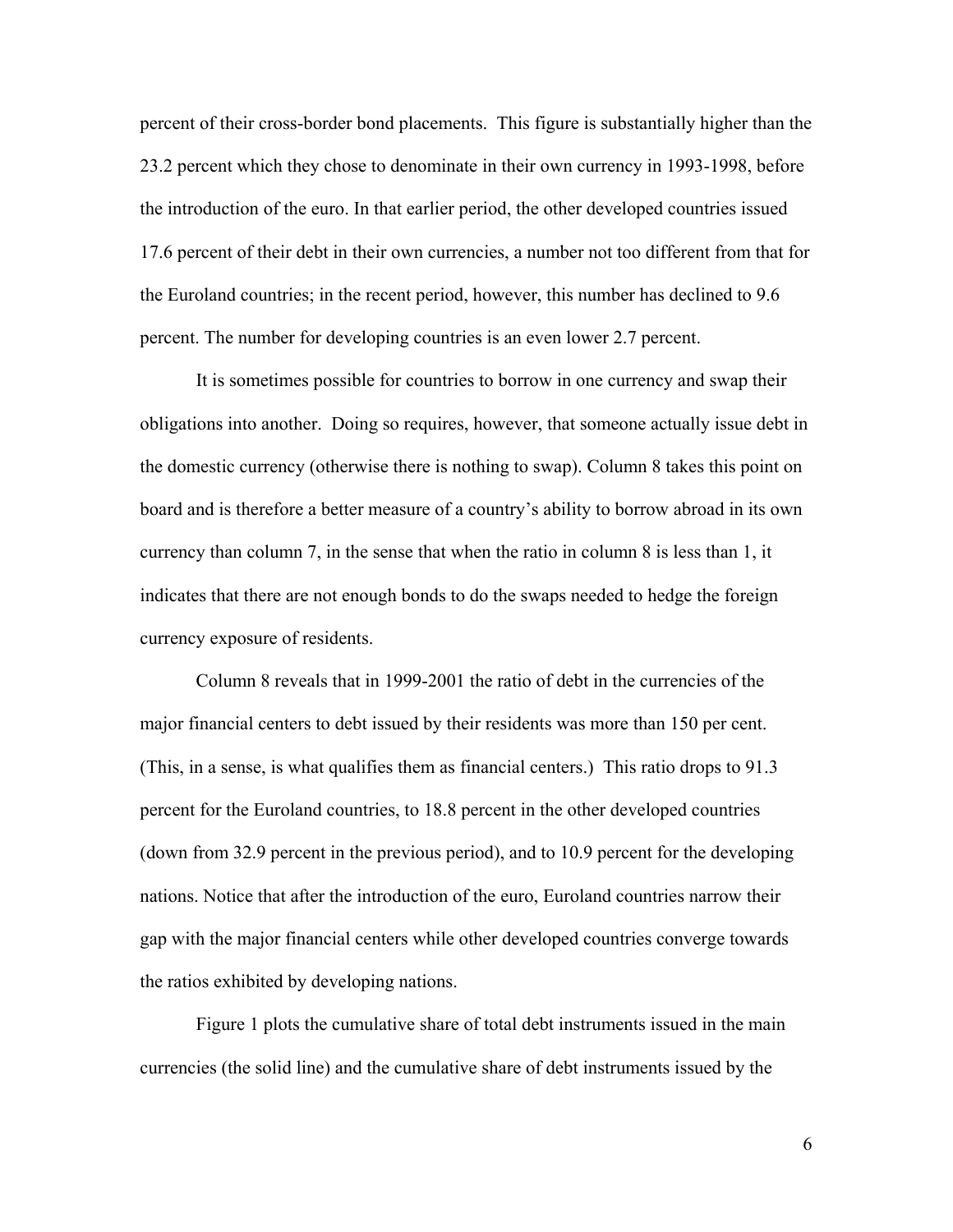percent of their cross-border bond placements. This figure is substantially higher than the 23.2 percent which they chose to denominate in their own currency in 1993-1998, before the introduction of the euro. In that earlier period, the other developed countries issued 17.6 percent of their debt in their own currencies, a number not too different from that for the Euroland countries; in the recent period, however, this number has declined to 9.6 percent. The number for developing countries is an even lower 2.7 percent.

It is sometimes possible for countries to borrow in one currency and swap their obligations into another. Doing so requires, however, that someone actually issue debt in the domestic currency (otherwise there is nothing to swap). Column 8 takes this point on board and is therefore a better measure of a country's ability to borrow abroad in its own currency than column 7, in the sense that when the ratio in column 8 is less than 1, it indicates that there are not enough bonds to do the swaps needed to hedge the foreign currency exposure of residents.

Column 8 reveals that in 1999-2001 the ratio of debt in the currencies of the major financial centers to debt issued by their residents was more than 150 per cent. (This, in a sense, is what qualifies them as financial centers.) This ratio drops to 91.3 percent for the Euroland countries, to 18.8 percent in the other developed countries (down from 32.9 percent in the previous period), and to 10.9 percent for the developing nations. Notice that after the introduction of the euro, Euroland countries narrow their gap with the major financial centers while other developed countries converge towards the ratios exhibited by developing nations.

Figure 1 plots the cumulative share of total debt instruments issued in the main currencies (the solid line) and the cumulative share of debt instruments issued by the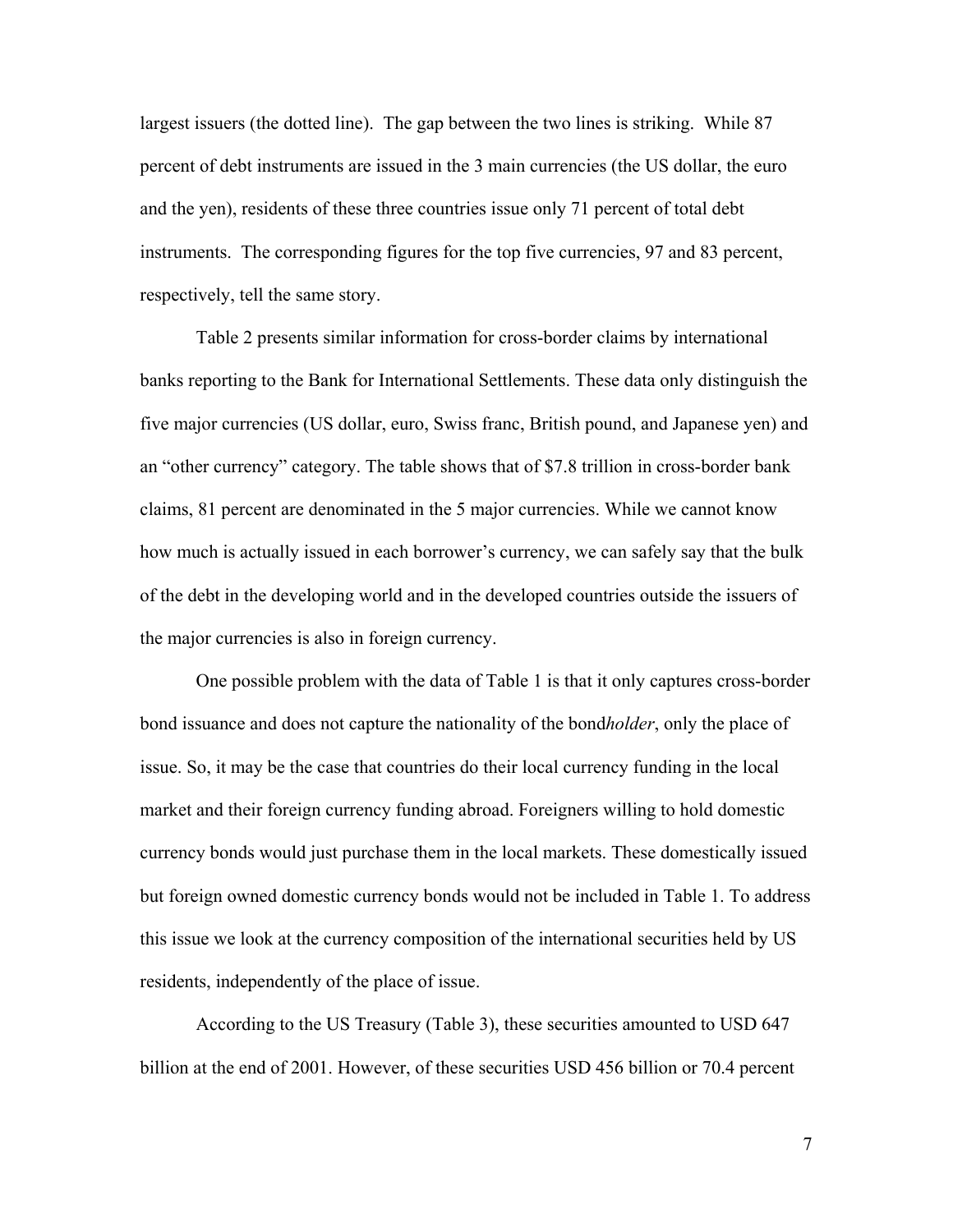largest issuers (the dotted line). The gap between the two lines is striking. While 87 percent of debt instruments are issued in the 3 main currencies (the US dollar, the euro and the yen), residents of these three countries issue only 71 percent of total debt instruments. The corresponding figures for the top five currencies, 97 and 83 percent, respectively, tell the same story.

Table 2 presents similar information for cross-border claims by international banks reporting to the Bank for International Settlements. These data only distinguish the five major currencies (US dollar, euro, Swiss franc, British pound, and Japanese yen) and an "other currency" category. The table shows that of $7.8 trillion in cross-border bank claims, 81 percent are denominated in the 5 major currencies. While we cannot know how much is actually issued in each borrower's currency, we can safely say that the bulk of the debt in the developing world and in the developed countries outside the issuers of the major currencies is also in foreign currency.

One possible problem with the data of Table 1 is that it only captures cross-border bond issuance and does not capture the nationality of the bond*holder*, only the place of issue. So, it may be the case that countries do their local currency funding in the local market and their foreign currency funding abroad. Foreigners willing to hold domestic currency bonds would just purchase them in the local markets. These domestically issued but foreign owned domestic currency bonds would not be included in Table 1. To address this issue we look at the currency composition of the international securities held by US residents, independently of the place of issue.

According to the US Treasury (Table 3), these securities amounted to USD 647 billion at the end of 2001. However, of these securities USD 456 billion or 70.4 percent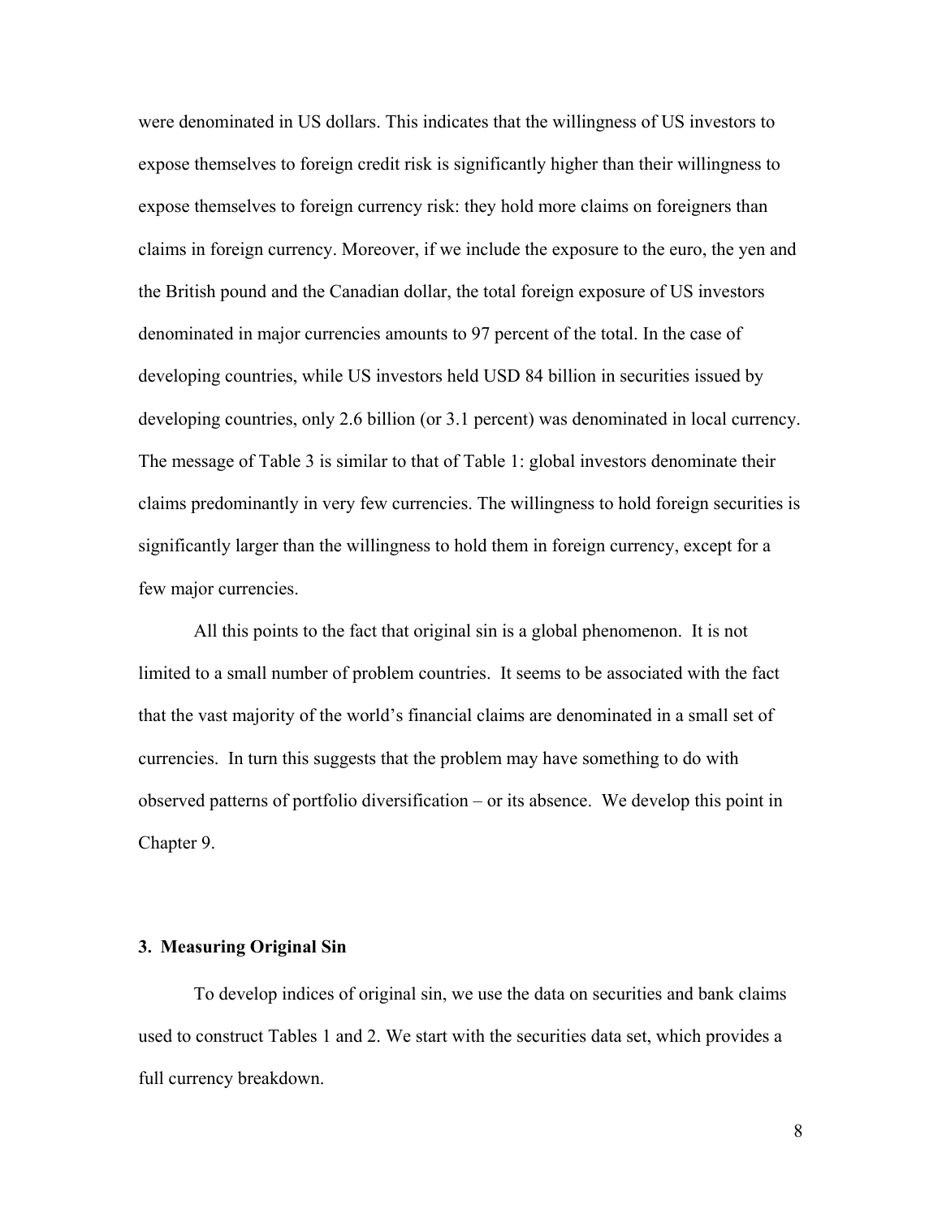were denominated in US dollars. This indicates that the willingness of US investors to expose themselves to foreign credit risk is significantly higher than their willingness to expose themselves to foreign currency risk: they hold more claims on foreigners than claims in foreign currency. Moreover, if we include the exposure to the euro, the yen and the British pound and the Canadian dollar, the total foreign exposure of US investors denominated in major currencies amounts to 97 percent of the total. In the case of developing countries, while US investors held USD 84 billion in securities issued by developing countries, only 2.6 billion (or 3.1 percent) was denominated in local currency. The message of Table 3 is similar to that of Table 1: global investors denominate their claims predominantly in very few currencies. The willingness to hold foreign securities is significantly larger than the willingness to hold them in foreign currency, except for a few major currencies.

All this points to the fact that original sin is a global phenomenon. It is not limited to a small number of problem countries. It seems to be associated with the fact that the vast majority of the world's financial claims are denominated in a small set of currencies. In turn this suggests that the problem may have something to do with observed patterns of portfolio diversification – or its absence. We develop this point in Chapter 9.

### 3. Measuring Original Sin

To develop indices of original sin, we use the data on securities and bank claims used to construct Tables 1 and 2. We start with the securities data set, which provides a full currency breakdown.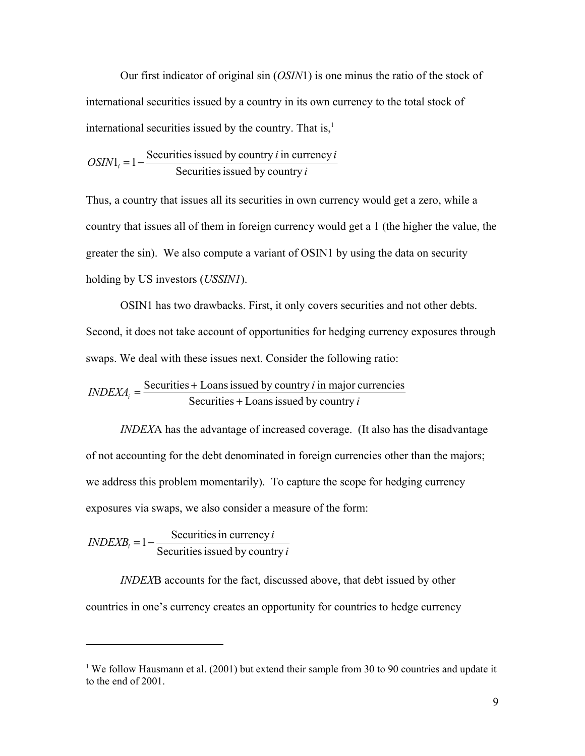Our first indicator of original sin (*OSIN*1) is one minus the ratio of the stock of international securities issued by a country in its own currency to the total stock of international securities issued by the country. That is,[1]

$$OSIN1_i = 1 - \frac{\text{Securities issued by country } i \text{ in currency } i}{\text{Securities issued by country } i}$$

Thus, a country that issues all its securities in own currency would get a zero, while a country that issues all of them in foreign currency would get a 1 (the higher the value, the greater the sin). We also compute a variant of OSIN1 by using the data on security holding by US investors (*USSIN1*).

OSIN1 has two drawbacks. First, it only covers securities and not other debts. Second, it does not take account of opportunities for hedging currency exposures through swaps. We deal with these issues next. Consider the following ratio:

$$INDEXA_i = \frac{\text{Securities + Loans issued by country } i \text{ in major currencies}}{\text{Securities + Loans issued by country } i}$$

*INDEX*A has the advantage of increased coverage. (It also has the disadvantage of not accounting for the debt denominated in foreign currencies other than the majors; we address this problem momentarily). To capture the scope for hedging currency exposures via swaps, we also consider a measure of the form:

$$INDEXB_i = 1 - \frac{\text{Securities in currency } i}{\text{Securities issued by country } i}$$

*INDEX*B accounts for the fact, discussed above, that debt issued by other countries in one's currency creates an opportunity for countries to hedge currency

---

[1] We follow Hausmann et al. (2001) but extend their sample from 30 to 90 countries and update it to the end of 2001.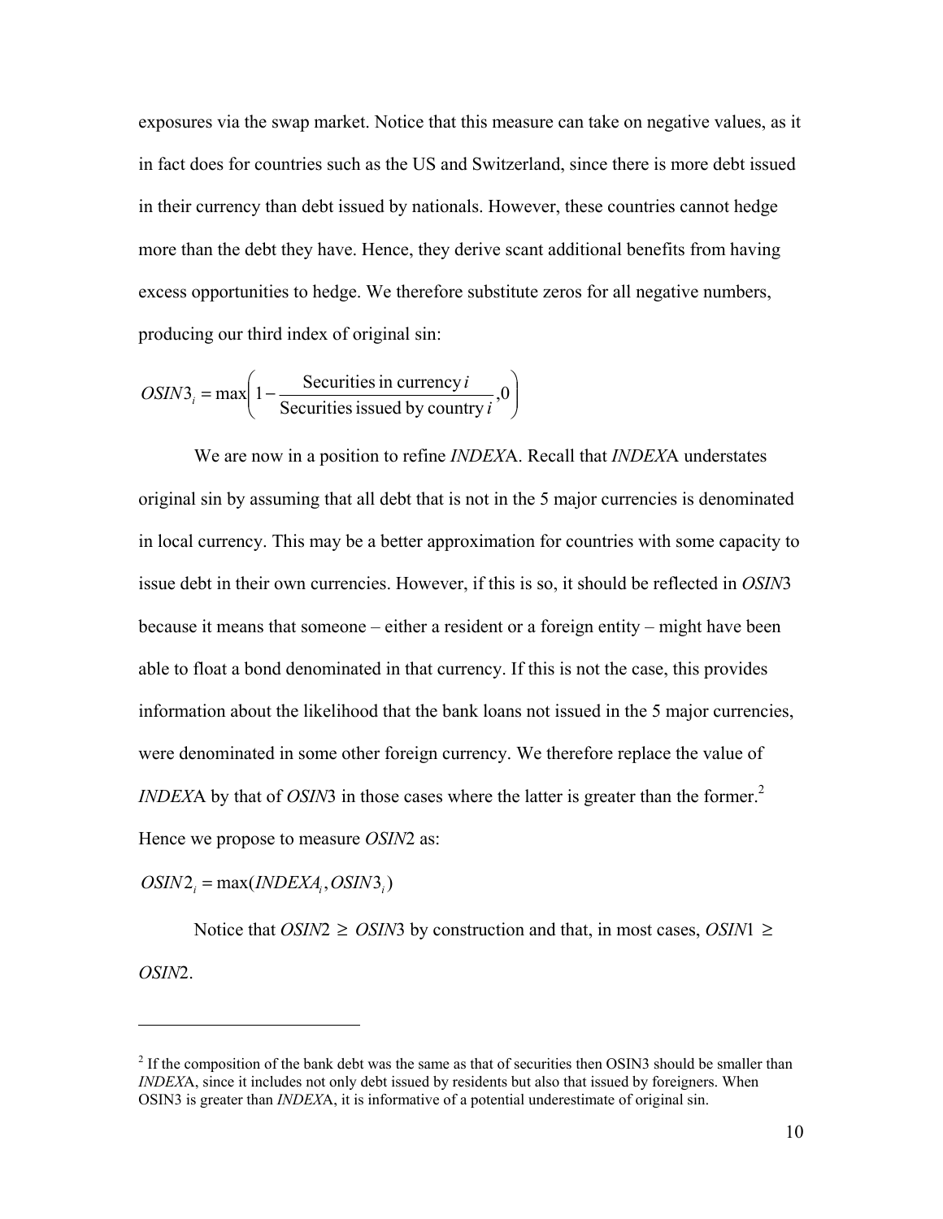exposures via the swap market. Notice that this measure can take on negative values, as it in fact does for countries such as the US and Switzerland, since there is more debt issued in their currency than debt issued by nationals. However, these countries cannot hedge more than the debt they have. Hence, they derive scant additional benefits from having excess opportunities to hedge. We therefore substitute zeros for all negative numbers, producing our third index of original sin:

$$OSIN3_i = \max\left(1 - \frac{\text{Securities in currency } i}{\text{Securities issued by country } i}, 0\right)$$

We are now in a position to refine *INDEX*A. Recall that *INDEX*A understates original sin by assuming that all debt that is not in the 5 major currencies is denominated in local currency. This may be a better approximation for countries with some capacity to issue debt in their own currencies. However, if this is so, it should be reflected in *OSIN*3 because it means that someone – either a resident or a foreign entity – might have been able to float a bond denominated in that currency. If this is not the case, this provides information about the likelihood that the bank loans not issued in the 5 major currencies, were denominated in some other foreign currency. We therefore replace the value of *INDEX*A by that of *OSIN*3 in those cases where the latter is greater than the former.[2] Hence we propose to measure *OSIN*2 as:

$$OSIN2_i = \max(INDEXA_i, OSIN3_i)$$

Notice that *OSIN*2 $\geq$ *OSIN*3 by construction and that, in most cases, *OSIN*1 $\geq$ *OSIN*2.

---

[2] If the composition of the bank debt was the same as that of securities then OSIN3 should be smaller than *INDEX*A, since it includes not only debt issued by residents but also that issued by foreigners. When OSIN3 is greater than *INDEX*A, it is informative of a potential underestimate of original sin.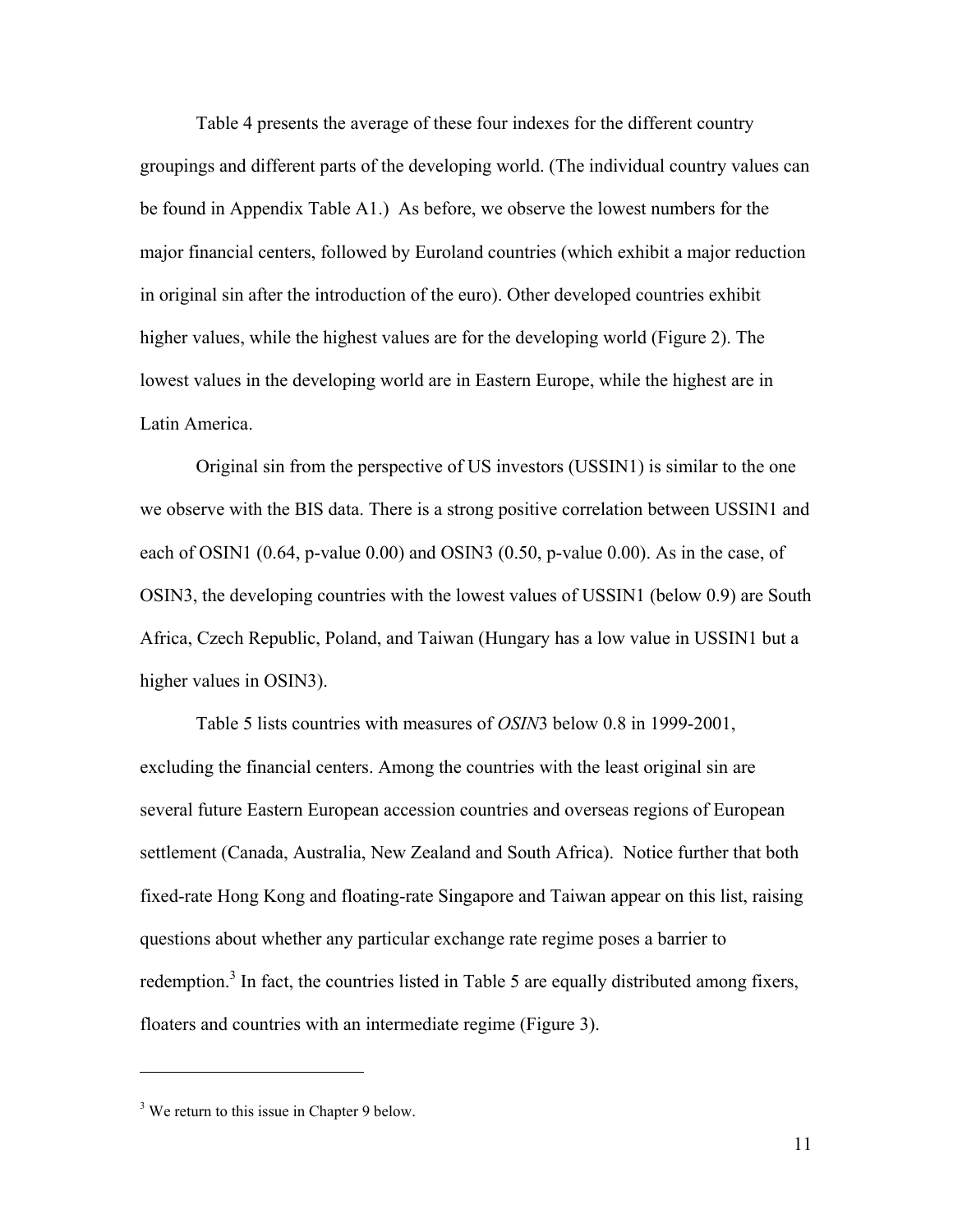Table 4 presents the average of these four indexes for the different country groupings and different parts of the developing world. (The individual country values can be found in Appendix Table A1.) As before, we observe the lowest numbers for the major financial centers, followed by Euroland countries (which exhibit a major reduction in original sin after the introduction of the euro). Other developed countries exhibit higher values, while the highest values are for the developing world (Figure 2). The lowest values in the developing world are in Eastern Europe, while the highest are in Latin America.

Original sin from the perspective of US investors (USSIN1) is similar to the one we observe with the BIS data. There is a strong positive correlation between USSIN1 and each of OSIN1 (0.64, p-value 0.00) and OSIN3 (0.50, p-value 0.00). As in the case, of OSIN3, the developing countries with the lowest values of USSIN1 (below 0.9) are South Africa, Czech Republic, Poland, and Taiwan (Hungary has a low value in USSIN1 but a higher values in OSIN3).

Table 5 lists countries with measures of *OSIN*3 below 0.8 in 1999-2001, excluding the financial centers. Among the countries with the least original sin are several future Eastern European accession countries and overseas regions of European settlement (Canada, Australia, New Zealand and South Africa). Notice further that both fixed-rate Hong Kong and floating-rate Singapore and Taiwan appear on this list, raising questions about whether any particular exchange rate regime poses a barrier to redemption.[3] In fact, the countries listed in Table 5 are equally distributed among fixers, floaters and countries with an intermediate regime (Figure 3).

---

[3] We return to this issue in Chapter 9 below.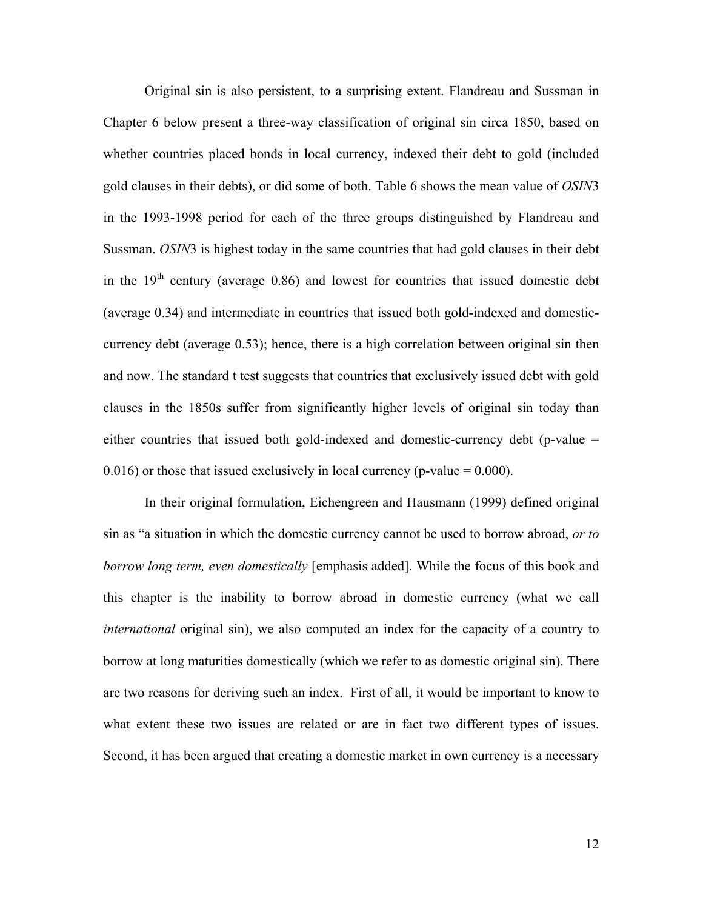Original sin is also persistent, to a surprising extent. Flandreau and Sussman in Chapter 6 below present a three-way classification of original sin circa 1850, based on whether countries placed bonds in local currency, indexed their debt to gold (included gold clauses in their debts), or did some of both. Table 6 shows the mean value of *OSIN*3 in the 1993-1998 period for each of the three groups distinguished by Flandreau and Sussman. *OSIN*3 is highest today in the same countries that had gold clauses in their debt in the 19th century (average 0.86) and lowest for countries that issued domestic debt (average 0.34) and intermediate in countries that issued both gold-indexed and domestic-currency debt (average 0.53); hence, there is a high correlation between original sin then and now. The standard t test suggests that countries that exclusively issued debt with gold clauses in the 1850s suffer from significantly higher levels of original sin today than either countries that issued both gold-indexed and domestic-currency debt (p-value = 0.016) or those that issued exclusively in local currency (p-value = 0.000).

In their original formulation, Eichengreen and Hausmann (1999) defined original sin as "a situation in which the domestic currency cannot be used to borrow abroad, *or to borrow long term, even domestically* [emphasis added]. While the focus of this book and this chapter is the inability to borrow abroad in domestic currency (what we call *international* original sin), we also computed an index for the capacity of a country to borrow at long maturities domestically (which we refer to as domestic original sin). There are two reasons for deriving such an index. First of all, it would be important to know to what extent these two issues are related or are in fact two different types of issues. Second, it has been argued that creating a domestic market in own currency is a necessary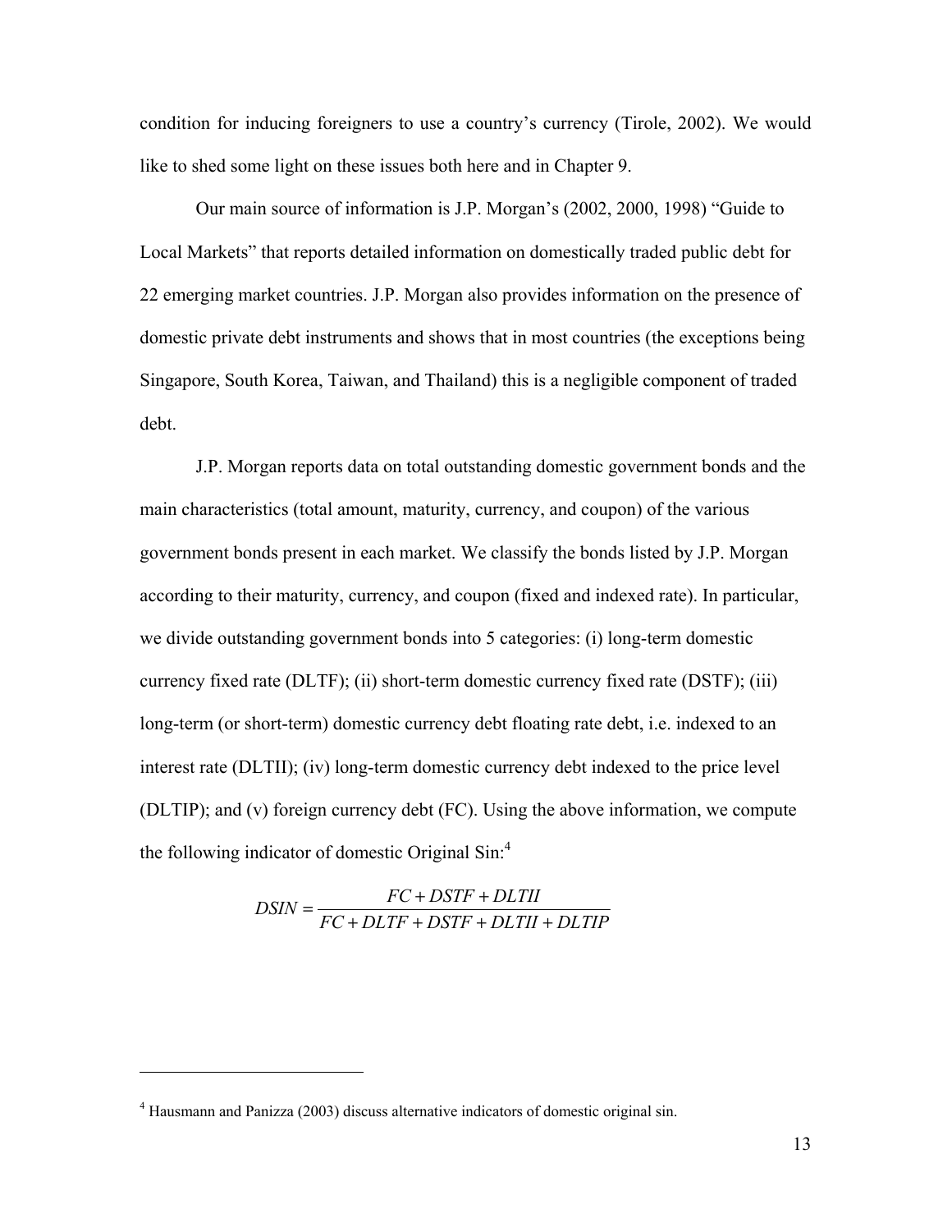condition for inducing foreigners to use a country's currency (Tirole, 2002). We would like to shed some light on these issues both here and in Chapter 9.

Our main source of information is J.P. Morgan's (2002, 2000, 1998) "Guide to Local Markets" that reports detailed information on domestically traded public debt for 22 emerging market countries. J.P. Morgan also provides information on the presence of domestic private debt instruments and shows that in most countries (the exceptions being Singapore, South Korea, Taiwan, and Thailand) this is a negligible component of traded debt.

J.P. Morgan reports data on total outstanding domestic government bonds and the main characteristics (total amount, maturity, currency, and coupon) of the various government bonds present in each market. We classify the bonds listed by J.P. Morgan according to their maturity, currency, and coupon (fixed and indexed rate). In particular, we divide outstanding government bonds into 5 categories: (i) long-term domestic currency fixed rate (DLTF); (ii) short-term domestic currency fixed rate (DSTF); (iii) long-term (or short-term) domestic currency debt floating rate debt, i.e. indexed to an interest rate (DLTII); (iv) long-term domestic currency debt indexed to the price level (DLTIP); and (v) foreign currency debt (FC). Using the above information, we compute the following indicator of domestic Original Sin:[4]

$$DSIN = \frac{FC + DSTF + DLTII}{FC + DLTF + DSTF + DLTII + DLTIP}$$

[4] Hausmann and Panizza (2003) discuss alternative indicators of domestic original sin.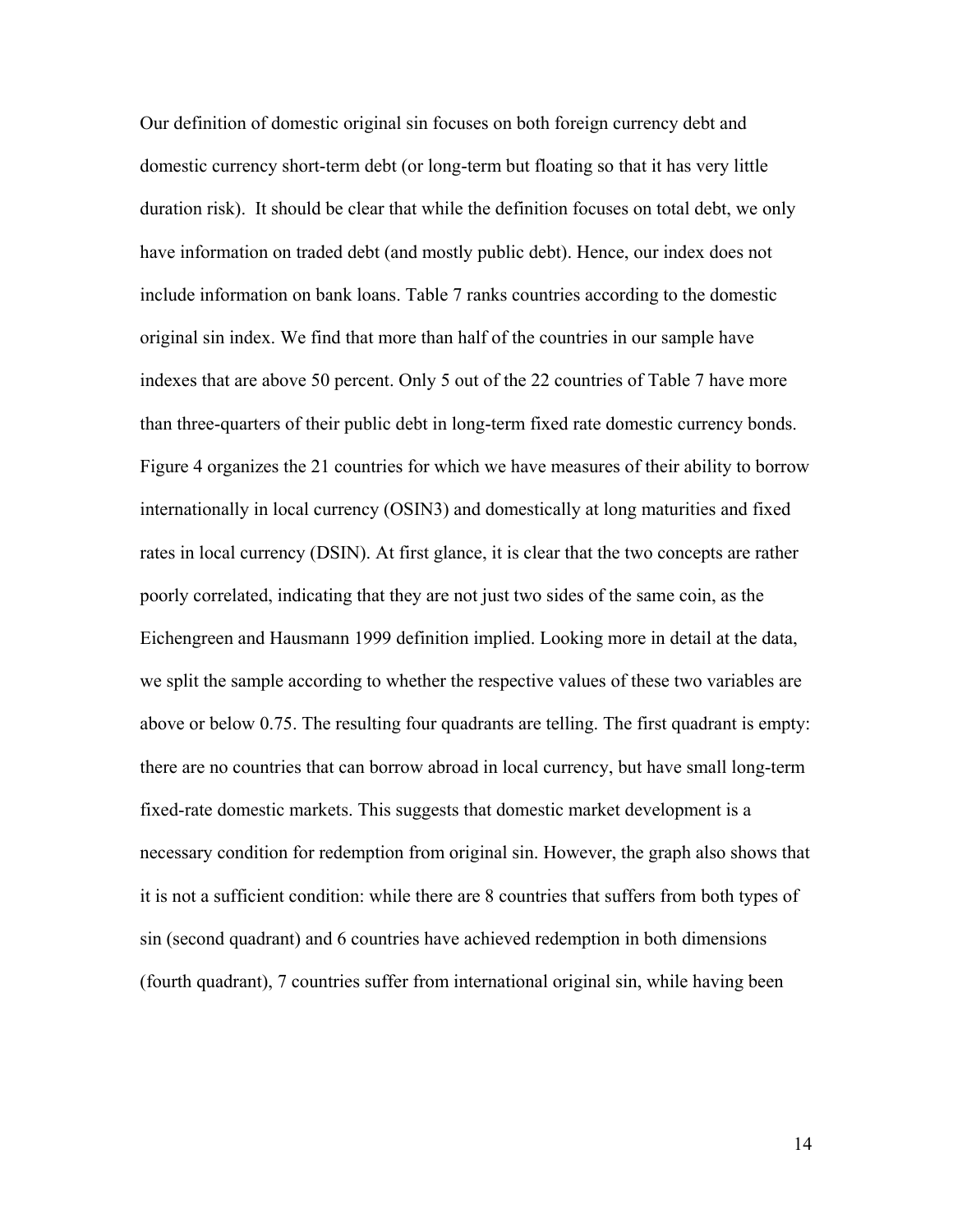Our definition of domestic original sin focuses on both foreign currency debt and domestic currency short-term debt (or long-term but floating so that it has very little duration risk). It should be clear that while the definition focuses on total debt, we only have information on traded debt (and mostly public debt). Hence, our index does not include information on bank loans. Table 7 ranks countries according to the domestic original sin index. We find that more than half of the countries in our sample have indexes that are above 50 percent. Only 5 out of the 22 countries of Table 7 have more than three-quarters of their public debt in long-term fixed rate domestic currency bonds. Figure 4 organizes the 21 countries for which we have measures of their ability to borrow internationally in local currency (OSIN3) and domestically at long maturities and fixed rates in local currency (DSIN). At first glance, it is clear that the two concepts are rather poorly correlated, indicating that they are not just two sides of the same coin, as the Eichengreen and Hausmann 1999 definition implied. Looking more in detail at the data, we split the sample according to whether the respective values of these two variables are above or below 0.75. The resulting four quadrants are telling. The first quadrant is empty: there are no countries that can borrow abroad in local currency, but have small long-term fixed-rate domestic markets. This suggests that domestic market development is a necessary condition for redemption from original sin. However, the graph also shows that it is not a sufficient condition: while there are 8 countries that suffers from both types of sin (second quadrant) and 6 countries have achieved redemption in both dimensions (fourth quadrant), 7 countries suffer from international original sin, while having been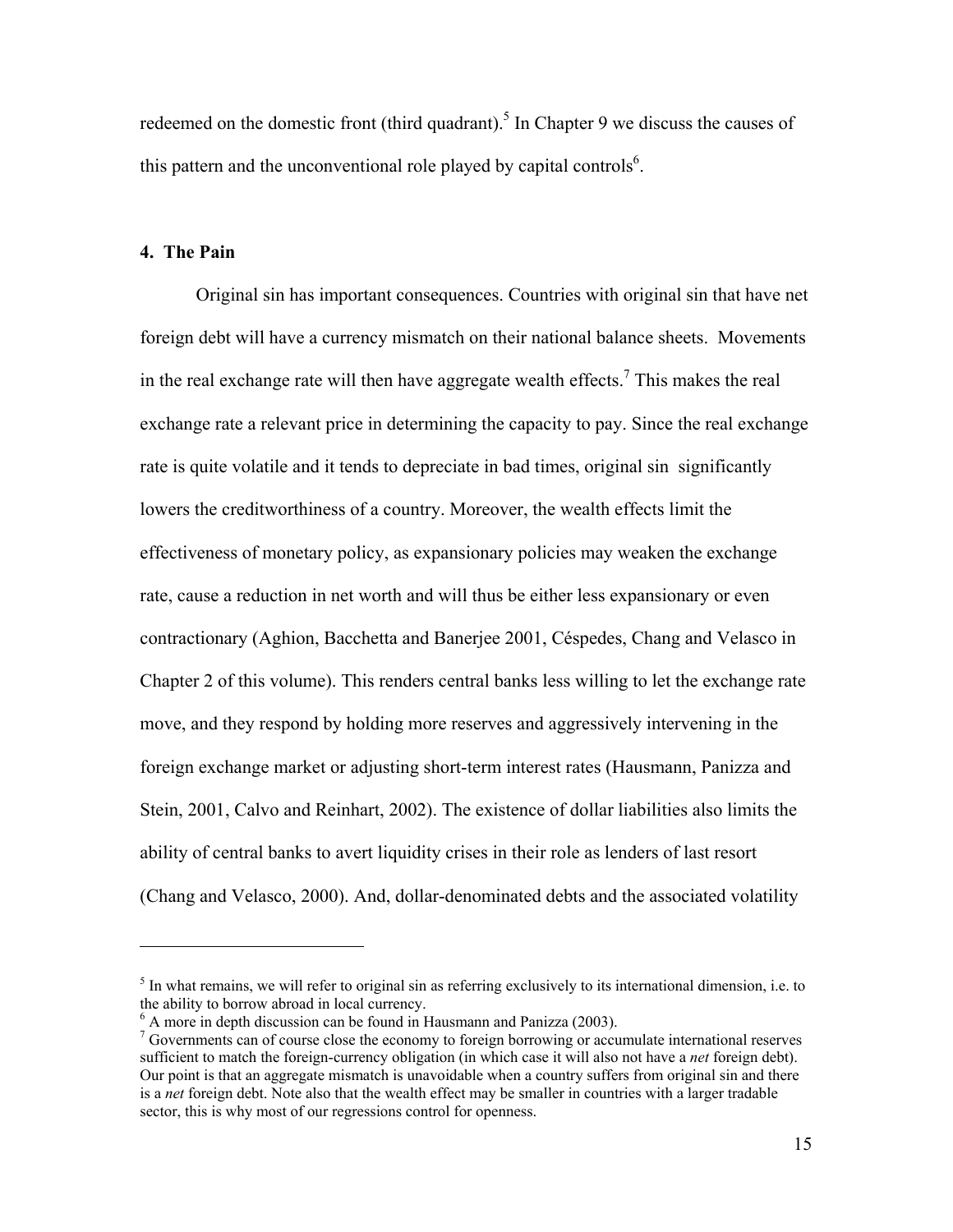redeemed on the domestic front (third quadrant).[5] In Chapter 9 we discuss the causes of this pattern and the unconventional role played by capital controls[6].

## 4. The Pain

Original sin has important consequences. Countries with original sin that have net foreign debt will have a currency mismatch on their national balance sheets. Movements in the real exchange rate will then have aggregate wealth effects.[7] This makes the real exchange rate a relevant price in determining the capacity to pay. Since the real exchange rate is quite volatile and it tends to depreciate in bad times, original sin significantly lowers the creditworthiness of a country. Moreover, the wealth effects limit the effectiveness of monetary policy, as expansionary policies may weaken the exchange rate, cause a reduction in net worth and will thus be either less expansionary or even contractionary (Aghion, Bacchetta and Banerjee 2001, Céspedes, Chang and Velasco in Chapter 2 of this volume). This renders central banks less willing to let the exchange rate move, and they respond by holding more reserves and aggressively intervening in the foreign exchange market or adjusting short-term interest rates (Hausmann, Panizza and Stein, 2001, Calvo and Reinhart, 2002). The existence of dollar liabilities also limits the ability of central banks to avert liquidity crises in their role as lenders of last resort (Chang and Velasco, 2000). And, dollar-denominated debts and the associated volatility

---

[5] In what remains, we will refer to original sin as referring exclusively to its international dimension, i.e. to the ability to borrow abroad in local currency.

[6] A more in depth discussion can be found in Hausmann and Panizza (2003).

[7] Governments can of course close the economy to foreign borrowing or accumulate international reserves sufficient to match the foreign-currency obligation (in which case it will also not have a *net* foreign debt). Our point is that an aggregate mismatch is unavoidable when a country suffers from original sin and there is a *net* foreign debt. Note also that the wealth effect may be smaller in countries with a larger tradable sector, this is why most of our regressions control for openness.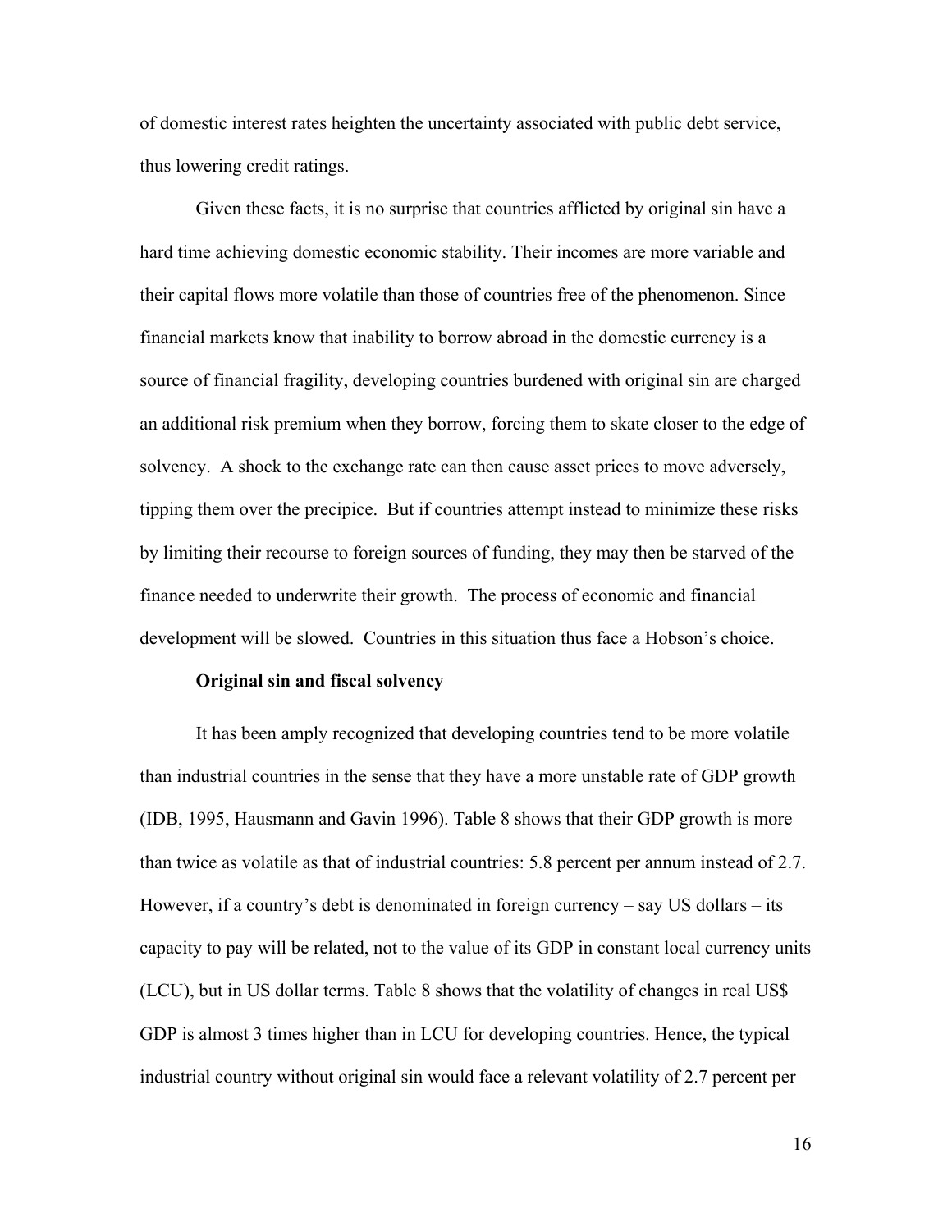of domestic interest rates heighten the uncertainty associated with public debt service, thus lowering credit ratings.

Given these facts, it is no surprise that countries afflicted by original sin have a hard time achieving domestic economic stability. Their incomes are more variable and their capital flows more volatile than those of countries free of the phenomenon. Since financial markets know that inability to borrow abroad in the domestic currency is a source of financial fragility, developing countries burdened with original sin are charged an additional risk premium when they borrow, forcing them to skate closer to the edge of solvency. A shock to the exchange rate can then cause asset prices to move adversely, tipping them over the precipice. But if countries attempt instead to minimize these risks by limiting their recourse to foreign sources of funding, they may then be starved of the finance needed to underwrite their growth. The process of economic and financial development will be slowed. Countries in this situation thus face a Hobson's choice.

**Original sin and fiscal solvency**

It has been amply recognized that developing countries tend to be more volatile than industrial countries in the sense that they have a more unstable rate of GDP growth (IDB, 1995, Hausmann and Gavin 1996). Table 8 shows that their GDP growth is more than twice as volatile as that of industrial countries: 5.8 percent per annum instead of 2.7. However, if a country's debt is denominated in foreign currency – say US dollars – its capacity to pay will be related, not to the value of its GDP in constant local currency units (LCU), but in US dollar terms. Table 8 shows that the volatility of changes in real US$ GDP is almost 3 times higher than in LCU for developing countries. Hence, the typical industrial country without original sin would face a relevant volatility of 2.7 percent per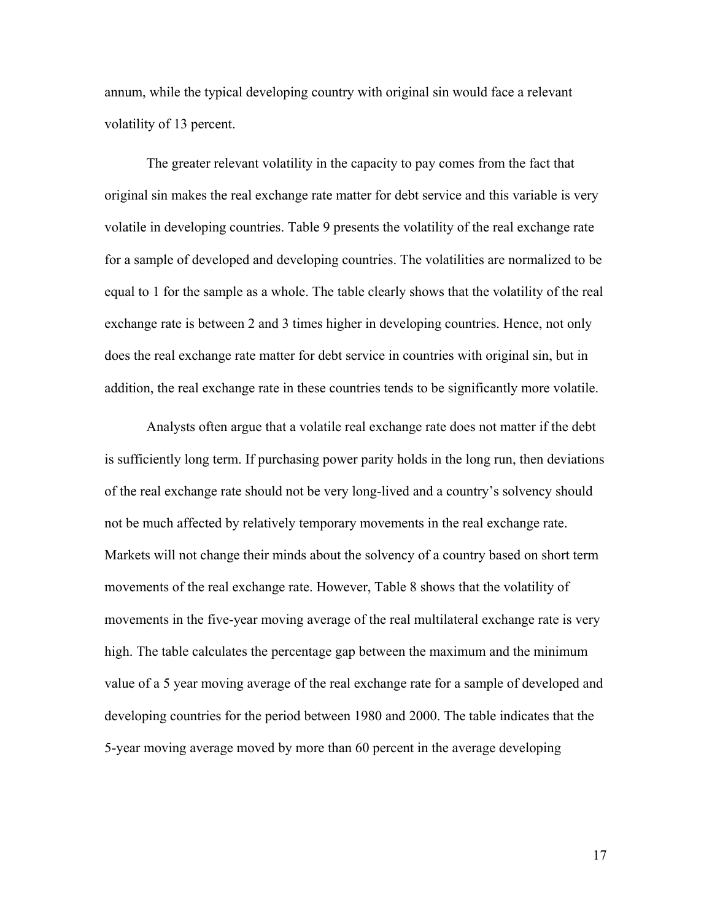annum, while the typical developing country with original sin would face a relevant volatility of 13 percent.

The greater relevant volatility in the capacity to pay comes from the fact that original sin makes the real exchange rate matter for debt service and this variable is very volatile in developing countries. Table 9 presents the volatility of the real exchange rate for a sample of developed and developing countries. The volatilities are normalized to be equal to 1 for the sample as a whole. The table clearly shows that the volatility of the real exchange rate is between 2 and 3 times higher in developing countries. Hence, not only does the real exchange rate matter for debt service in countries with original sin, but in addition, the real exchange rate in these countries tends to be significantly more volatile.

Analysts often argue that a volatile real exchange rate does not matter if the debt is sufficiently long term. If purchasing power parity holds in the long run, then deviations of the real exchange rate should not be very long-lived and a country's solvency should not be much affected by relatively temporary movements in the real exchange rate. Markets will not change their minds about the solvency of a country based on short term movements of the real exchange rate. However, Table 8 shows that the volatility of movements in the five-year moving average of the real multilateral exchange rate is very high. The table calculates the percentage gap between the maximum and the minimum value of a 5 year moving average of the real exchange rate for a sample of developed and developing countries for the period between 1980 and 2000. The table indicates that the 5-year moving average moved by more than 60 percent in the average developing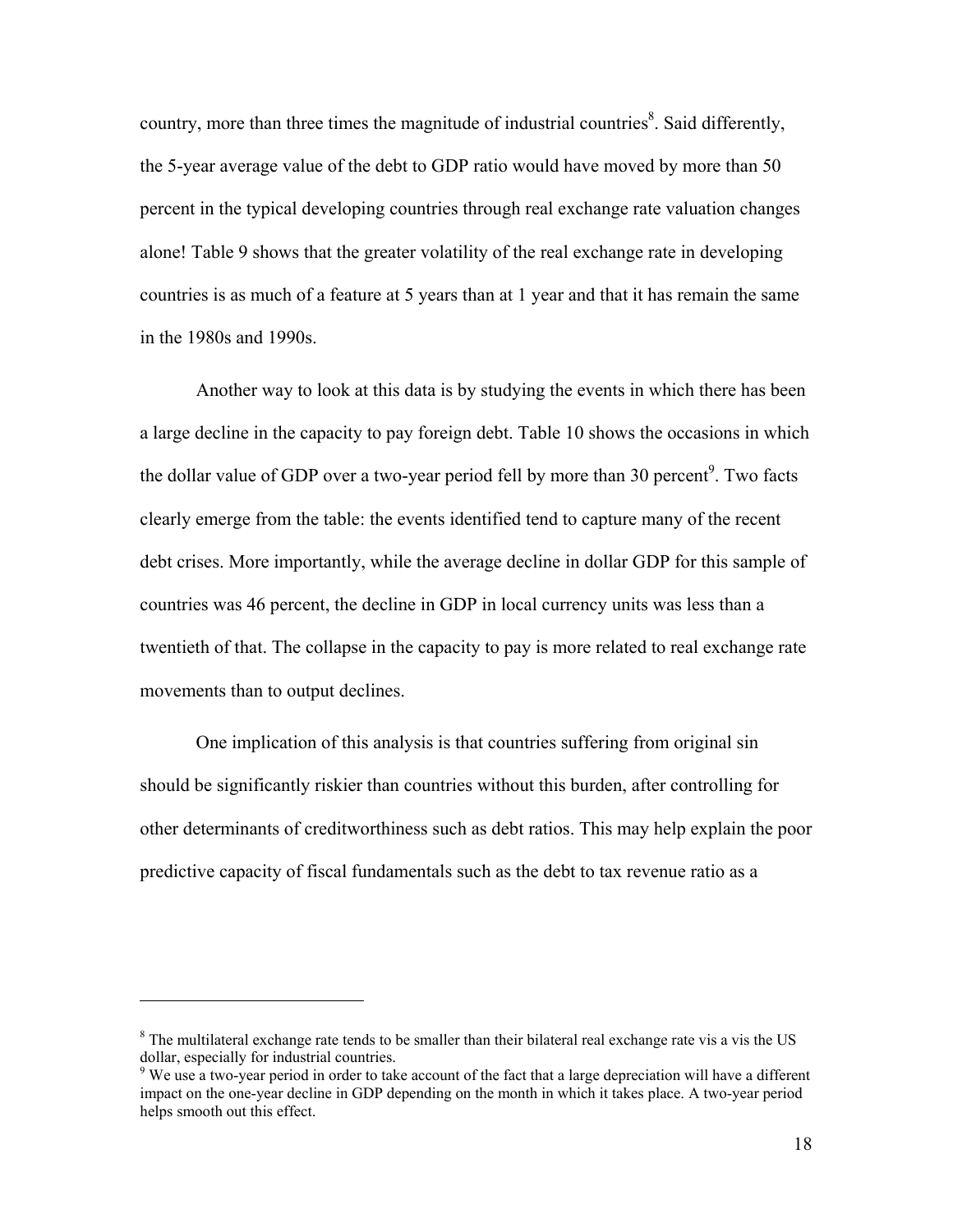country, more than three times the magnitude of industrial countries[8]. Said differently, the 5-year average value of the debt to GDP ratio would have moved by more than 50 percent in the typical developing countries through real exchange rate valuation changes alone! Table 9 shows that the greater volatility of the real exchange rate in developing countries is as much of a feature at 5 years than at 1 year and that it has remain the same in the 1980s and 1990s.

Another way to look at this data is by studying the events in which there has been a large decline in the capacity to pay foreign debt. Table 10 shows the occasions in which the dollar value of GDP over a two-year period fell by more than 30 percent[9]. Two facts clearly emerge from the table: the events identified tend to capture many of the recent debt crises. More importantly, while the average decline in dollar GDP for this sample of countries was 46 percent, the decline in GDP in local currency units was less than a twentieth of that. The collapse in the capacity to pay is more related to real exchange rate movements than to output declines.

One implication of this analysis is that countries suffering from original sin should be significantly riskier than countries without this burden, after controlling for other determinants of creditworthiness such as debt ratios. This may help explain the poor predictive capacity of fiscal fundamentals such as the debt to tax revenue ratio as a

---

[8] The multilateral exchange rate tends to be smaller than their bilateral real exchange rate vis a vis the US dollar, especially for industrial countries.

[9] We use a two-year period in order to take account of the fact that a large depreciation will have a different impact on the one-year decline in GDP depending on the month in which it takes place. A two-year period helps smooth out this effect.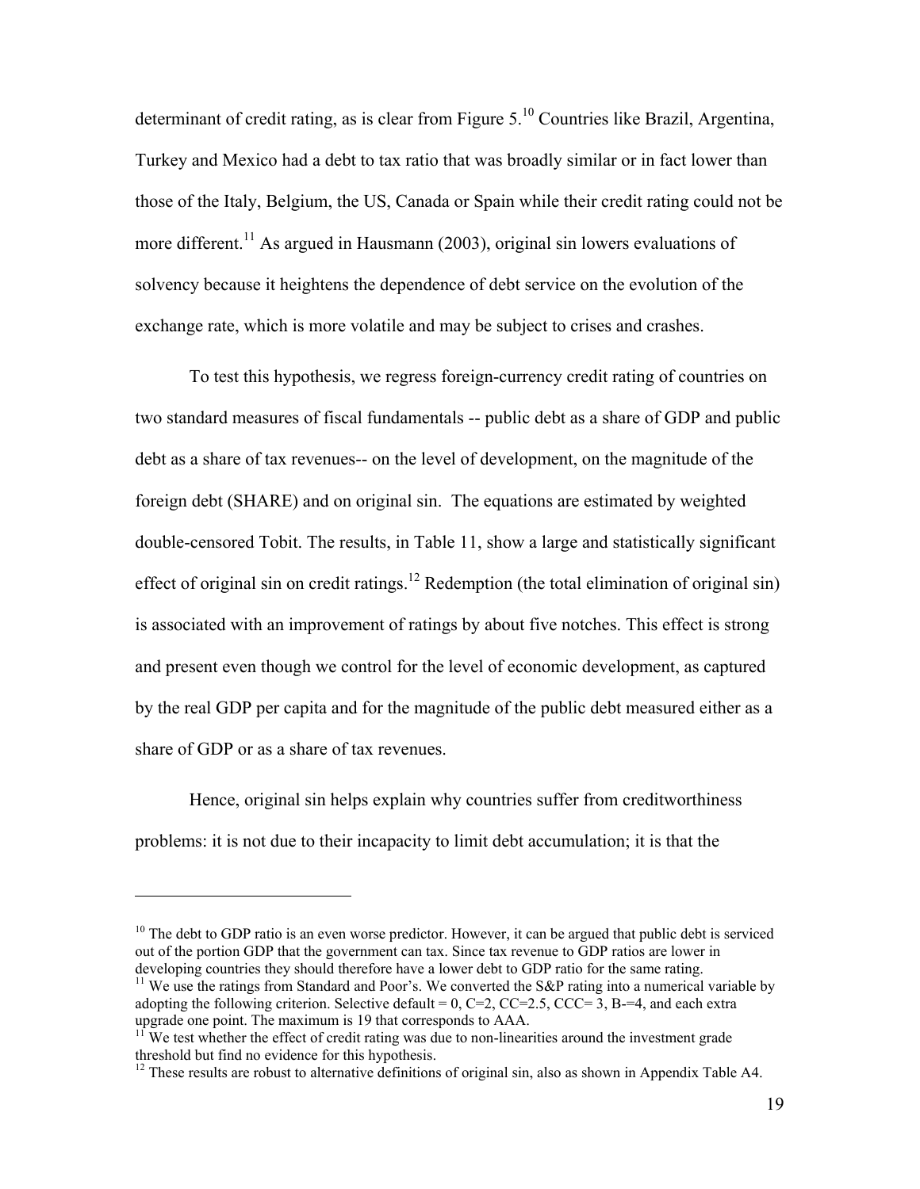determinant of credit rating, as is clear from Figure 5.[10] Countries like Brazil, Argentina, Turkey and Mexico had a debt to tax ratio that was broadly similar or in fact lower than those of the Italy, Belgium, the US, Canada or Spain while their credit rating could not be more different.[11] As argued in Hausmann (2003), original sin lowers evaluations of solvency because it heightens the dependence of debt service on the evolution of the exchange rate, which is more volatile and may be subject to crises and crashes.

To test this hypothesis, we regress foreign-currency credit rating of countries on two standard measures of fiscal fundamentals -- public debt as a share of GDP and public debt as a share of tax revenues-- on the level of development, on the magnitude of the foreign debt (SHARE) and on original sin. The equations are estimated by weighted double-censored Tobit. The results, in Table 11, show a large and statistically significant effect of original sin on credit ratings.[12] Redemption (the total elimination of original sin) is associated with an improvement of ratings by about five notches. This effect is strong and present even though we control for the level of economic development, as captured by the real GDP per capita and for the magnitude of the public debt measured either as a share of GDP or as a share of tax revenues.

Hence, original sin helps explain why countries suffer from creditworthiness problems: it is not due to their incapacity to limit debt accumulation; it is that the

---

[10] The debt to GDP ratio is an even worse predictor. However, it can be argued that public debt is serviced out of the portion GDP that the government can tax. Since tax revenue to GDP ratios are lower in developing countries they should therefore have a lower debt to GDP ratio for the same rating.

[11] We use the ratings from Standard and Poor's. We converted the S&P rating into a numerical variable by adopting the following criterion. Selective default = 0, C=2, CC=2.5, CCC= 3, B-=4, and each extra upgrade one point. The maximum is 19 that corresponds to AAA.

[11] We test whether the effect of credit rating was due to non-linearities around the investment grade threshold but find no evidence for this hypothesis.

[12] These results are robust to alternative definitions of original sin, also as shown in Appendix Table A4.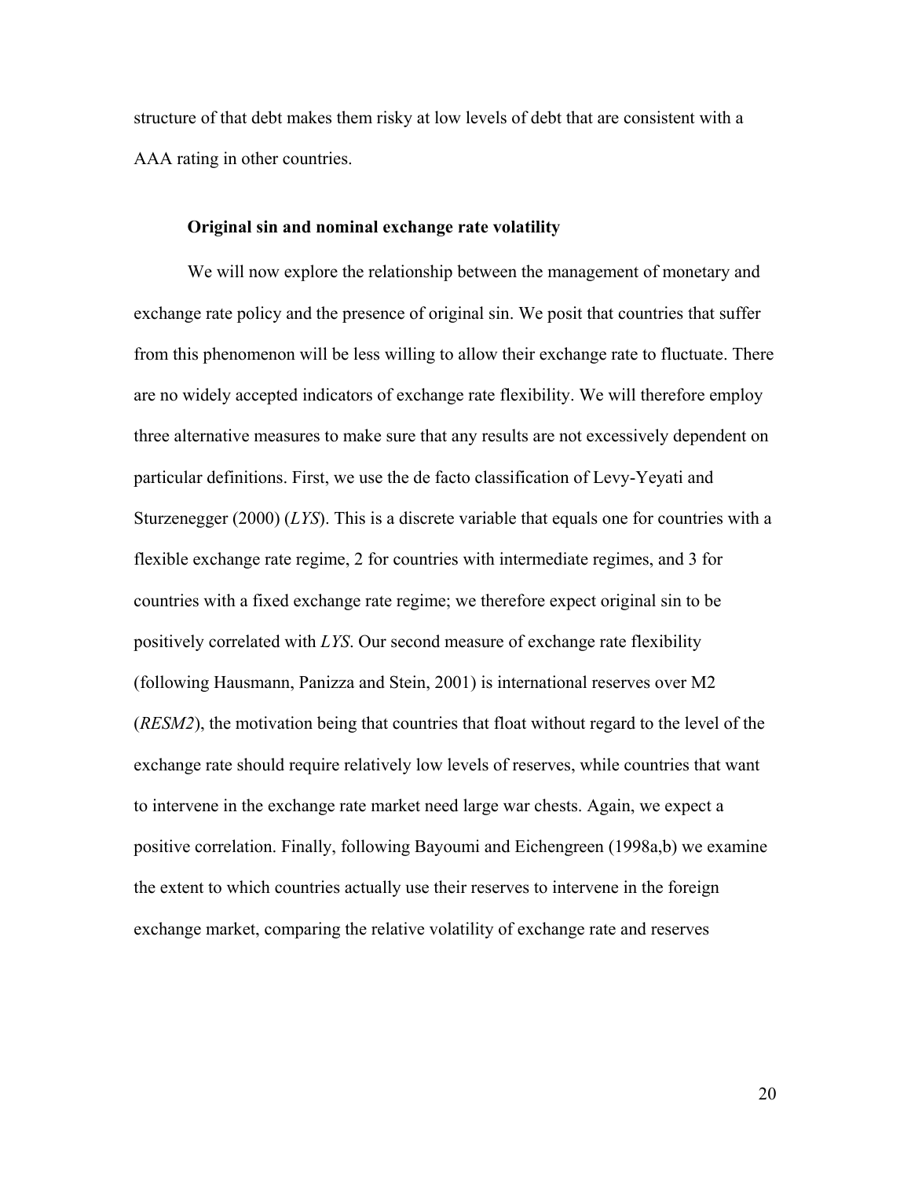structure of that debt makes them risky at low levels of debt that are consistent with a AAA rating in other countries.

### Original sin and nominal exchange rate volatility

We will now explore the relationship between the management of monetary and exchange rate policy and the presence of original sin. We posit that countries that suffer from this phenomenon will be less willing to allow their exchange rate to fluctuate. There are no widely accepted indicators of exchange rate flexibility. We will therefore employ three alternative measures to make sure that any results are not excessively dependent on particular definitions. First, we use the de facto classification of Levy-Yeyati and Sturzenegger (2000) (*LYS*). This is a discrete variable that equals one for countries with a flexible exchange rate regime, 2 for countries with intermediate regimes, and 3 for countries with a fixed exchange rate regime; we therefore expect original sin to be positively correlated with *LYS*. Our second measure of exchange rate flexibility (following Hausmann, Panizza and Stein, 2001) is international reserves over M2 (*RESM2*), the motivation being that countries that float without regard to the level of the exchange rate should require relatively low levels of reserves, while countries that want to intervene in the exchange rate market need large war chests. Again, we expect a positive correlation. Finally, following Bayoumi and Eichengreen (1998a,b) we examine the extent to which countries actually use their reserves to intervene in the foreign exchange market, comparing the relative volatility of exchange rate and reserves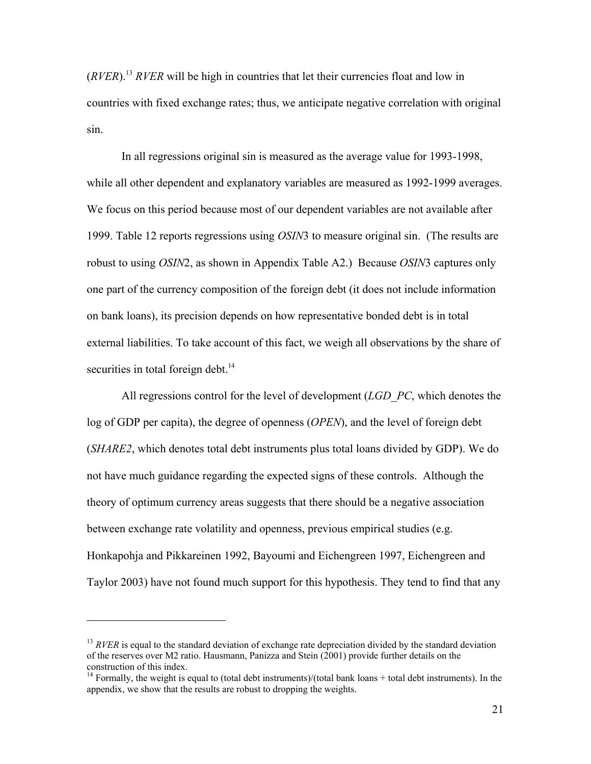(*RVER*).[13] *RVER* will be high in countries that let their currencies float and low in countries with fixed exchange rates; thus, we anticipate negative correlation with original sin.

In all regressions original sin is measured as the average value for 1993-1998, while all other dependent and explanatory variables are measured as 1992-1999 averages. We focus on this period because most of our dependent variables are not available after 1999. Table 12 reports regressions using *OSIN*3 to measure original sin. (The results are robust to using *OSIN*2, as shown in Appendix Table A2.) Because *OSIN*3 captures only one part of the currency composition of the foreign debt (it does not include information on bank loans), its precision depends on how representative bonded debt is in total external liabilities. To take account of this fact, we weigh all observations by the share of securities in total foreign debt.[14]

All regressions control for the level of development (*LGD_PC*, which denotes the log of GDP per capita), the degree of openness (*OPEN*), and the level of foreign debt (*SHARE2*, which denotes total debt instruments plus total loans divided by GDP). We do not have much guidance regarding the expected signs of these controls. Although the theory of optimum currency areas suggests that there should be a negative association between exchange rate volatility and openness, previous empirical studies (e.g. Honkapohja and Pikkareinen 1992, Bayoumi and Eichengreen 1997, Eichengreen and Taylor 2003) have not found much support for this hypothesis. They tend to find that any

---

[13] *RVER* is equal to the standard deviation of exchange rate depreciation divided by the standard deviation of the reserves over M2 ratio. Hausmann, Panizza and Stein (2001) provide further details on the construction of this index.

[14] Formally, the weight is equal to (total debt instruments)/(total bank loans + total debt instruments). In the appendix, we show that the results are robust to dropping the weights.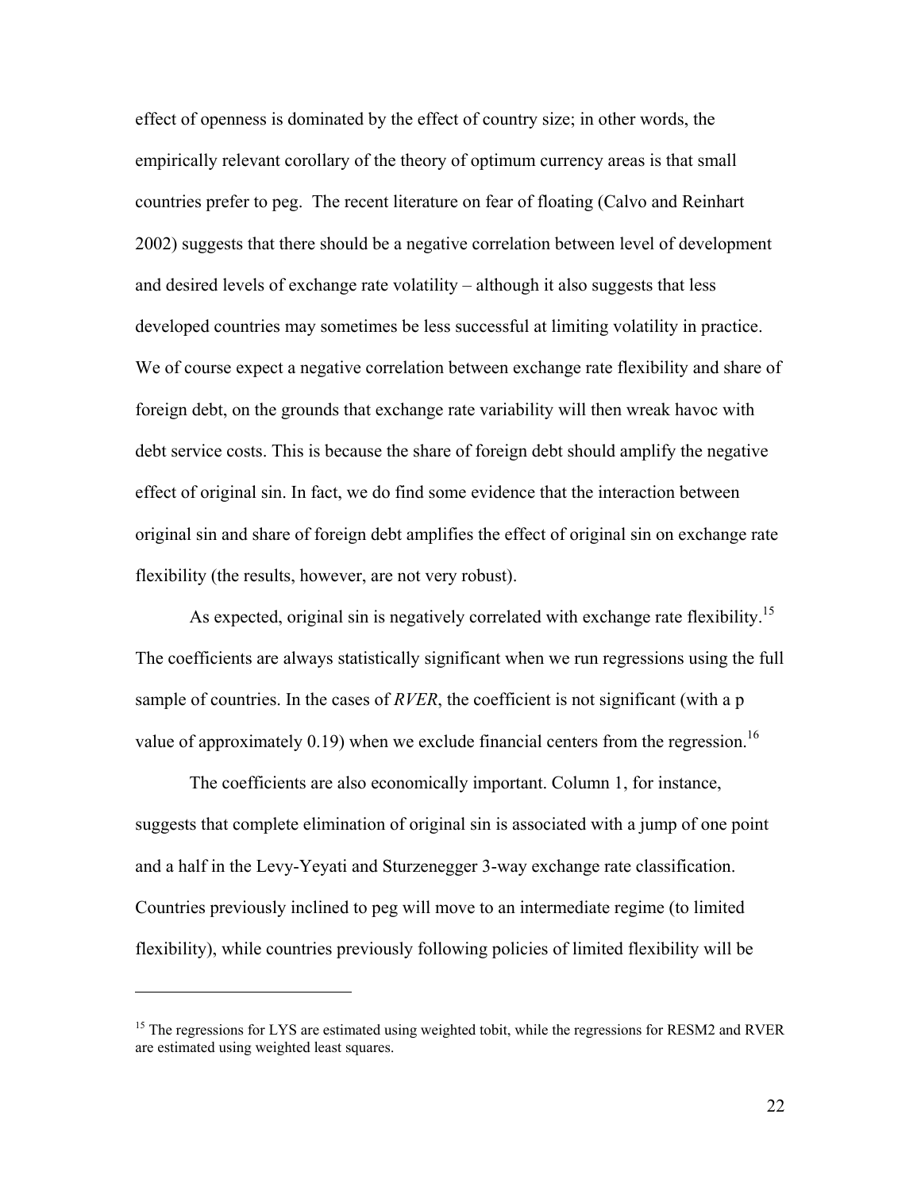effect of openness is dominated by the effect of country size; in other words, the empirically relevant corollary of the theory of optimum currency areas is that small countries prefer to peg. The recent literature on fear of floating (Calvo and Reinhart 2002) suggests that there should be a negative correlation between level of development and desired levels of exchange rate volatility – although it also suggests that less developed countries may sometimes be less successful at limiting volatility in practice. We of course expect a negative correlation between exchange rate flexibility and share of foreign debt, on the grounds that exchange rate variability will then wreak havoc with debt service costs. This is because the share of foreign debt should amplify the negative effect of original sin. In fact, we do find some evidence that the interaction between original sin and share of foreign debt amplifies the effect of original sin on exchange rate flexibility (the results, however, are not very robust).

As expected, original sin is negatively correlated with exchange rate flexibility.[15] The coefficients are always statistically significant when we run regressions using the full sample of countries. In the cases of *RVER*, the coefficient is not significant (with a p value of approximately 0.19) when we exclude financial centers from the regression.[16]

The coefficients are also economically important. Column 1, for instance, suggests that complete elimination of original sin is associated with a jump of one point and a half in the Levy-Yeyati and Sturzenegger 3-way exchange rate classification. Countries previously inclined to peg will move to an intermediate regime (to limited flexibility), while countries previously following policies of limited flexibility will be

---

[15] The regressions for LYS are estimated using weighted tobit, while the regressions for RESM2 and RVER are estimated using weighted least squares.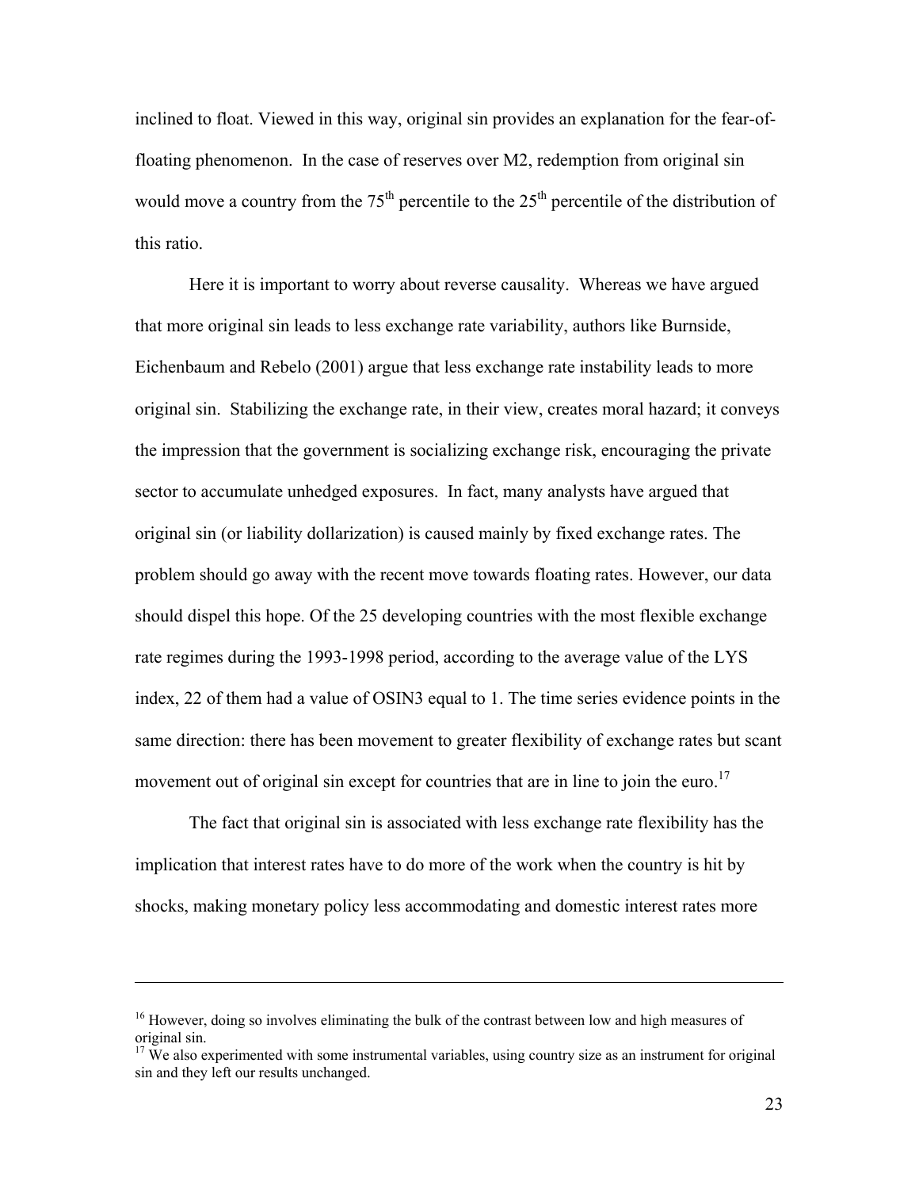inclined to float. Viewed in this way, original sin provides an explanation for the fear-of-floating phenomenon. In the case of reserves over M2, redemption from original sin would move a country from the 75th percentile to the 25th percentile of the distribution of this ratio.

Here it is important to worry about reverse causality. Whereas we have argued that more original sin leads to less exchange rate variability, authors like Burnside, Eichenbaum and Rebelo (2001) argue that less exchange rate instability leads to more original sin. Stabilizing the exchange rate, in their view, creates moral hazard; it conveys the impression that the government is socializing exchange risk, encouraging the private sector to accumulate unhedged exposures. In fact, many analysts have argued that original sin (or liability dollarization) is caused mainly by fixed exchange rates. The problem should go away with the recent move towards floating rates. However, our data should dispel this hope. Of the 25 developing countries with the most flexible exchange rate regimes during the 1993-1998 period, according to the average value of the LYS index, 22 of them had a value of OSIN3 equal to 1. The time series evidence points in the same direction: there has been movement to greater flexibility of exchange rates but scant movement out of original sin except for countries that are in line to join the euro.[17]

The fact that original sin is associated with less exchange rate flexibility has the implication that interest rates have to do more of the work when the country is hit by shocks, making monetary policy less accommodating and domestic interest rates more

---

[16] However, doing so involves eliminating the bulk of the contrast between low and high measures of original sin.

[17] We also experimented with some instrumental variables, using country size as an instrument for original sin and they left our results unchanged.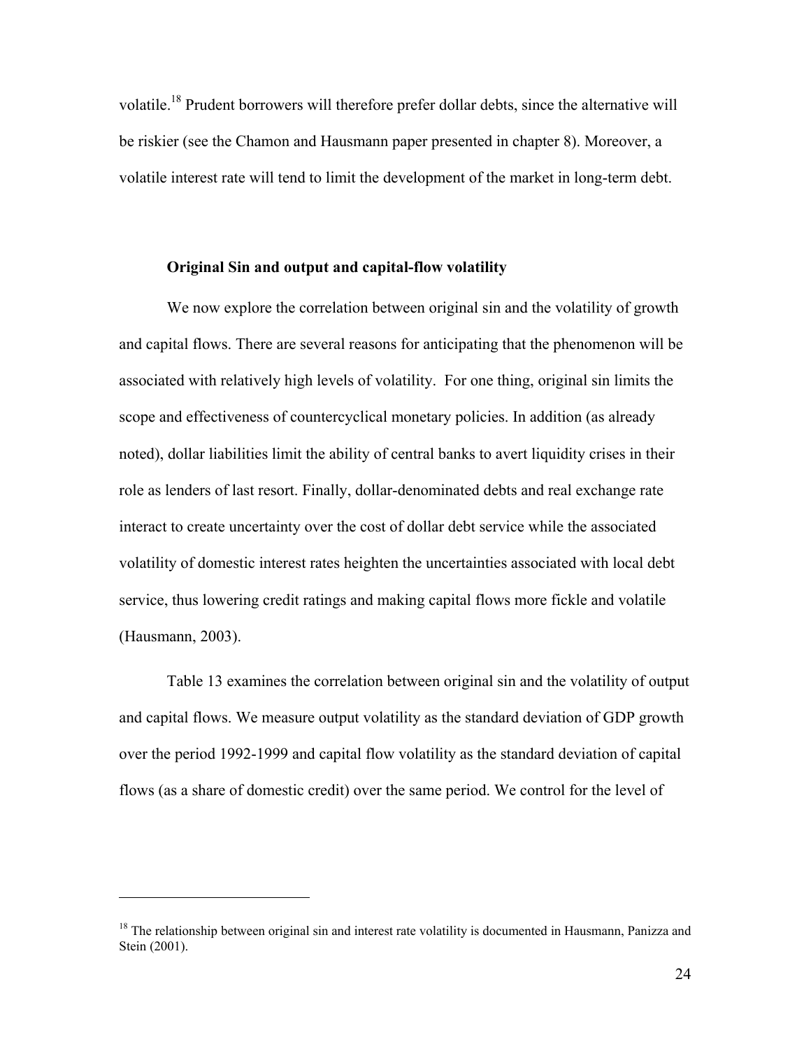volatile.[18] Prudent borrowers will therefore prefer dollar debts, since the alternative will be riskier (see the Chamon and Hausmann paper presented in chapter 8). Moreover, a volatile interest rate will tend to limit the development of the market in long-term debt.

### Original Sin and output and capital-flow volatility

We now explore the correlation between original sin and the volatility of growth and capital flows. There are several reasons for anticipating that the phenomenon will be associated with relatively high levels of volatility. For one thing, original sin limits the scope and effectiveness of countercyclical monetary policies. In addition (as already noted), dollar liabilities limit the ability of central banks to avert liquidity crises in their role as lenders of last resort. Finally, dollar-denominated debts and real exchange rate interact to create uncertainty over the cost of dollar debt service while the associated volatility of domestic interest rates heighten the uncertainties associated with local debt service, thus lowering credit ratings and making capital flows more fickle and volatile (Hausmann, 2003).

Table 13 examines the correlation between original sin and the volatility of output and capital flows. We measure output volatility as the standard deviation of GDP growth over the period 1992-1999 and capital flow volatility as the standard deviation of capital flows (as a share of domestic credit) over the same period. We control for the level of

---

[18] The relationship between original sin and interest rate volatility is documented in Hausmann, Panizza and Stein (2001).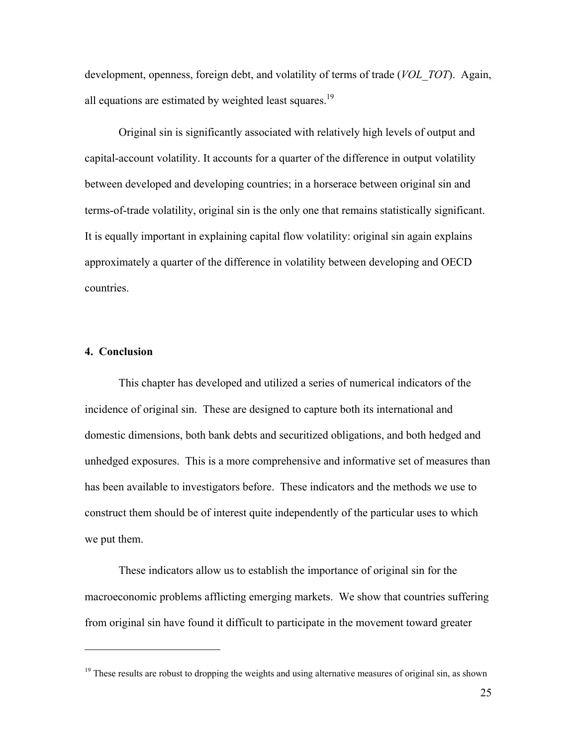development, openness, foreign debt, and volatility of terms of trade (*VOL_TOT*). Again, all equations are estimated by weighted least squares.[19]

Original sin is significantly associated with relatively high levels of output and capital-account volatility. It accounts for a quarter of the difference in output volatility between developed and developing countries; in a horserace between original sin and terms-of-trade volatility, original sin is the only one that remains statistically significant. It is equally important in explaining capital flow volatility: original sin again explains approximately a quarter of the difference in volatility between developing and OECD countries.

## 4. Conclusion

This chapter has developed and utilized a series of numerical indicators of the incidence of original sin. These are designed to capture both its international and domestic dimensions, both bank debts and securitized obligations, and both hedged and unhedged exposures. This is a more comprehensive and informative set of measures than has been available to investigators before. These indicators and the methods we use to construct them should be of interest quite independently of the particular uses to which we put them.

These indicators allow us to establish the importance of original sin for the macroeconomic problems afflicting emerging markets. We show that countries suffering from original sin have found it difficult to participate in the movement toward greater

[19] These results are robust to dropping the weights and using alternative measures of original sin, as shown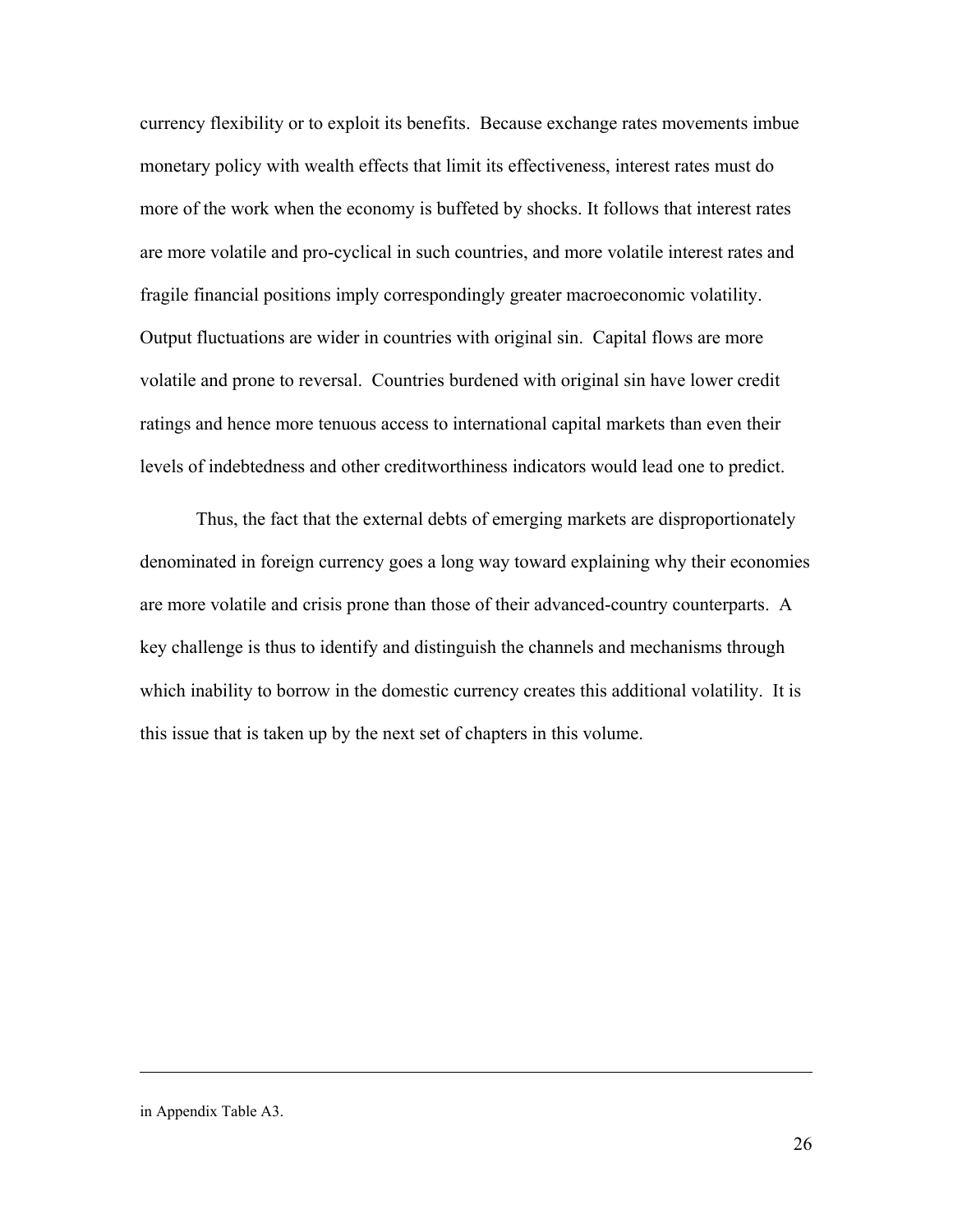currency flexibility or to exploit its benefits. Because exchange rates movements imbue monetary policy with wealth effects that limit its effectiveness, interest rates must do more of the work when the economy is buffeted by shocks. It follows that interest rates are more volatile and pro-cyclical in such countries, and more volatile interest rates and fragile financial positions imply correspondingly greater macroeconomic volatility. Output fluctuations are wider in countries with original sin. Capital flows are more volatile and prone to reversal. Countries burdened with original sin have lower credit ratings and hence more tenuous access to international capital markets than even their levels of indebtedness and other creditworthiness indicators would lead one to predict.

Thus, the fact that the external debts of emerging markets are disproportionately denominated in foreign currency goes a long way toward explaining why their economies are more volatile and crisis prone than those of their advanced-country counterparts. A key challenge is thus to identify and distinguish the channels and mechanisms through which inability to borrow in the domestic currency creates this additional volatility. It is this issue that is taken up by the next set of chapters in this volume.

---

in Appendix Table A3.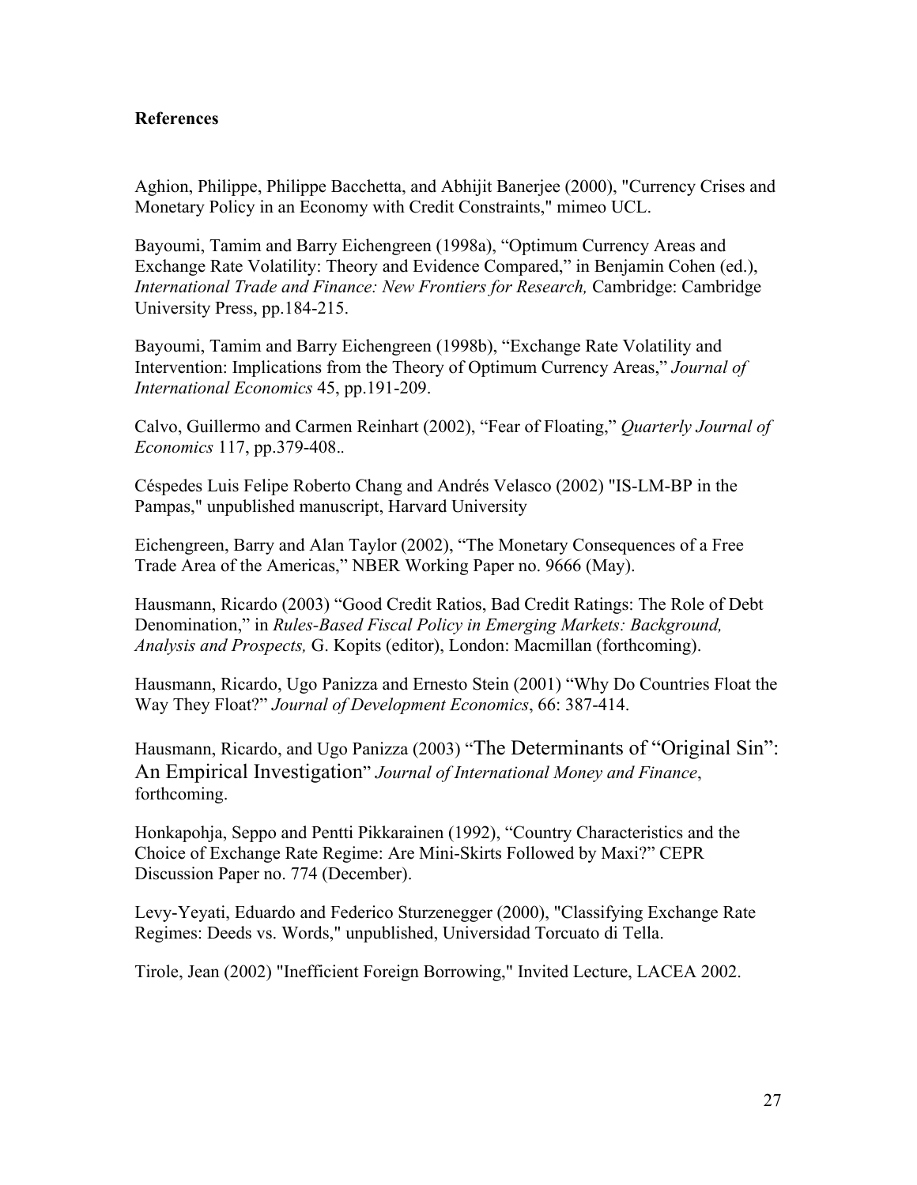**References**

Aghion, Philippe, Philippe Bacchetta, and Abhijit Banerjee (2000), "Currency Crises and Monetary Policy in an Economy with Credit Constraints," mimeo UCL.

Bayoumi, Tamim and Barry Eichengreen (1998a), "Optimum Currency Areas and Exchange Rate Volatility: Theory and Evidence Compared," in Benjamin Cohen (ed.), *International Trade and Finance: New Frontiers for Research,* Cambridge: Cambridge University Press, pp.184-215.

Bayoumi, Tamim and Barry Eichengreen (1998b), "Exchange Rate Volatility and Intervention: Implications from the Theory of Optimum Currency Areas," *Journal of International Economics* 45, pp.191-209.

Calvo, Guillermo and Carmen Reinhart (2002), "Fear of Floating," *Quarterly Journal of Economics* 117, pp.379-408..

Céspedes Luis Felipe Roberto Chang and Andrés Velasco (2002) "IS-LM-BP in the Pampas," unpublished manuscript, Harvard University

Eichengreen, Barry and Alan Taylor (2002), "The Monetary Consequences of a Free Trade Area of the Americas," NBER Working Paper no. 9666 (May).

Hausmann, Ricardo (2003) "Good Credit Ratios, Bad Credit Ratings: The Role of Debt Denomination," in *Rules-Based Fiscal Policy in Emerging Markets: Background, Analysis and Prospects,* G. Kopits (editor), London: Macmillan (forthcoming).

Hausmann, Ricardo, Ugo Panizza and Ernesto Stein (2001) "Why Do Countries Float the Way They Float?" *Journal of Development Economics*, 66: 387-414.

Hausmann, Ricardo, and Ugo Panizza (2003) "The Determinants of "Original Sin": An Empirical Investigation" *Journal of International Money and Finance*, forthcoming.

Honkapohja, Seppo and Pentti Pikkarainen (1992), "Country Characteristics and the Choice of Exchange Rate Regime: Are Mini-Skirts Followed by Maxi?" CEPR Discussion Paper no. 774 (December).

Levy-Yeyati, Eduardo and Federico Sturzenegger (2000), "Classifying Exchange Rate Regimes: Deeds vs. Words," unpublished, Universidad Torcuato di Tella.

Tirole, Jean (2002) "Inefficient Foreign Borrowing," Invited Lecture, LACEA 2002.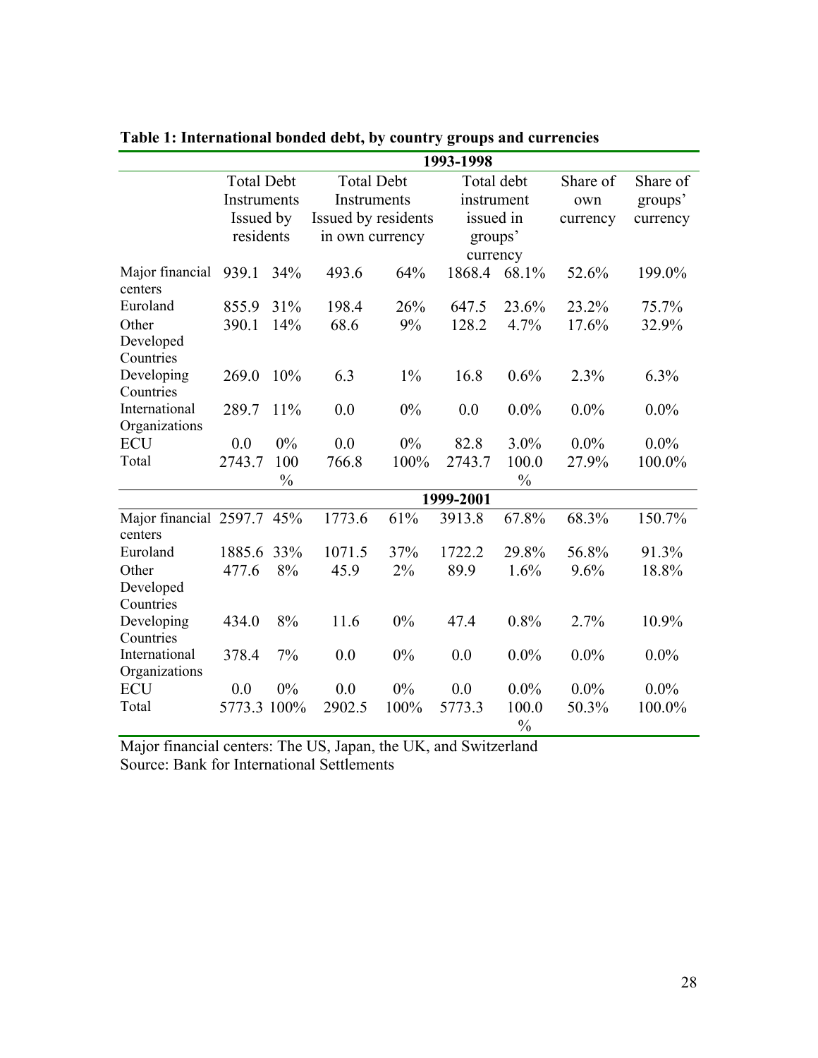**Table 1: International bonded debt, by country groups and currencies**

| | Total Debt Instruments Issued by residents | | Total Debt Instruments Issued by residents in own currency | | Total debt instrument issued in groups' currency | | Share of own currency | Share of groups' currency |
|---|---|---|---|---|---|---|---|---|
| **1993-1998** | | | | | | | | |
| Major financial centers | 939.1 | 34% | 493.6 | 64% | 1868.4 | 68.1% | 52.6% | 199.0% |
| Euroland | 855.9 | 31% | 198.4 | 26% | 647.5 | 23.6% | 23.2% | 75.7% |
| Other Developed Countries | 390.1 | 14% | 68.6 | 9% | 128.2 | 4.7% | 17.6% | 32.9% |
| Developing Countries | 269.0 | 10% | 6.3 | 1% | 16.8 | 0.6% | 2.3% | 6.3% |
| International Organizations | 289.7 | 11% | 0.0 | 0% | 0.0 | 0.0% | 0.0% | 0.0% |
| ECU | 0.0 | 0% | 0.0 | 0% | 82.8 | 3.0% | 0.0% | 0.0% |
| Total | 2743.7 | 100% | 766.8 | 100% | 2743.7 | 100.0% | 27.9% | 100.0% |
| **1999-2001** | | | | | | | | |
| Major financial centers | 2597.7 | 45% | 1773.6 | 61% | 3913.8 | 67.8% | 68.3% | 150.7% |
| Euroland | 1885.6 | 33% | 1071.5 | 37% | 1722.2 | 29.8% | 56.8% | 91.3% |
| Other Developed Countries | 477.6 | 8% | 45.9 | 2% | 89.9 | 1.6% | 9.6% | 18.8% |
| Developing Countries | 434.0 | 8% | 11.6 | 0% | 47.4 | 0.8% | 2.7% | 10.9% |
| International Organizations | 378.4 | 7% | 0.0 | 0% | 0.0 | 0.0% | 0.0% | 0.0% |
| ECU | 0.0 | 0% | 0.0 | 0% | 0.0 | 0.0% | 0.0% | 0.0% |
| Total | 5773.3 | 100% | 2902.5 | 100% | 5773.3 | 100.0% | 50.3% | 100.0% |

Major financial centers: The US, Japan, the UK, and Switzerland
Source: Bank for International Settlements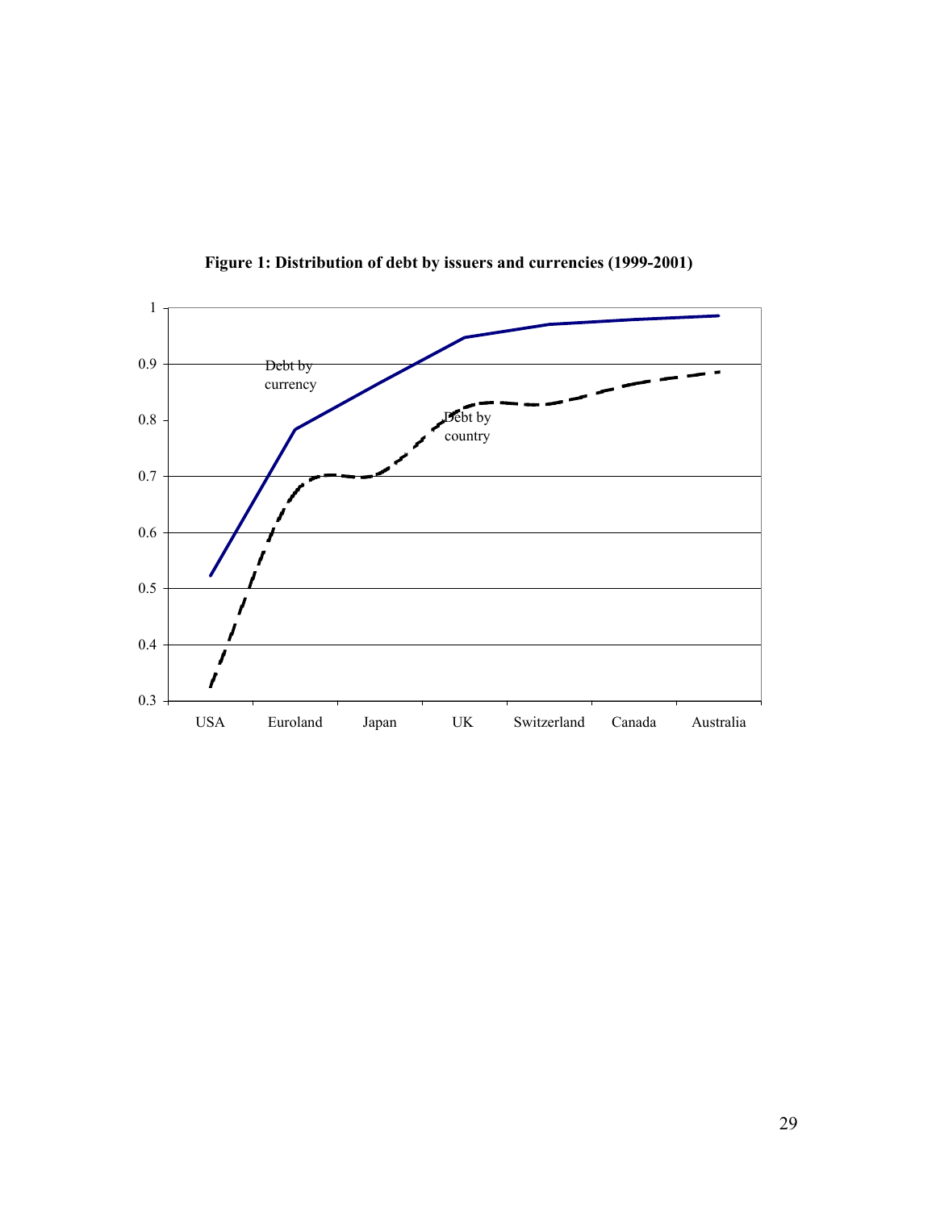**Figure 1: Distribution of debt by issuers and currencies (1999-2001)**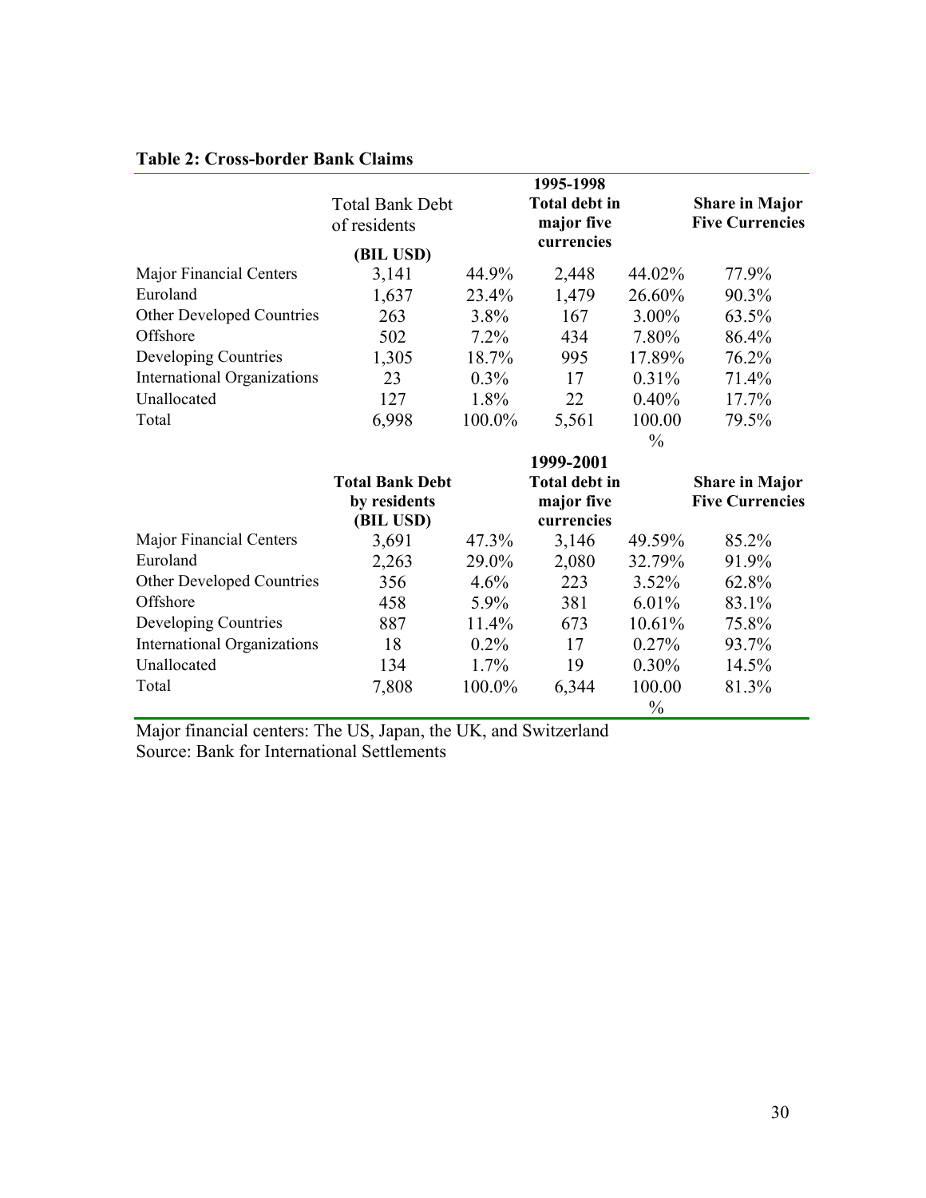**Table 2: Cross-border Bank Claims**

| | 1995-1998 | | | | |
|---|---|---|---|---|---|
| | Total Bank Debt of residents (BIL USD) | | **Total debt in major five currencies** | | **Share in Major Five Currencies** |
| Major Financial Centers | 3,141 | 44.9% | 2,448 | 44.02% | 77.9% |
| Euroland | 1,637 | 23.4% | 1,479 | 26.60% | 90.3% |
| Other Developed Countries | 263 | 3.8% | 167 | 3.00% | 63.5% |
| Offshore | 502 | 7.2% | 434 | 7.80% | 86.4% |
| Developing Countries | 1,305 | 18.7% | 995 | 17.89% | 76.2% |
| International Organizations | 23 | 0.3% | 17 | 0.31% | 71.4% |
| Unallocated | 127 | 1.8% | 22 | 0.40% | 17.7% |
| Total | 6,998 | 100.0% | 5,561 | 100.00 % | 79.5% |

| | 1999-2001 | | | | |
|---|---|---|---|---|---|
| | **Total Bank Debt by residents (BIL USD)** | | **Total debt in major five currencies** | | **Share in Major Five Currencies** |
| Major Financial Centers | 3,691 | 47.3% | 3,146 | 49.59% | 85.2% |
| Euroland | 2,263 | 29.0% | 2,080 | 32.79% | 91.9% |
| Other Developed Countries | 356 | 4.6% | 223 | 3.52% | 62.8% |
| Offshore | 458 | 5.9% | 381 | 6.01% | 83.1% |
| Developing Countries | 887 | 11.4% | 673 | 10.61% | 75.8% |
| International Organizations | 18 | 0.2% | 17 | 0.27% | 93.7% |
| Unallocated | 134 | 1.7% | 19 | 0.30% | 14.5% |
| Total | 7,808 | 100.0% | 6,344 | 100.00 % | 81.3% |

Major financial centers: The US, Japan, the UK, and Switzerland
Source: Bank for International Settlements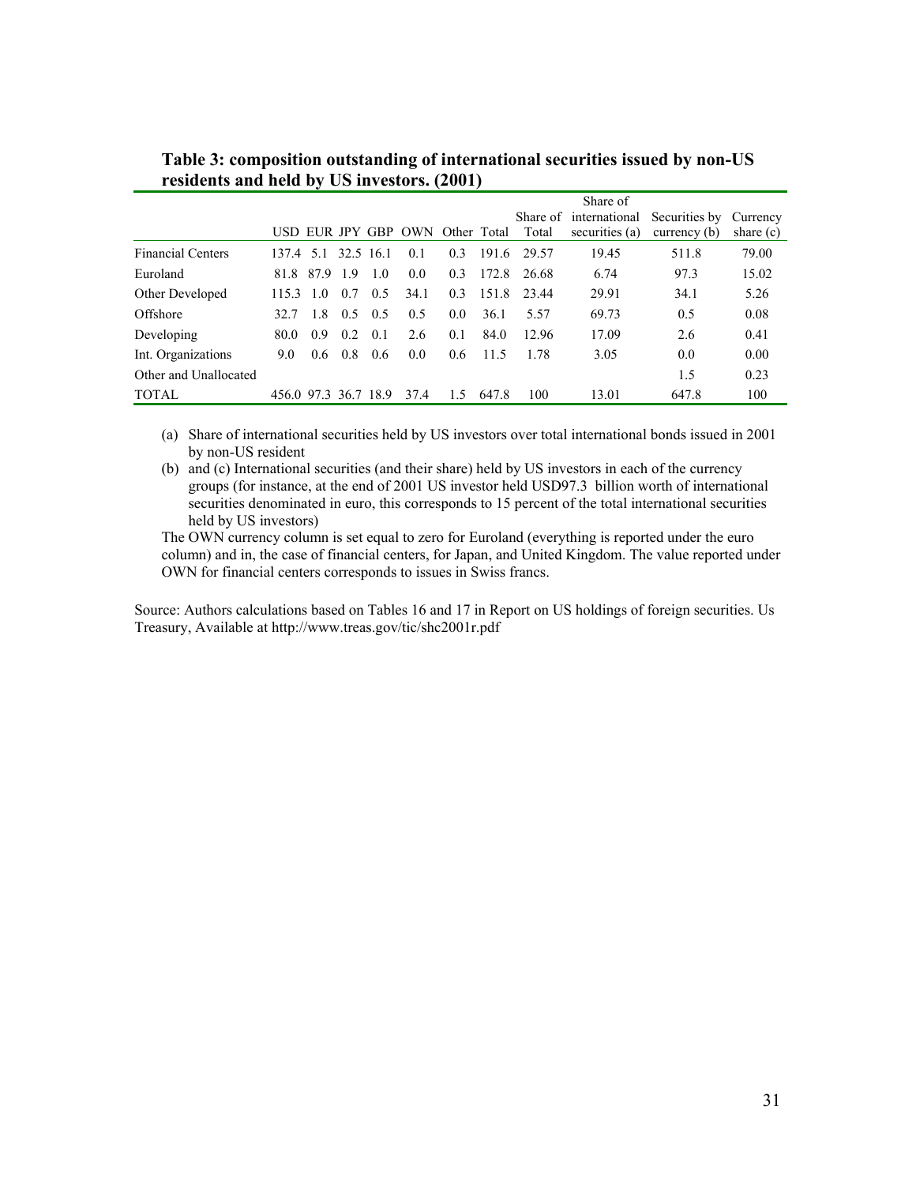**Table 3: composition outstanding of international securities issued by non-US residents and held by US investors. (2001)**

| | USD | EUR | JPY | GBP | OWN | Other | Total | Share of Total | Share of international securities (a) | Securities by currency (b) | Currency share (c) |
|---|---|---|---|---|---|---|---|---|---|---|---|
| Financial Centers | 137.4 | 5.1 | 32.5 | 16.1 | 0.1 | 0.3 | 191.6 | 29.57 | 19.45 | 511.8 | 79.00 |
| Euroland | 81.8 | 87.9 | 1.9 | 1.0 | 0.0 | 0.3 | 172.8 | 26.68 | 6.74 | 97.3 | 15.02 |
| Other Developed | 115.3 | 1.0 | 0.7 | 0.5 | 34.1 | 0.3 | 151.8 | 23.44 | 29.91 | 34.1 | 5.26 |
| Offshore | 32.7 | 1.8 | 0.5 | 0.5 | 0.5 | 0.0 | 36.1 | 5.57 | 69.73 | 0.5 | 0.08 |
| Developing | 80.0 | 0.9 | 0.2 | 0.1 | 2.6 | 0.1 | 84.0 | 12.96 | 17.09 | 2.6 | 0.41 |
| Int. Organizations | 9.0 | 0.6 | 0.8 | 0.6 | 0.0 | 0.6 | 11.5 | 1.78 | 3.05 | 0.0 | 0.00 |
| Other and Unallocated | | | | | | | | | | 1.5 | 0.23 |
| TOTAL | 456.0 | 97.3 | 36.7 | 18.9 | 37.4 | 1.5 | 647.8 | 100 | 13.01 | 647.8 | 100 |

(a) Share of international securities held by US investors over total international bonds issued in 2001 by non-US resident

(b) and (c) International securities (and their share) held by US investors in each of the currency groups (for instance, at the end of 2001 US investor held USD97.3 billion worth of international securities denominated in euro, this corresponds to 15 percent of the total international securities held by US investors)

The OWN currency column is set equal to zero for Euroland (everything is reported under the euro column) and in, the case of financial centers, for Japan, and United Kingdom. The value reported under OWN for financial centers corresponds to issues in Swiss francs.

Source: Authors calculations based on Tables 16 and 17 in Report on US holdings of foreign securities. Us Treasury, Available at http://www.treas.gov/tic/shc2001r.pdf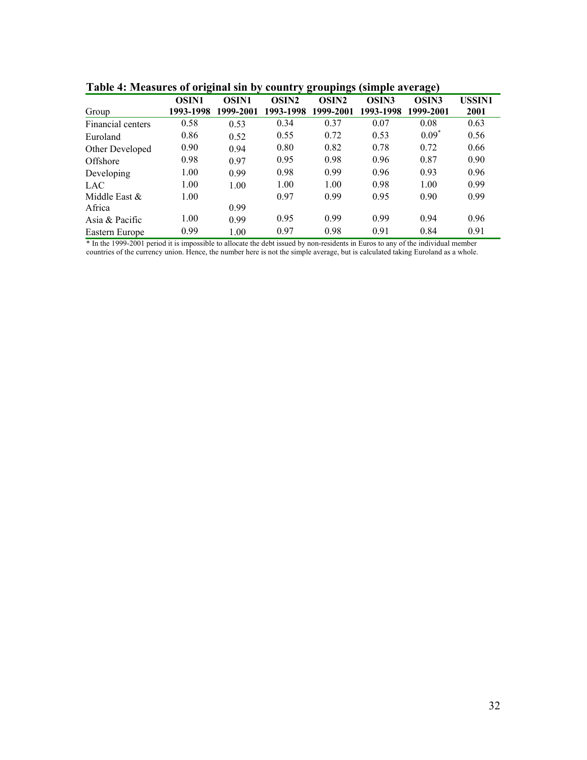**Table 4: Measures of original sin by country groupings (simple average)**

| Group | OSIN1 1993-1998 | OSIN1 1999-2001 | OSIN2 1993-1998 | OSIN2 1999-2001 | OSIN3 1993-1998 | OSIN3 1999-2001 | USSIN1 2001 |
|---|---|---|---|---|---|---|---|
| Financial centers | 0.58 | 0.53 | 0.34 | 0.37 | 0.07 | 0.08 | 0.63 |
| Euroland | 0.86 | 0.52 | 0.55 | 0.72 | 0.53 | 0.09* | 0.56 |
| Other Developed | 0.90 | 0.94 | 0.80 | 0.82 | 0.78 | 0.72 | 0.66 |
| Offshore | 0.98 | 0.97 | 0.95 | 0.98 | 0.96 | 0.87 | 0.90 |
| Developing | 1.00 | 0.99 | 0.98 | 0.99 | 0.96 | 0.93 | 0.96 |
| LAC | 1.00 | 1.00 | 1.00 | 1.00 | 0.98 | 1.00 | 0.99 |
| Middle East & Africa | 1.00 | 0.99 | 0.97 | 0.99 | 0.95 | 0.90 | 0.99 |
| Asia & Pacific | 1.00 | 0.99 | 0.95 | 0.99 | 0.99 | 0.94 | 0.96 |
| Eastern Europe | 0.99 | 1.00 | 0.97 | 0.98 | 0.91 | 0.84 | 0.91 |

* In the 1999-2001 period it is impossible to allocate the debt issued by non-residents in Euros to any of the individual member countries of the currency union. Hence, the number here is not the simple average, but is calculated taking Euroland as a whole.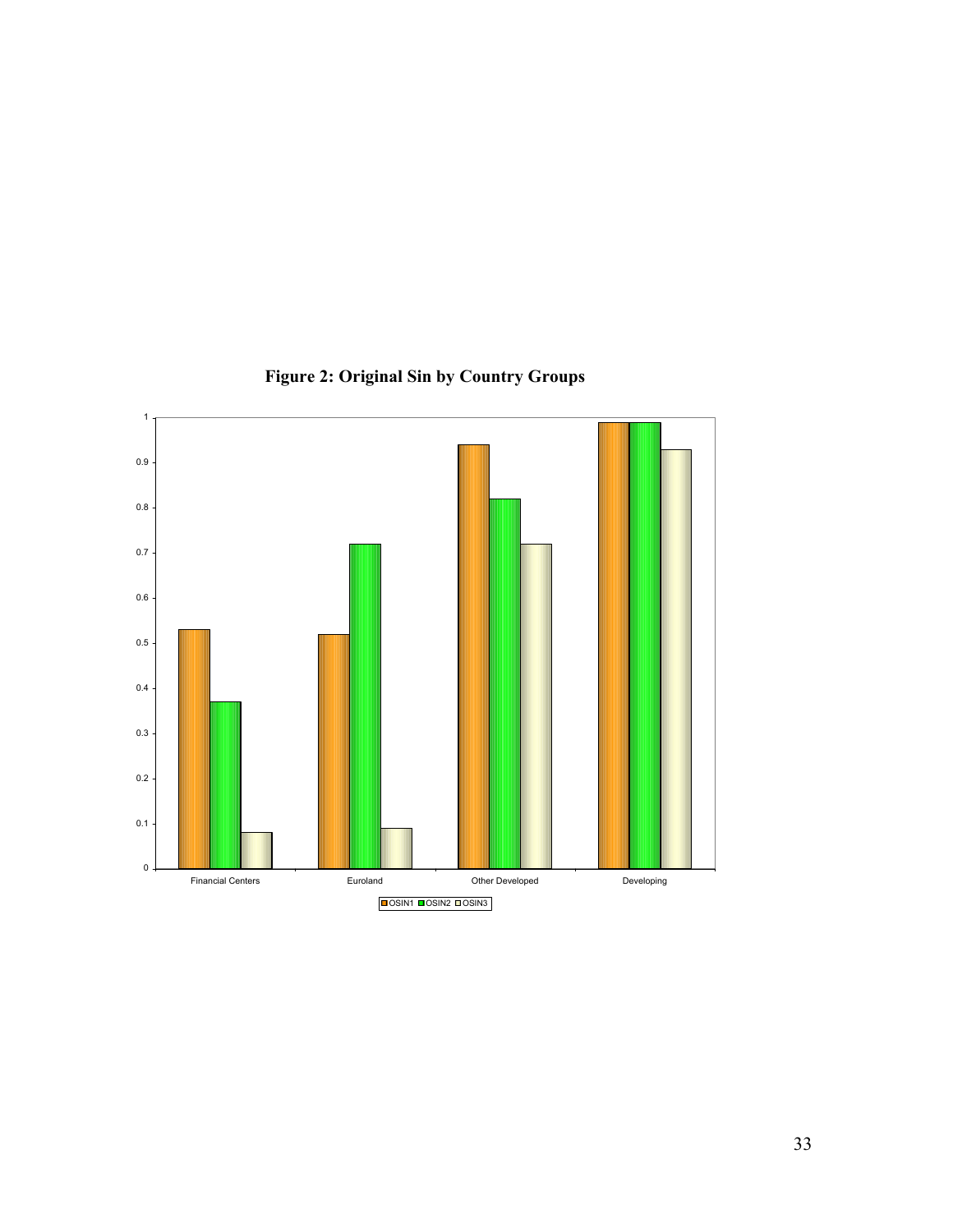**Figure 2: Original Sin by Country Groups**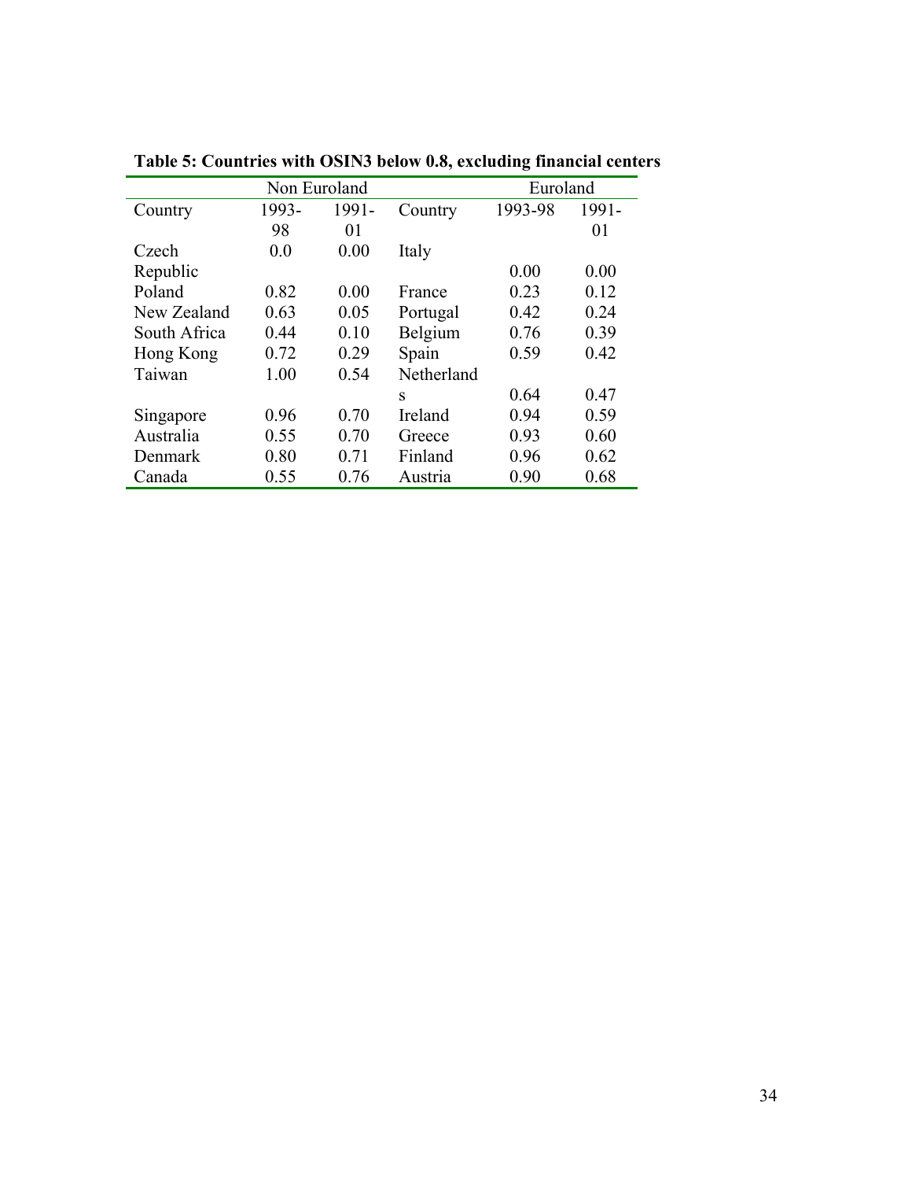**Table 5: Countries with OSIN3 below 0.8, excluding financial centers**

| Non Euroland | | | Euroland | | |
|---|---|---|---|---|---|
| Country | 1993-98 | 1991-01 | Country | 1993-98 | 1991-01 |
| Czech Republic | 0.0 | 0.00 | Italy | 0.00 | 0.00 |
| Poland | 0.82 | 0.00 | France | 0.23 | 0.12 |
| New Zealand | 0.63 | 0.05 | Portugal | 0.42 | 0.24 |
| South Africa | 0.44 | 0.10 | Belgium | 0.76 | 0.39 |
| Hong Kong | 0.72 | 0.29 | Spain | 0.59 | 0.42 |
| Taiwan | 1.00 | 0.54 | Netherlands | 0.64 | 0.47 |
| Singapore | 0.96 | 0.70 | Ireland | 0.94 | 0.59 |
| Australia | 0.55 | 0.70 | Greece | 0.93 | 0.60 |
| Denmark | 0.80 | 0.71 | Finland | 0.96 | 0.62 |
| Canada | 0.55 | 0.76 | Austria | 0.90 | 0.68 |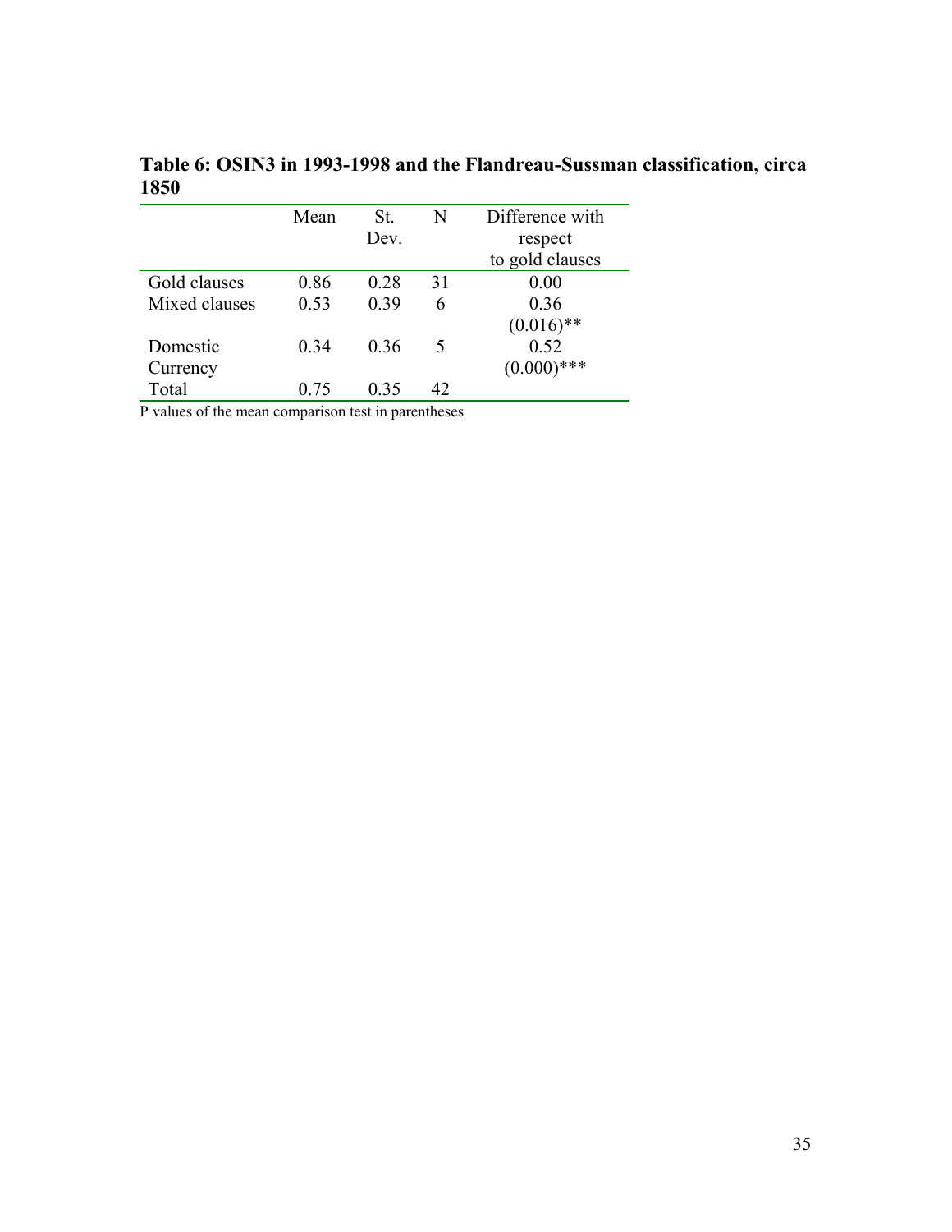**Table 6: OSIN3 in 1993-1998 and the Flandreau-Sussman classification, circa 1850**

| | Mean | St. Dev. | N | Difference with respect to gold clauses |
|---|---|---|---|---|
| Gold clauses | 0.86 | 0.28 | 31 | 0.00 |
| Mixed clauses | 0.53 | 0.39 | 6 | 0.36 (0.016)** |
| Domestic Currency | 0.34 | 0.36 | 5 | 0.52 (0.000)*** |
| Total | 0.75 | 0.35 | 42 | |

P values of the mean comparison test in parentheses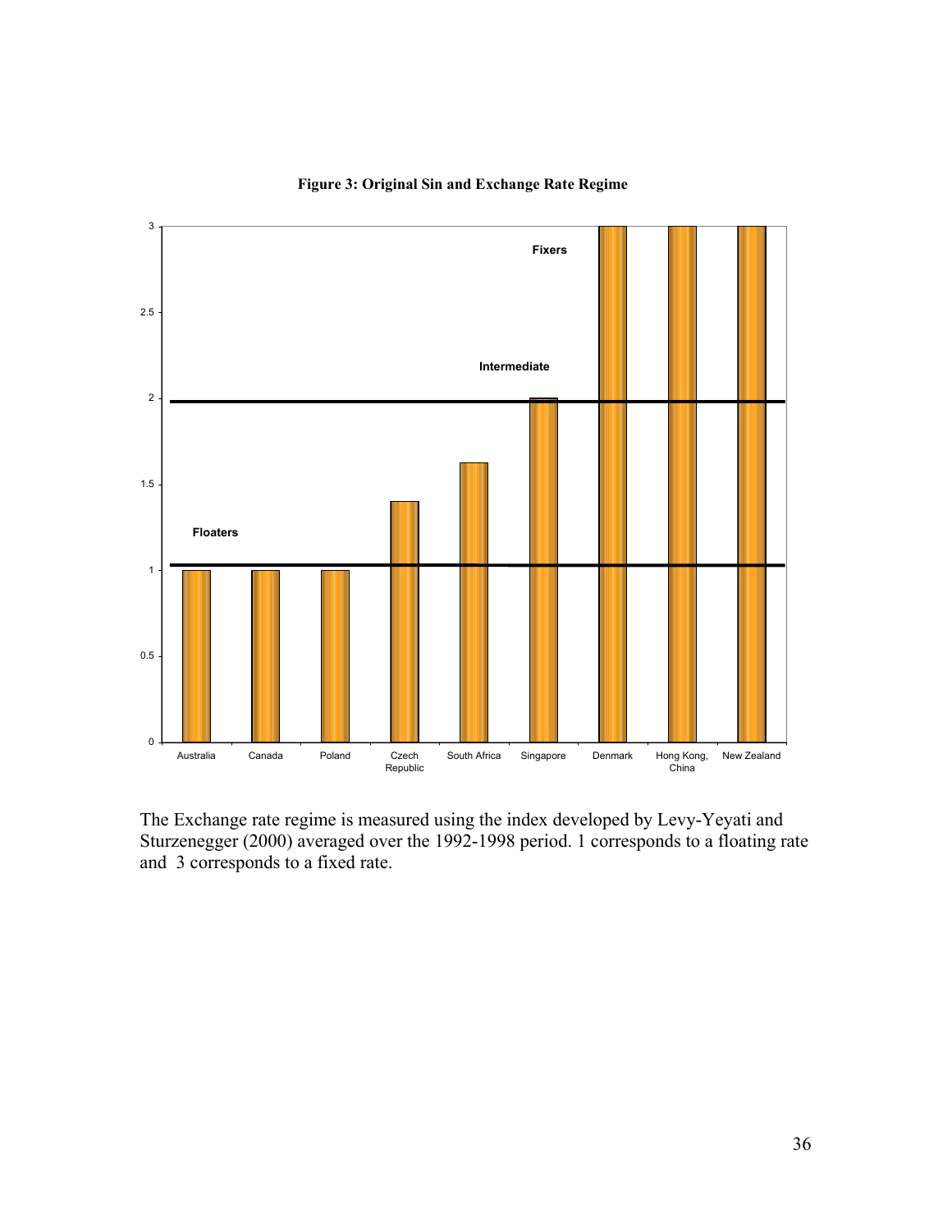**Figure 3: Original Sin and Exchange Rate Regime**

The Exchange rate regime is measured using the index developed by Levy-Yeyati and Sturzenegger (2000) averaged over the 1992-1998 period. 1 corresponds to a floating rate and 3 corresponds to a fixed rate.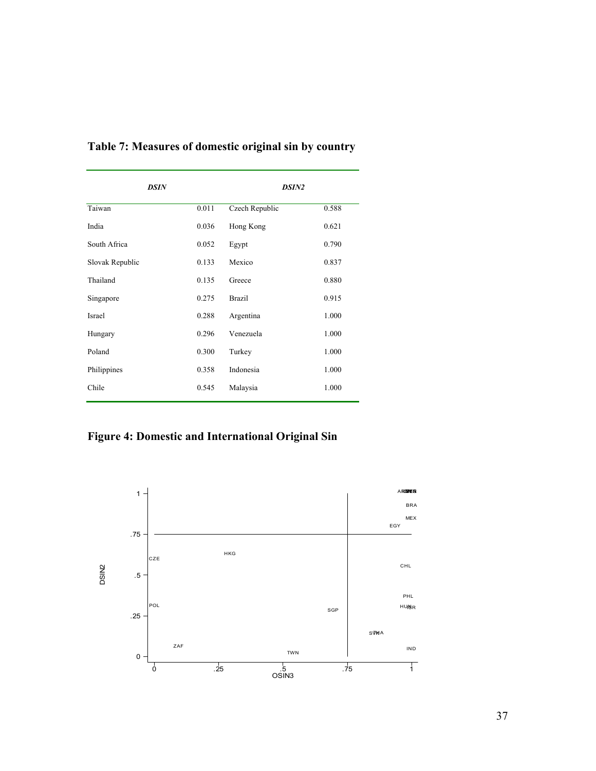## Table 7: Measures of domestic original sin by country

| *DSIN* | | *DSIN2* | |
|---|---|---|---|
| Taiwan | 0.011 | Czech Republic | 0.588 |
| India | 0.036 | Hong Kong | 0.621 |
| South Africa | 0.052 | Egypt | 0.790 |
| Slovak Republic | 0.133 | Mexico | 0.837 |
| Thailand | 0.135 | Greece | 0.880 |
| Singapore | 0.275 | Brazil | 0.915 |
| Israel | 0.288 | Argentina | 1.000 |
| Hungary | 0.296 | Venezuela | 1.000 |
| Poland | 0.300 | Turkey | 1.000 |
| Philippines | 0.358 | Indonesia | 1.000 |
| Chile | 0.545 | Malaysia | 1.000 |

## Figure 4: Domestic and International Original Sin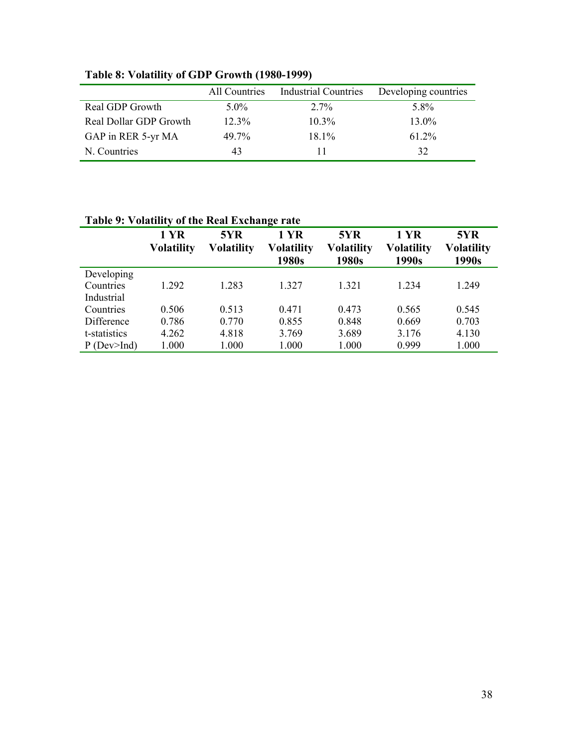**Table 8: Volatility of GDP Growth (1980-1999)**

| | All Countries | Industrial Countries | Developing countries |
|---|---|---|---|
| Real GDP Growth | 5.0% | 2.7% | 5.8% |
| Real Dollar GDP Growth | 12.3% | 10.3% | 13.0% |
| GAP in RER 5-yr MA | 49.7% | 18.1% | 61.2% |
| N. Countries | 43 | 11 | 32 |

**Table 9: Volatility of the Real Exchange rate**

| | 1 YR Volatility | 5YR Volatility | 1 YR Volatility 1980s | 5YR Volatility 1980s | 1 YR Volatility 1990s | 5YR Volatility 1990s |
|---|---|---|---|---|---|---|
| Developing Countries | 1.292 | 1.283 | 1.327 | 1.321 | 1.234 | 1.249 |
| Industrial Countries | 0.506 | 0.513 | 0.471 | 0.473 | 0.565 | 0.545 |
| Difference | 0.786 | 0.770 | 0.855 | 0.848 | 0.669 | 0.703 |
| t-statistics | 4.262 | 4.818 | 3.769 | 3.689 | 3.176 | 4.130 |
| P (Dev>Ind) | 1.000 | 1.000 | 1.000 | 1.000 | 0.999 | 1.000 |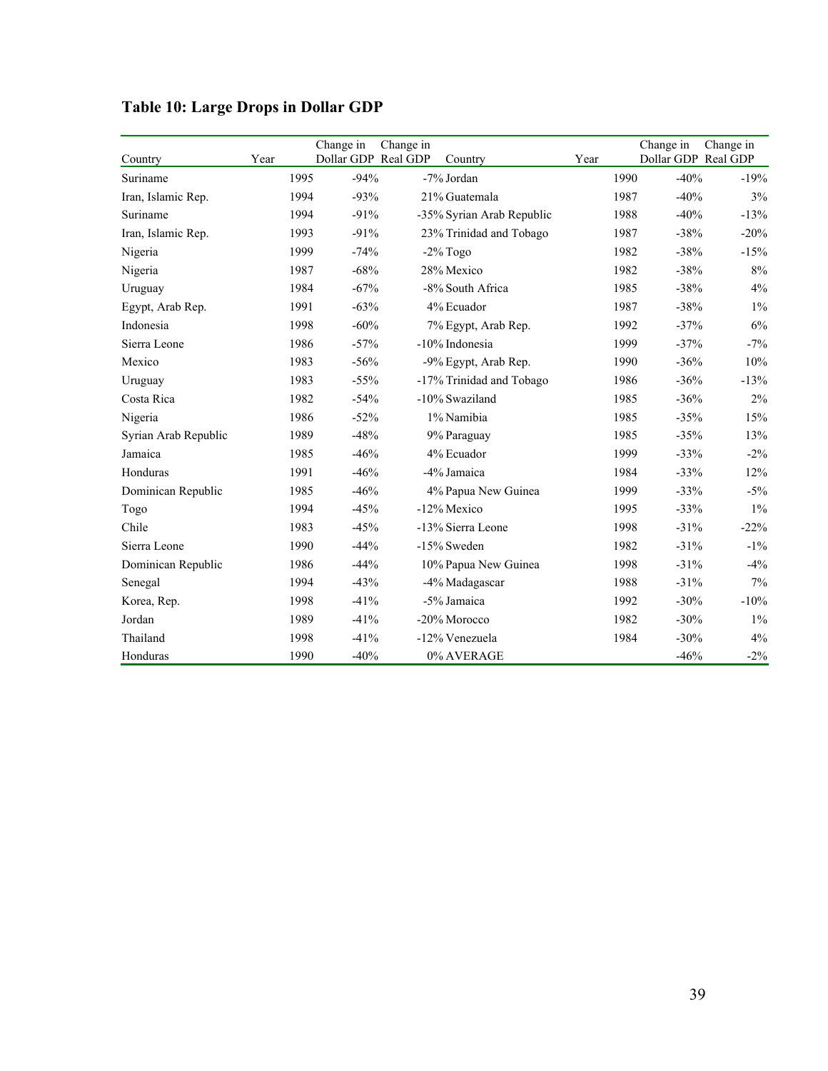**Table 10: Large Drops in Dollar GDP**

| Country | Year | Change in Dollar GDP | Change in Real GDP | Country | Year | Change in Dollar GDP | Change in Real GDP |
|---|---|---|---|---|---|---|---|
| Suriname | 1995 | -94% | -7% | Jordan | 1990 | -40% | -19% |
| Iran, Islamic Rep. | 1994 | -93% | 21% | Guatemala | 1987 | -40% | 3% |
| Suriname | 1994 | -91% | -35% | Syrian Arab Republic | 1988 | -40% | -13% |
| Iran, Islamic Rep. | 1993 | -91% | 23% | Trinidad and Tobago | 1987 | -38% | -20% |
| Nigeria | 1999 | -74% | -2% | Togo | 1982 | -38% | -15% |
| Nigeria | 1987 | -68% | 28% | Mexico | 1982 | -38% | 8% |
| Uruguay | 1984 | -67% | -8% | South Africa | 1985 | -38% | 4% |
| Egypt, Arab Rep. | 1991 | -63% | 4% | Ecuador | 1987 | -38% | 1% |
| Indonesia | 1998 | -60% | 7% | Egypt, Arab Rep. | 1992 | -37% | 6% |
| Sierra Leone | 1986 | -57% | -10% | Indonesia | 1999 | -37% | -7% |
| Mexico | 1983 | -56% | -9% | Egypt, Arab Rep. | 1990 | -36% | 10% |
| Uruguay | 1983 | -55% | -17% | Trinidad and Tobago | 1986 | -36% | -13% |
| Costa Rica | 1982 | -54% | -10% | Swaziland | 1985 | -36% | 2% |
| Nigeria | 1986 | -52% | 1% | Namibia | 1985 | -35% | 15% |
| Syrian Arab Republic | 1989 | -48% | 9% | Paraguay | 1985 | -35% | 13% |
| Jamaica | 1985 | -46% | 4% | Ecuador | 1999 | -33% | -2% |
| Honduras | 1991 | -46% | -4% | Jamaica | 1984 | -33% | 12% |
| Dominican Republic | 1985 | -46% | 4% | Papua New Guinea | 1999 | -33% | -5% |
| Togo | 1994 | -45% | -12% | Mexico | 1995 | -33% | 1% |
| Chile | 1983 | -45% | -13% | Sierra Leone | 1998 | -31% | -22% |
| Sierra Leone | 1990 | -44% | -15% | Sweden | 1982 | -31% | -1% |
| Dominican Republic | 1986 | -44% | 10% | Papua New Guinea | 1998 | -31% | -4% |
| Senegal | 1994 | -43% | -4% | Madagascar | 1988 | -31% | 7% |
| Korea, Rep. | 1998 | -41% | -5% | Jamaica | 1992 | -30% | -10% |
| Jordan | 1989 | -41% | -20% | Morocco | 1982 | -30% | 1% |
| Thailand | 1998 | -41% | -12% | Venezuela | 1984 | -30% | 4% |
| Honduras | 1990 | -40% | 0% | AVERAGE | | -46% | -2% |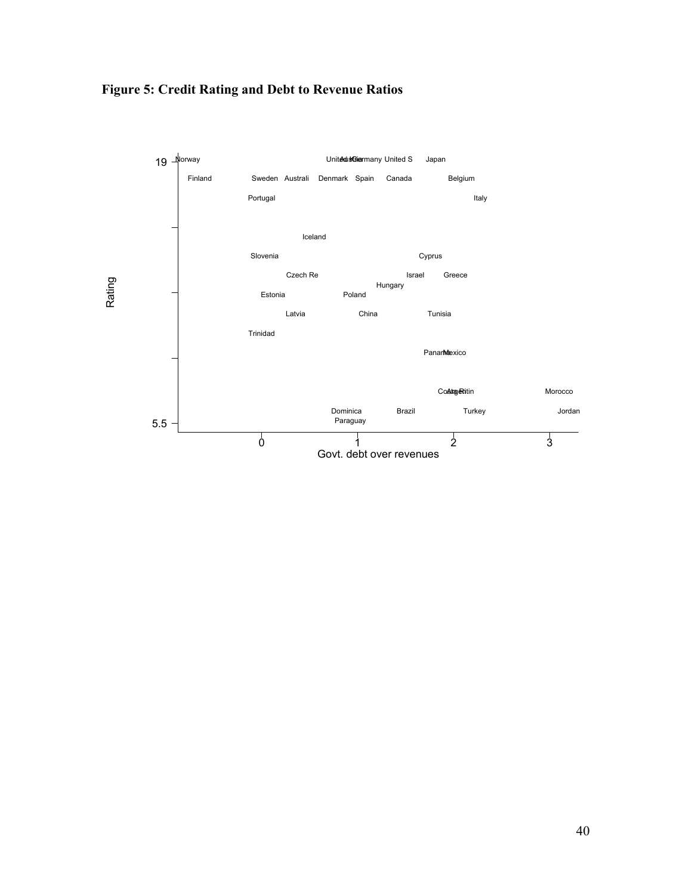**Figure 5: Credit Rating and Debt to Revenue Ratios**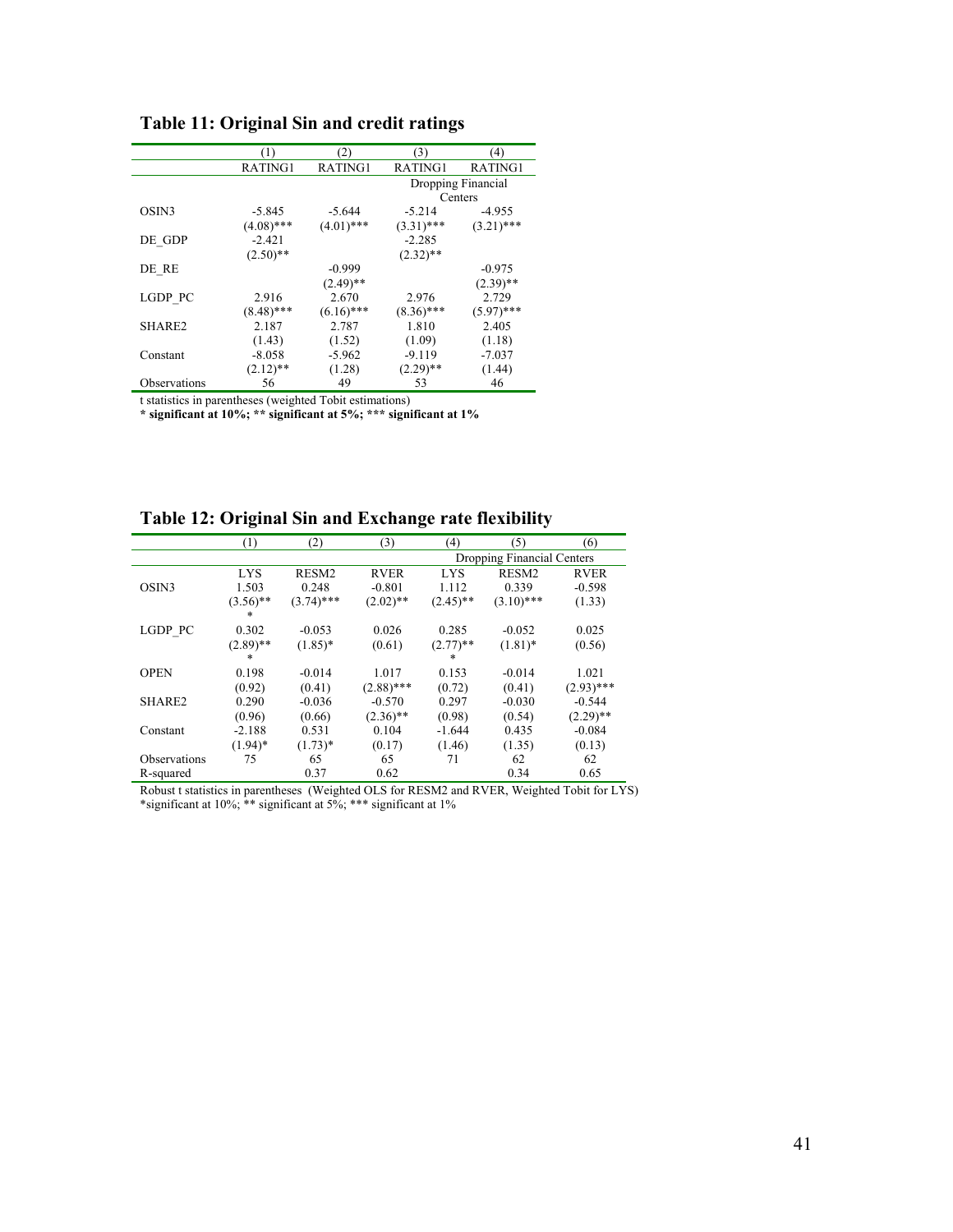**Table 11: Original Sin and credit ratings**

| | (1) | (2) | (3) | (4) |
|---|---|---|---|---|
| | RATING1 | RATING1 | RATING1 | RATING1 |
| | | | Dropping Financial Centers | |
| OSIN3 | -5.845 | -5.644 | -5.214 | -4.955 |
| | (4.08)*** | (4.01)*** | (3.31)*** | (3.21)*** |
| DE_GDP | -2.421 | | -2.285 | |
| | (2.50)** | | (2.32)** | |
| DE_RE | | -0.999 | | -0.975 |
| | | (2.49)** | | (2.39)** |
| LGDP_PC | 2.916 | 2.670 | 2.976 | 2.729 |
| | (8.48)*** | (6.16)*** | (8.36)*** | (5.97)*** |
| SHARE2 | 2.187 | 2.787 | 1.810 | 2.405 |
| | (1.43) | (1.52) | (1.09) | (1.18) |
| Constant | -8.058 | -5.962 | -9.119 | -7.037 |
| | (2.12)** | (1.28) | (2.29)** | (1.44) |
| Observations | 56 | 49 | 53 | 46 |

t statistics in parentheses (weighted Tobit estimations)

**\* significant at 10%; \*\* significant at 5%; \*\*\* significant at 1%**

**Table 12: Original Sin and Exchange rate flexibility**

| | (1) | (2) | (3) | (4) | (5) | (6) |
|---|---|---|---|---|---|---|
| | | | | Dropping Financial Centers | | |
| | LYS | RESM2 | RVER | LYS | RESM2 | RVER |
| OSIN3 | 1.503 | 0.248 | -0.801 | 1.112 | 0.339 | -0.598 |
| | (3.56)*** | (3.74)*** | (2.02)** | (2.45)** | (3.10)*** | (1.33) |
| LGDP_PC | 0.302 | -0.053 | 0.026 | 0.285 | -0.052 | 0.025 |
| | (2.89)*** | (1.85)* | (0.61) | (2.77)*** | (1.81)* | (0.56) |
| OPEN | 0.198 | -0.014 | 1.017 | 0.153 | -0.014 | 1.021 |
| | (0.92) | (0.41) | (2.88)*** | (0.72) | (0.41) | (2.93)*** |
| SHARE2 | 0.290 | -0.036 | -0.570 | 0.297 | -0.030 | -0.544 |
| | (0.96) | (0.66) | (2.36)** | (0.98) | (0.54) | (2.29)** |
| Constant | -2.188 | 0.531 | 0.104 | -1.644 | 0.435 | -0.084 |
| | (1.94)* | (1.73)* | (0.17) | (1.46) | (1.35) | (0.13) |
| Observations | 75 | 65 | 65 | 71 | 62 | 62 |
| R-squared | | 0.37 | 0.62 | | 0.34 | 0.65 |

Robust t statistics in parentheses (Weighted OLS for RESM2 and RVER, Weighted Tobit for LYS)

*significant at 10%; ** significant at 5%; *** significant at 1%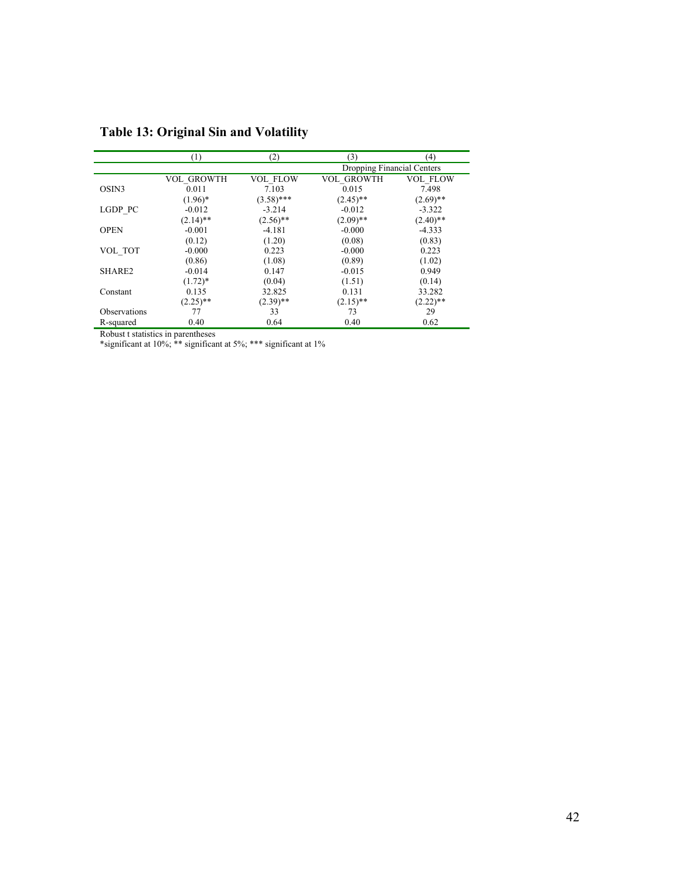## Table 13: Original Sin and Volatility

| | (1) | (2) | (3) | (4) |
|---|---|---|---|---|
| | | | Dropping Financial Centers | |
| | VOL_GROWTH | VOL_FLOW | VOL_GROWTH | VOL_FLOW |
| OSIN3 | 0.011 | 7.103 | 0.015 | 7.498 |
| | (1.96)* | (3.58)*** | (2.45)** | (2.69)** |
| LGDP_PC | -0.012 | -3.214 | -0.012 | -3.322 |
| | (2.14)** | (2.56)** | (2.09)** | (2.40)** |
| OPEN | -0.001 | -4.181 | -0.000 | -4.333 |
| | (0.12) | (1.20) | (0.08) | (0.83) |
| VOL_TOT | -0.000 | 0.223 | -0.000 | 0.223 |
| | (0.86) | (1.08) | (0.89) | (1.02) |
| SHARE2 | -0.014 | 0.147 | -0.015 | 0.949 |
| | (1.72)* | (0.04) | (1.51) | (0.14) |
| Constant | 0.135 | 32.825 | 0.131 | 33.282 |
| | (2.25)** | (2.39)** | (2.15)** | (2.22)** |
| Observations | 77 | 33 | 73 | 29 |
| R-squared | 0.40 | 0.64 | 0.40 | 0.62 |

Robust t statistics in parentheses
*significant at 10%; ** significant at 5%; *** significant at 1%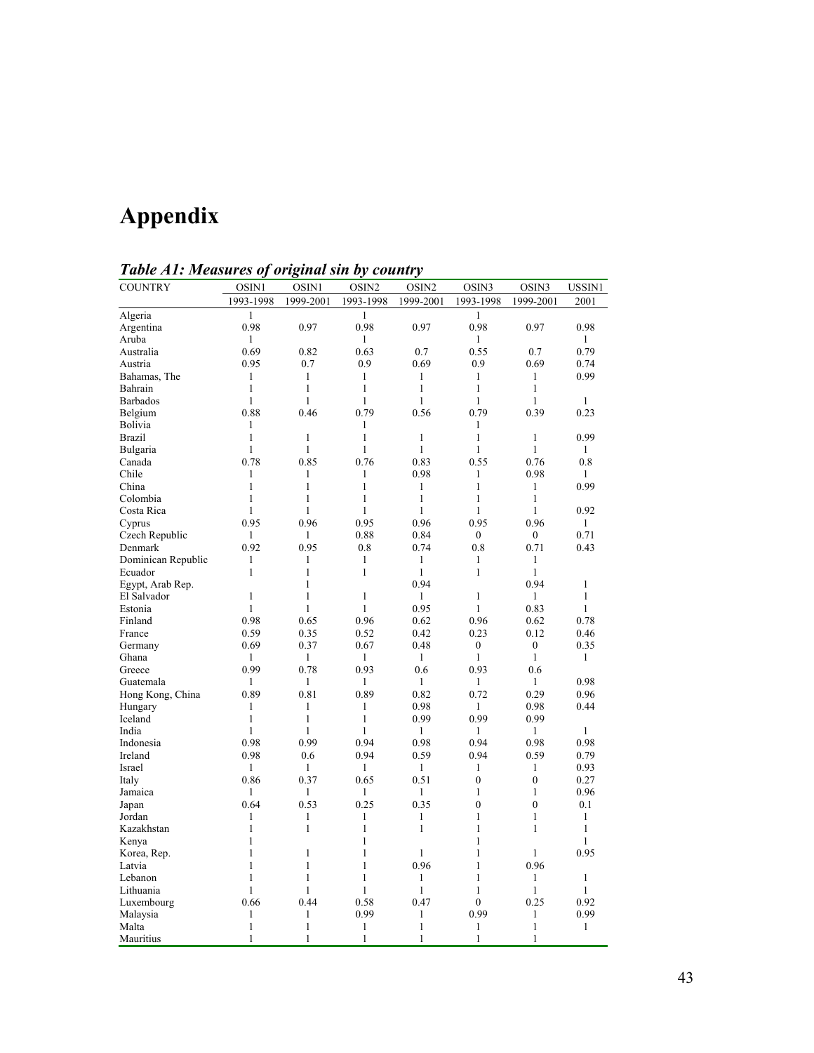# Appendix

*Table A1: Measures of original sin by country*

| COUNTRY | OSIN1 | OSIN1 | OSIN2 | OSIN2 | OSIN3 | OSIN3 | USSIN1 |
|---|---|---|---|---|---|---|---|
| | 1993-1998 | 1999-2001 | 1993-1998 | 1999-2001 | 1993-1998 | 1999-2001 | 2001 |
| Algeria | 1 | | 1 | | 1 | | |
| Argentina | 0.98 | 0.97 | 0.98 | 0.97 | 0.98 | 0.97 | 0.98 |
| Aruba | 1 | | 1 | | 1 | | 1 |
| Australia | 0.69 | 0.82 | 0.63 | 0.7 | 0.55 | 0.7 | 0.79 |
| Austria | 0.95 | 0.7 | 0.9 | 0.69 | 0.9 | 0.69 | 0.74 |
| Bahamas, The | 1 | 1 | 1 | 1 | 1 | 1 | 0.99 |
| Bahrain | 1 | 1 | 1 | 1 | 1 | 1 | |
| Barbados | 1 | 1 | 1 | 1 | 1 | 1 | 1 |
| Belgium | 0.88 | 0.46 | 0.79 | 0.56 | 0.79 | 0.39 | 0.23 |
| Bolivia | 1 | | 1 | | 1 | | |
| Brazil | 1 | 1 | 1 | 1 | 1 | 1 | 0.99 |
| Bulgaria | 1 | 1 | 1 | 1 | 1 | 1 | 1 |
| Canada | 0.78 | 0.85 | 0.76 | 0.83 | 0.55 | 0.76 | 0.8 |
| Chile | 1 | 1 | 1 | 0.98 | 1 | 0.98 | 1 |
| China | 1 | 1 | 1 | 1 | 1 | 1 | 0.99 |
| Colombia | 1 | 1 | 1 | 1 | 1 | 1 | |
| Costa Rica | 1 | 1 | 1 | 1 | 1 | 1 | 0.92 |
| Cyprus | 0.95 | 0.96 | 0.95 | 0.96 | 0.95 | 0.96 | 1 |
| Czech Republic | 1 | 1 | 0.88 | 0.84 | 0 | 0 | 0.71 |
| Denmark | 0.92 | 0.95 | 0.8 | 0.74 | 0.8 | 0.71 | 0.43 |
| Dominican Republic | 1 | 1 | 1 | 1 | 1 | 1 | |
| Ecuador | 1 | 1 | 1 | 1 | 1 | 1 | |
| Egypt, Arab Rep. | | 1 | | 0.94 | | 0.94 | 1 |
| El Salvador | 1 | 1 | 1 | 1 | 1 | 1 | 1 |
| Estonia | 1 | 1 | 1 | 0.95 | 1 | 0.83 | 1 |
| Finland | 0.98 | 0.65 | 0.96 | 0.62 | 0.96 | 0.62 | 0.78 |
| France | 0.59 | 0.35 | 0.52 | 0.42 | 0.23 | 0.12 | 0.46 |
| Germany | 0.69 | 0.37 | 0.67 | 0.48 | 0 | 0 | 0.35 |
| Ghana | 1 | 1 | 1 | 1 | 1 | 1 | 1 |
| Greece | 0.99 | 0.78 | 0.93 | 0.6 | 0.93 | 0.6 | |
| Guatemala | 1 | 1 | 1 | 1 | 1 | 1 | 0.98 |
| Hong Kong, China | 0.89 | 0.81 | 0.89 | 0.82 | 0.72 | 0.29 | 0.96 |
| Hungary | 1 | 1 | 1 | 0.98 | 1 | 0.98 | 0.44 |
| Iceland | 1 | 1 | 1 | 0.99 | 0.99 | 0.99 | |
| India | 1 | 1 | 1 | 1 | 1 | 1 | 1 |
| Indonesia | 0.98 | 0.99 | 0.94 | 0.98 | 0.94 | 0.98 | 0.98 |
| Ireland | 0.98 | 0.6 | 0.94 | 0.59 | 0.94 | 0.59 | 0.79 |
| Israel | 1 | 1 | 1 | 1 | 1 | 1 | 0.93 |
| Italy | 0.86 | 0.37 | 0.65 | 0.51 | 0 | 0 | 0.27 |
| Jamaica | 1 | 1 | 1 | 1 | 1 | 1 | 0.96 |
| Japan | 0.64 | 0.53 | 0.25 | 0.35 | 0 | 0 | 0.1 |
| Jordan | 1 | 1 | 1 | 1 | 1 | 1 | 1 |
| Kazakhstan | 1 | 1 | 1 | 1 | 1 | 1 | 1 |
| Kenya | 1 | | 1 | | 1 | | 1 |
| Korea, Rep. | 1 | 1 | 1 | 1 | 1 | 1 | 0.95 |
| Latvia | 1 | 1 | 1 | 0.96 | 1 | 0.96 | |
| Lebanon | 1 | 1 | 1 | 1 | 1 | 1 | 1 |
| Lithuania | 1 | 1 | 1 | 1 | 1 | 1 | 1 |
| Luxembourg | 0.66 | 0.44 | 0.58 | 0.47 | 0 | 0.25 | 0.92 |
| Malaysia | 1 | 1 | 0.99 | 1 | 0.99 | 1 | 0.99 |
| Malta | 1 | 1 | 1 | 1 | 1 | 1 | 1 |
| Mauritius | 1 | 1 | 1 | 1 | 1 | 1 | |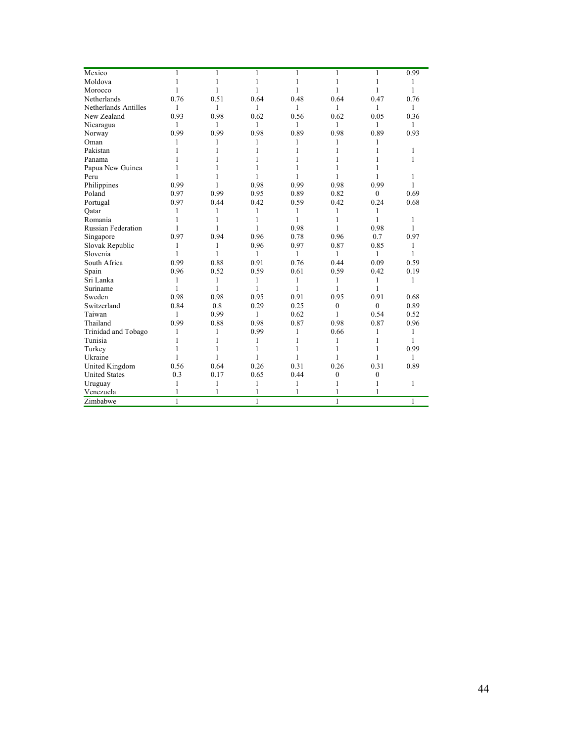| | | | | | | | |
|---|---|---|---|---|---|---|---|
| Mexico | 1 | 1 | 1 | 1 | 1 | 1 | 0.99 |
| Moldova | 1 | 1 | 1 | 1 | 1 | 1 | 1 |
| Morocco | 1 | 1 | 1 | 1 | 1 | 1 | 1 |
| Netherlands | 0.76 | 0.51 | 0.64 | 0.48 | 0.64 | 0.47 | 0.76 |
| Netherlands Antilles | 1 | 1 | 1 | 1 | 1 | 1 | 1 |
| New Zealand | 0.93 | 0.98 | 0.62 | 0.56 | 0.62 | 0.05 | 0.36 |
| Nicaragua | 1 | 1 | 1 | 1 | 1 | 1 | 1 |
| Norway | 0.99 | 0.99 | 0.98 | 0.89 | 0.98 | 0.89 | 0.93 |
| Oman | 1 | 1 | 1 | 1 | 1 | 1 | |
| Pakistan | 1 | 1 | 1 | 1 | 1 | 1 | 1 |
| Panama | 1 | 1 | 1 | 1 | 1 | 1 | 1 |
| Papua New Guinea | 1 | 1 | 1 | 1 | 1 | 1 | |
| Peru | 1 | 1 | 1 | 1 | 1 | 1 | 1 |
| Philippines | 0.99 | 1 | 0.98 | 0.99 | 0.98 | 0.99 | 1 |
| Poland | 0.97 | 0.99 | 0.95 | 0.89 | 0.82 | 0 | 0.69 |
| Portugal | 0.97 | 0.44 | 0.42 | 0.59 | 0.42 | 0.24 | 0.68 |
| Qatar | 1 | 1 | 1 | 1 | 1 | 1 | |
| Romania | 1 | 1 | 1 | 1 | 1 | 1 | 1 |
| Russian Federation | 1 | 1 | 1 | 0.98 | 1 | 0.98 | 1 |
| Singapore | 0.97 | 0.94 | 0.96 | 0.78 | 0.96 | 0.7 | 0.97 |
| Slovak Republic | 1 | 1 | 0.96 | 0.97 | 0.87 | 0.85 | 1 |
| Slovenia | 1 | 1 | 1 | 1 | 1 | 1 | 1 |
| South Africa | 0.99 | 0.88 | 0.91 | 0.76 | 0.44 | 0.09 | 0.59 |
| Spain | 0.96 | 0.52 | 0.59 | 0.61 | 0.59 | 0.42 | 0.19 |
| Sri Lanka | 1 | 1 | 1 | 1 | 1 | 1 | 1 |
| Suriname | 1 | 1 | 1 | 1 | 1 | 1 | |
| Sweden | 0.98 | 0.98 | 0.95 | 0.91 | 0.95 | 0.91 | 0.68 |
| Switzerland | 0.84 | 0.8 | 0.29 | 0.25 | 0 | 0 | 0.89 |
| Taiwan | 1 | 0.99 | 1 | 0.62 | 1 | 0.54 | 0.52 |
| Thailand | 0.99 | 0.88 | 0.98 | 0.87 | 0.98 | 0.87 | 0.96 |
| Trinidad and Tobago | 1 | 1 | 0.99 | 1 | 0.66 | 1 | 1 |
| Tunisia | 1 | 1 | 1 | 1 | 1 | 1 | 1 |
| Turkey | 1 | 1 | 1 | 1 | 1 | 1 | 0.99 |
| Ukraine | 1 | 1 | 1 | 1 | 1 | 1 | 1 |
| United Kingdom | 0.56 | 0.64 | 0.26 | 0.31 | 0.26 | 0.31 | 0.89 |
| United States | 0.3 | 0.17 | 0.65 | 0.44 | 0 | 0 | |
| Uruguay | 1 | 1 | 1 | 1 | 1 | 1 | 1 |
| Venezuela | 1 | 1 | 1 | 1 | 1 | 1 | |
| Zimbabwe | 1 | | 1 | | 1 | | 1 |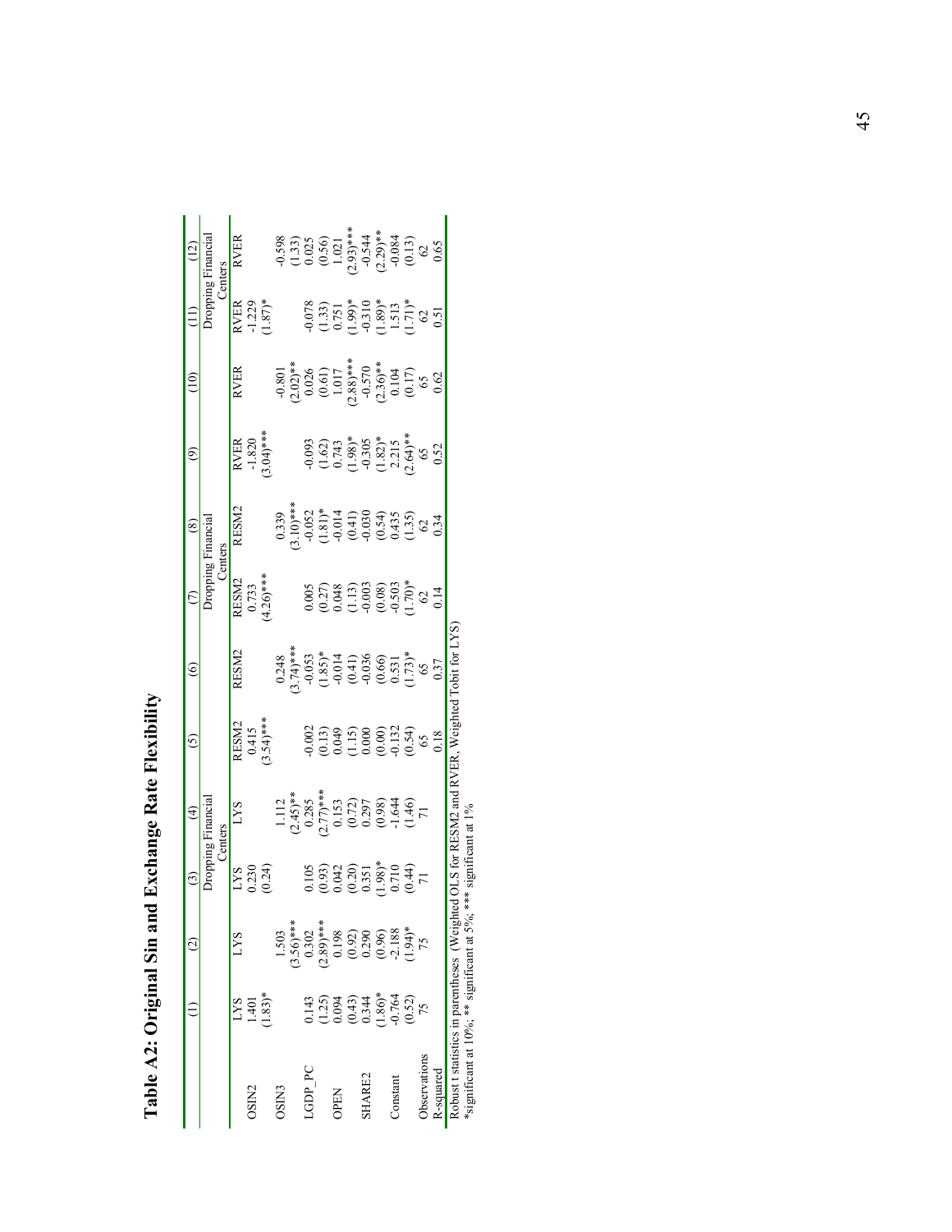# Table A2: Original Sin and Exchange Rate Flexibility

| | (1) | (2) | (3) | (4) | (5) | (6) | (7) | (8) | (9) | (10) | (11) | (12) |
|---|---|---|---|---|---|---|---|---|---|---|---|---|
| | | | Dropping Financial Centers | | | | Dropping Financial Centers | | | | Dropping Financial Centers | |
| | LYS | LYS | LYS | LYS | RESM2 | RESM2 | RESM2 | RESM2 | RVER | RVER | RVER | RVER |
| OSIN2 | 1.401 | | 0.230 | | 0.415 | | 0.733 | | -1.820 | | -1.229 | |
| | (1.83)* | | (0.24) | | (3.54)*** | | (4.26)*** | | (3.04)*** | | (1.87)* | |
| OSIN3 | | 1.503 | | 1.112 | | 0.248 | | 0.339 | | -0.801 | | -0.598 |
| | | (3.56)*** | | (2.45)** | | (3.74)*** | | (3.10)*** | | (2.02)** | | (1.33) |
| LGDP_PC | 0.143 | 0.302 | 0.105 | 0.285 | -0.002 | -0.053 | 0.005 | -0.052 | -0.093 | 0.026 | -0.078 | 0.025 |
| | (1.25) | (2.89)*** | (0.93) | (2.77)*** | (0.13) | (1.85)* | (0.27) | (1.81)* | (1.62) | (0.61) | (1.33) | (0.56) |
| OPEN | 0.094 | 0.198 | 0.042 | 0.153 | 0.049 | -0.014 | 0.048 | -0.014 | 0.743 | 1.017 | 0.751 | 1.021 |
| | (0.43) | (0.92) | (0.20) | (0.72) | (1.15) | (0.41) | (1.13) | (0.41) | (1.98)* | (2.88)*** | (1.99)* | (2.93)*** |
| SHARE2 | 0.344 | 0.290 | 0.351 | 0.297 | 0.000 | -0.036 | -0.003 | -0.030 | -0.305 | -0.570 | -0.310 | -0.544 |
| | (1.86)* | (0.96) | (1.98)* | (0.98) | (0.00) | (0.66) | (0.08) | (0.54) | (1.82)* | (2.36)** | (1.89)* | (2.29)** |
| Constant | -0.764 | -2.188 | 0.710 | -1.644 | -0.132 | 0.531 | -0.503 | 0.435 | 2.215 | 0.104 | 1.513 | -0.084 |
| | (0.52) | (1.94)* | (0.44) | (1.46) | (0.54) | (1.73)* | (1.70)* | (1.35) | (2.64)** | (0.17) | (1.71)* | (0.13) |
| Observations | 75 | 75 | 71 | 71 | 65 | 65 | 62 | 62 | 65 | 65 | 62 | 62 |
| R-squared | | | | | 0.18 | 0.37 | 0.14 | 0.34 | 0.52 | 0.62 | 0.51 | 0.65 |

Robust t statistics in parentheses (Weighted OLS for RESM2 and RVER, Weighted Tobit for LYS)
*significant at 10%; ** significant at 5%; *** significant at 1%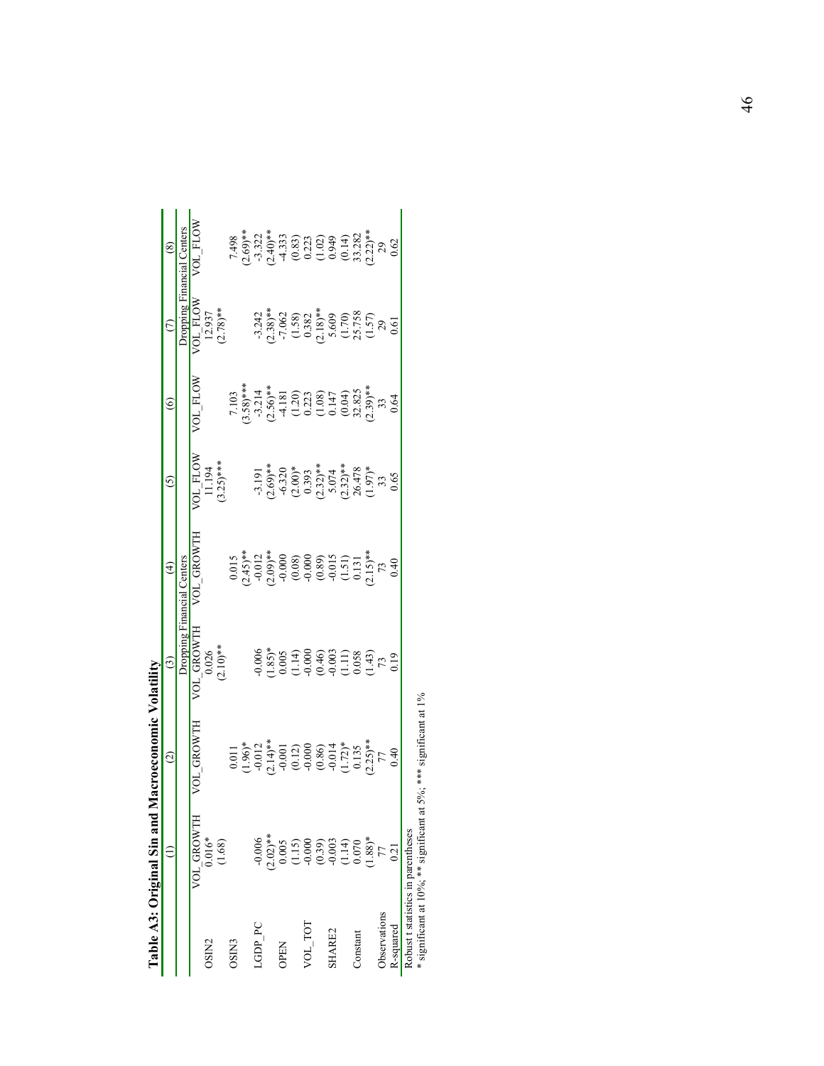**Table A3: Original Sin and Macroeconomic Volatility**

| | (1) | (2) | (3) | (4) | (5) | (6) | (7) | (8) |
|---|---|---|---|---|---|---|---|---|
| | | | Dropping Financial Centers | | | | Dropping Financial Centers | |
| | VOL_GROWTH | VOL_GROWTH | VOL_GROWTH | VOL_GROWTH | VOL_FLOW | VOL_FLOW | VOL_FLOW | VOL_FLOW |
| OSIN2 | 0.016* | | 0.026 | | 11.194 | | 12.937 | |
| | (1.68) | | (2.10)** | | (3.25)*** | | (2.78)** | |
| OSIN3 | | 0.011 | | 0.015 | | 7.103 | | 7.498 |
| | | (1.96)* | | (2.45)** | | (3.58)*** | | (2.69)** |
| LGDP_PC | -0.006 | -0.012 | -0.006 | -0.012 | -3.191 | -3.214 | -3.242 | -3.322 |
| | (2.02)** | (2.14)** | (1.85)* | (2.09)** | (2.69)** | (2.56)** | (2.38)** | (2.40)** |
| OPEN | 0.005 | -0.001 | 0.005 | -0.000 | -6.320 | -4.181 | -7.062 | -4.333 |
| | (1.15) | (0.12) | (1.14) | (0.08) | (2.00)* | (1.20) | (1.58) | (0.83) |
| VOL_TOT | -0.000 | -0.000 | -0.000 | -0.000 | 0.393 | 0.223 | 0.382 | 0.223 |
| | (0.39) | (0.86) | (0.46) | (0.89) | (2.32)** | (1.08) | (2.18)** | (1.02) |
| SHARE2 | -0.003 | -0.014 | -0.003 | -0.015 | 5.074 | 0.147 | 5.609 | 0.949 |
| | (1.14) | (1.72)* | (1.11) | (1.51) | (2.32)** | (0.04) | (1.70) | (0.14) |
| Constant | 0.070 | 0.135 | 0.058 | 0.131 | 26.478 | 32.825 | 25.758 | 33.282 |
| | (1.88)* | (2.25)** | (1.43) | (2.15)** | (1.97)* | (2.39)** | (1.57) | (2.22)** |
| Observations | 77 | 77 | 73 | 73 | 33 | 33 | 29 | 29 |
| R-squared | 0.21 | 0.40 | 0.19 | 0.40 | 0.65 | 0.64 | 0.61 | 0.62 |

Robust t statistics in parentheses
\* significant at 10%; ** significant at 5%; *** significant at 1%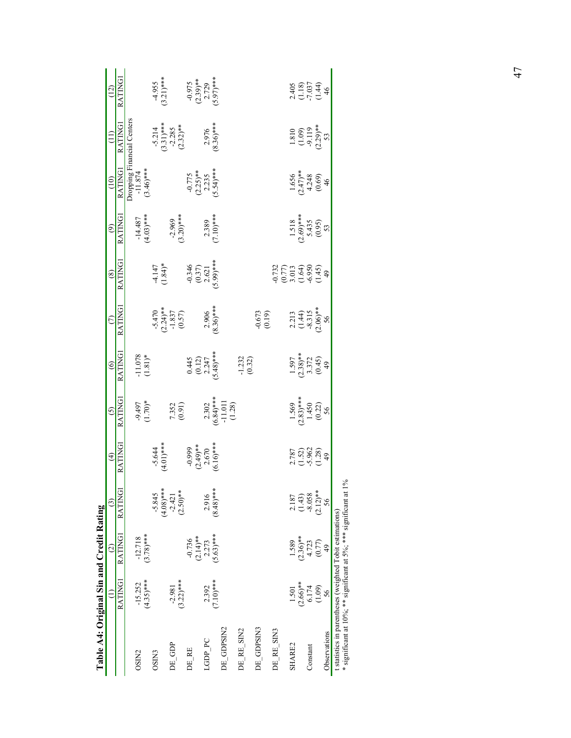## Table A4: Original Sin and Credit Rating

| | (1) | (2) | (3) | (4) | (5) | (6) | (7) | (8) | (9) | (10) | (11) | (12) |
|---|---|---|---|---|---|---|---|---|---|---|---|---|
| | RATING1 | RATING1 | RATING1 | RATING1 | RATING1 | RATING1 | RATING1 | RATING1 | RATING1 | RATING1 | RATING1 | RATING1 |
| | | | | | | | | | | Dropping Financial Centers | | |
| OSIN2 | -15.252 | -12.718 | | | -9.497 | -11.078 | | | -14.487 | -11.874 | | |
| | (4.35)*** | (3.78)*** | | | (1.70)* | (1.81)* | | | (4.03)*** | (3.46)*** | | |
| OSIN3 | | | -5.845 | -5.644 | | | -5.470 | -4.147 | | | -5.214 | -4.955 |
| | | | (4.08)*** | (4.01)*** | | | (2.24)** | (1.84)* | | | (3.31)*** | (3.21)*** |
| DE_GDP | -2.981 | | -2.421 | | 7.352 | | -1.837 | | -2.969 | | -2.285 | |
| | (3.22)*** | | (2.50)** | | (0.91) | | (0.57) | | (3.20)*** | | (2.32)** | |
| DE_RE | | -0.736 | | -0.999 | | 0.445 | | -0.346 | | -0.775 | | -0.975 |
| | | (2.14)** | | (2.49)** | | (0.12) | | (0.37) | | (2.25)** | | (2.39)** |
| LGDP_PC | 2.392 | 2.273 | 2.916 | 2.670 | 2.302 | 2.247 | 2.906 | 2.621 | 2.389 | 2.235 | 2.976 | 2.729 |
| | (7.10)*** | (5.63)*** | (8.48)*** | (6.16)*** | (6.84)*** | (5.48)*** | (8.36)*** | (5.99)*** | (7.10)*** | (5.54)*** | (8.36)*** | (5.97)*** |
| DE_GDPSIN2 | | | | | -11.011 | | | | | | | |
| | | | | | (1.28) | | | | | | | |
| DE_RE_SIN2 | | | | | | -1.232 | | | | | | |
| | | | | | | (0.32) | | | | | | |
| DE_GDPSIN3 | | | | | | | -0.673 | | | | | |
| | | | | | | | (0.19) | | | | | |
| DE_RE_SIN3 | | | | | | | | -0.732 | | | | |
| | | | | | | | | (0.77) | | | | |
| SHARE2 | 1.501 | 1.589 | 2.187 | 2.787 | 1.569 | 1.597 | 2.213 | 3.013 | 1.518 | 1.656 | 1.810 | 2.405 |
| | (2.66)** | (2.36)** | (1.43) | (1.52) | (2.83)*** | (2.38)** | (1.44) | (1.64) | (2.69)*** | (2.47)** | (1.09) | (1.18) |
| Constant | 6.174 | 4.723 | -8.058 | -5.962 | 1.450 | 3.372 | -8.315 | -6.950 | 5.435 | 4.248 | -9.119 | -7.037 |
| | (1.09) | (0.77) | (2.12)** | (1.28) | (0.22) | (0.45) | (2.06)** | (1.45) | (0.95) | (0.69) | (2.29)** | (1.44) |
| Observations | 56 | 49 | 56 | 49 | 56 | 49 | 56 | 49 | 53 | 46 | 53 | 46 |

t statistics in parentheses (weighted Tobit estimations)
* significant at 10%; ** significant at 5%; *** significant at 1%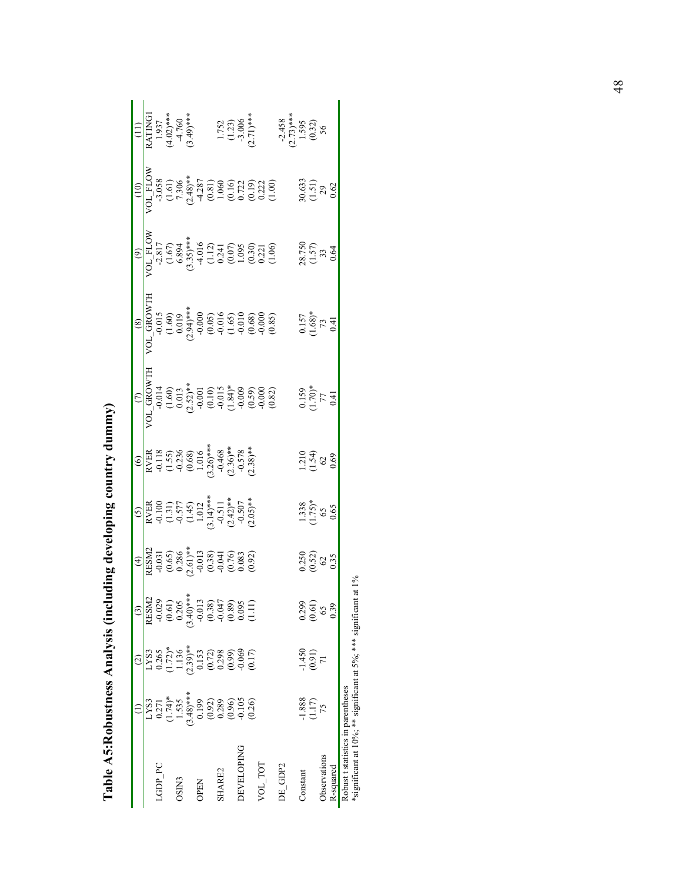# Table A5:Robustness Analysis (including developing country dummy)

| | (1) | (2) | (3) | (4) | (5) | (6) | (7) | (8) | (9) | (10) | (11) |
|---|---|---|---|---|---|---|---|---|---|---|---|
| | LYS3 | LYS3 | RESM2 | RESM2 | RVER | RVER | VOL_GROWTH | VOL_GROWTH | VOL_FLOW | VOL_FLOW | RATING1 |
| LGDP_PC | 0.271 | 0.265 | -0.029 | -0.031 | -0.100 | -0.118 | -0.014 | -0.015 | -2.817 | -3.058 | 1.937 |
| | (1.74)* | (1.72)* | (0.61) | (0.65) | (1.31) | (1.55) | (1.60) | (1.60) | (1.67) | (1.61) | (4.02)*** |
| OSIN3 | 1.535 | 1.136 | 0.205 | 0.286 | -0.577 | -0.236 | 0.013 | 0.019 | 6.894 | 7.306 | -4.760 |
| | (3.48)*** | (2.39)** | (3.40)*** | (2.61)** | (1.45) | (0.68) | (2.52)** | (2.94)*** | (3.35)*** | (2.48)** | (3.49)*** |
| OPEN | 0.199 | 0.153 | -0.013 | -0.013 | 1.012 | 1.016 | -0.001 | -0.000 | -4.016 | -4.287 | |
| | (0.92) | (0.72) | (0.38) | (0.38) | (3.14)*** | (3.26)*** | (0.10) | (0.05) | (1.12) | (0.81) | |
| SHARE2 | 0.289 | 0.298 | -0.047 | -0.041 | -0.511 | -0.468 | -0.015 | -0.016 | 0.241 | 1.060 | 1.752 |
| | (0.96) | (0.99) | (0.89) | (0.76) | (2.42)** | (2.36)** | (1.84)* | (1.65) | (0.07) | (0.16) | (1.23) |
| DEVELOPING | -0.105 | -0.069 | 0.095 | 0.083 | -0.507 | -0.578 | -0.009 | -0.010 | 1.095 | 0.722 | -3.006 |
| | (0.26) | (0.17) | (1.11) | (0.92) | (2.05)** | (2.38)** | (0.59) | (0.68) | (0.30) | (0.19) | (2.71)*** |
| VOL_TOT | | | | | | | -0.000 | -0.000 | 0.221 | 0.222 | |
| | | | | | | | (0.82) | (0.85) | (1.06) | (1.00) | |
| DE_GDP2 | | | | | | | | | | | -2.458 |
| | | | | | | | | | | | (2.73)*** |
| Constant | -1.888 | -1.450 | 0.299 | 0.250 | 1.338 | 1.210 | 0.159 | 0.157 | 28.750 | 30.633 | 1.595 |
| | (1.17) | (0.91) | (0.61) | (0.52) | (1.75)* | (1.54) | (1.70)* | (1.68)* | (1.57) | (1.51) | (0.32) |
| Observations | 75 | 71 | 65 | 62 | 65 | 62 | 77 | 73 | 33 | 29 | 56 |
| R-squared | | | 0.39 | 0.35 | 0.65 | 0.69 | 0.41 | 0.41 | 0.64 | 0.62 | |

Robust t statistics in parentheses
*significant at 10%; ** significant at 5%; *** significant at 1%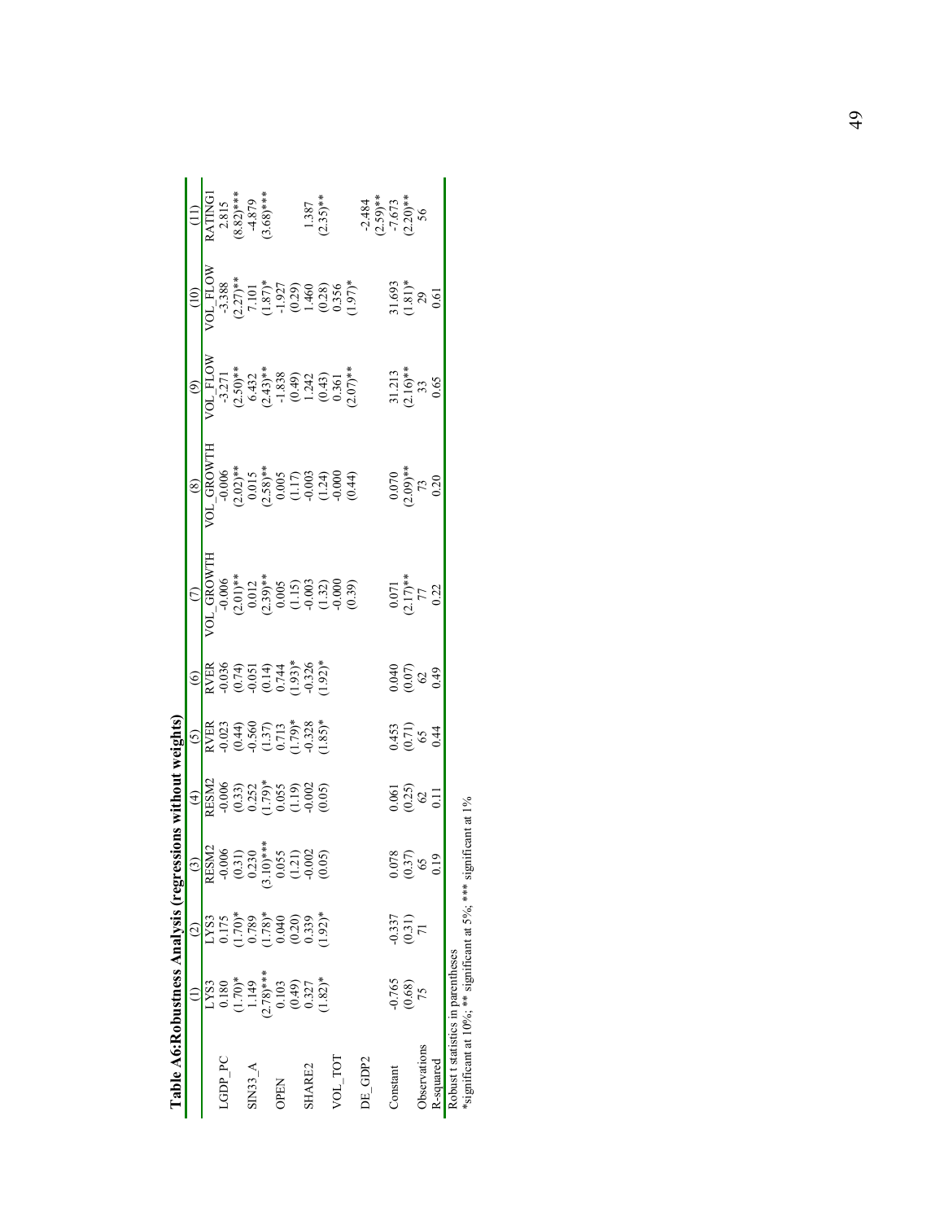**Table A6:Robustness Analysis (regressions without weights)**

| | (1) | (2) | (3) | (4) | (5) | (6) | (7) | (8) | (9) | (10) | (11) |
|---|---|---|---|---|---|---|---|---|---|---|---|
| | LYS3 | LYS3 | RESM2 | RESM2 | RVER | RVER | VOL_GROWTH | VOL_GROWTH | VOL_FLOW | VOL_FLOW | RATING1 |
| LGDP_PC | 0.180 | 0.175 | -0.006 | -0.006 | -0.023 | -0.036 | -0.006 | -0.006 | -3.271 | -3.388 | 2.815 |
| | (1.70)* | (1.70)* | (0.31) | (0.33) | (0.44) | (0.74) | (2.01)** | (2.02)** | (2.50)** | (2.27)** | (8.82)*** |
| SIN33_A | 1.149 | 0.789 | 0.230 | 0.252 | -0.560 | -0.051 | 0.012 | 0.015 | 6.432 | 7.101 | -4.879 |
| | (2.78)*** | (1.78)* | (3.10)*** | (1.79)* | (1.37) | (0.14) | (2.39)** | (2.58)** | (2.43)** | (1.87)* | (3.68)*** |
| OPEN | 0.103 | 0.040 | 0.055 | 0.055 | 0.713 | 0.744 | 0.005 | 0.005 | -1.838 | -1.927 | |
| | (0.49) | (0.20) | (1.21) | (1.19) | (1.79)* | (1.93)* | (1.15) | (1.17) | (0.49) | (0.29) | |
| SHARE2 | 0.327 | 0.339 | -0.002 | -0.002 | -0.328 | -0.326 | -0.003 | -0.003 | 1.242 | 1.460 | 1.387 |
| | (1.82)* | (1.92)* | (0.05) | (0.05) | (1.85)* | (1.92)* | (1.32) | (1.24) | (0.43) | (0.28) | (2.35)** |
| VOL_TOT | | | | | | | -0.000 | -0.000 | 0.361 | 0.356 | |
| | | | | | | | (0.39) | (0.44) | (2.07)** | (1.97)* | |
| DE_GDP2 | | | | | | | | | | | -2.484 |
| | | | | | | | | | | | (2.59)** |
| Constant | -0.765 | -0.337 | 0.078 | 0.061 | 0.453 | 0.040 | 0.071 | 0.070 | 31.213 | 31.693 | -7.673 |
| | (0.68) | (0.31) | (0.37) | (0.25) | (0.71) | (0.07) | (2.17)** | (2.09)** | (2.16)** | (1.81)* | (2.20)** |
| Observations | 75 | 71 | 65 | 62 | 65 | 62 | 77 | 73 | 33 | 29 | 56 |
| R-squared | | | 0.19 | 0.11 | 0.44 | 0.49 | 0.22 | 0.20 | 0.65 | 0.61 | |

Robust t statistics in parentheses

*significant at 10%; ** significant at 5%; *** significant at 1%